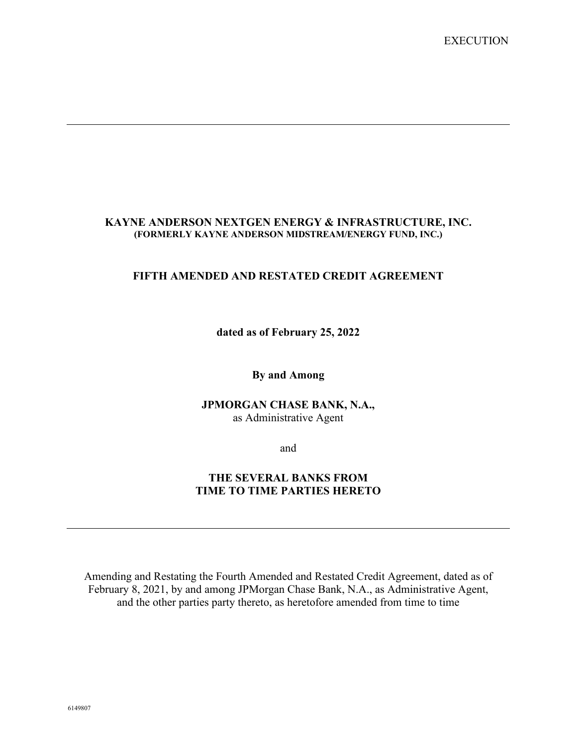EXECUTION

---

**KAYNE ANDERSON NEXTGEN ENERGY & INFRASTRUCTURE, INC.**
**(FORMERLY KAYNE ANDERSON MIDSTREAM/ENERGY FUND, INC.)**

**FIFTH AMENDED AND RESTATED CREDIT AGREEMENT**

**dated as of February 25, 2022**

**By and Among**

**JPMORGAN CHASE BANK, N.A.,**
as Administrative Agent

and

**THE SEVERAL BANKS FROM TIME TO TIME PARTIES HERETO**

---

Amending and Restating the Fourth Amended and Restated Credit Agreement, dated as of February 8, 2021, by and among JPMorgan Chase Bank, N.A., as Administrative Agent, and the other parties party thereto, as heretofore amended from time to time

6149807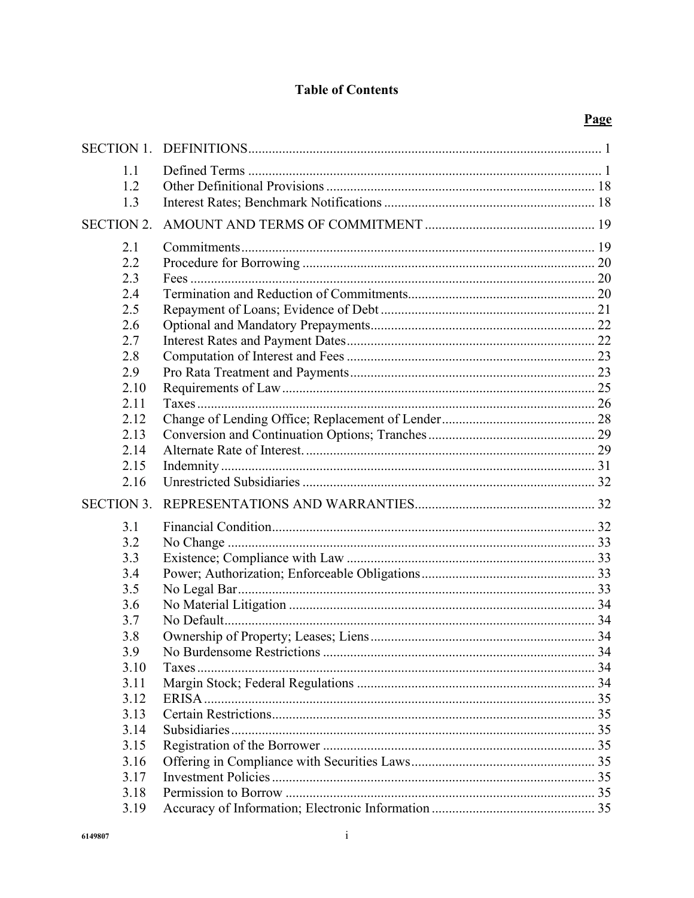# Table of Contents

| | | Page |
|---|---|---|
| SECTION 1. | DEFINITIONS | 1 |
| 1.1 | Defined Terms | 1 |
| 1.2 | Other Definitional Provisions | 18 |
| 1.3 | Interest Rates; Benchmark Notifications | 18 |
| SECTION 2. | AMOUNT AND TERMS OF COMMITMENT | 19 |
| 2.1 | Commitments | 19 |
| 2.2 | Procedure for Borrowing | 20 |
| 2.3 | Fees | 20 |
| 2.4 | Termination and Reduction of Commitments | 20 |
| 2.5 | Repayment of Loans; Evidence of Debt | 21 |
| 2.6 | Optional and Mandatory Prepayments | 22 |
| 2.7 | Interest Rates and Payment Dates | 22 |
| 2.8 | Computation of Interest and Fees | 23 |
| 2.9 | Pro Rata Treatment and Payments | 23 |
| 2.10 | Requirements of Law | 25 |
| 2.11 | Taxes | 26 |
| 2.12 | Change of Lending Office; Replacement of Lender | 28 |
| 2.13 | Conversion and Continuation Options; Tranches | 29 |
| 2.14 | Alternate Rate of Interest. | 29 |
| 2.15 | Indemnity | 31 |
| 2.16 | Unrestricted Subsidiaries | 32 |
| SECTION 3. | REPRESENTATIONS AND WARRANTIES | 32 |
| 3.1 | Financial Condition | 32 |
| 3.2 | No Change | 33 |
| 3.3 | Existence; Compliance with Law | 33 |
| 3.4 | Power; Authorization; Enforceable Obligations | 33 |
| 3.5 | No Legal Bar | 33 |
| 3.6 | No Material Litigation | 34 |
| 3.7 | No Default | 34 |
| 3.8 | Ownership of Property; Leases; Liens | 34 |
| 3.9 | No Burdensome Restrictions | 34 |
| 3.10 | Taxes | 34 |
| 3.11 | Margin Stock; Federal Regulations | 34 |
| 3.12 | ERISA | 35 |
| 3.13 | Certain Restrictions | 35 |
| 3.14 | Subsidiaries | 35 |
| 3.15 | Registration of the Borrower | 35 |
| 3.16 | Offering in Compliance with Securities Laws | 35 |
| 3.17 | Investment Policies | 35 |
| 3.18 | Permission to Borrow | 35 |
| 3.19 | Accuracy of Information; Electronic Information | 35 |

6149807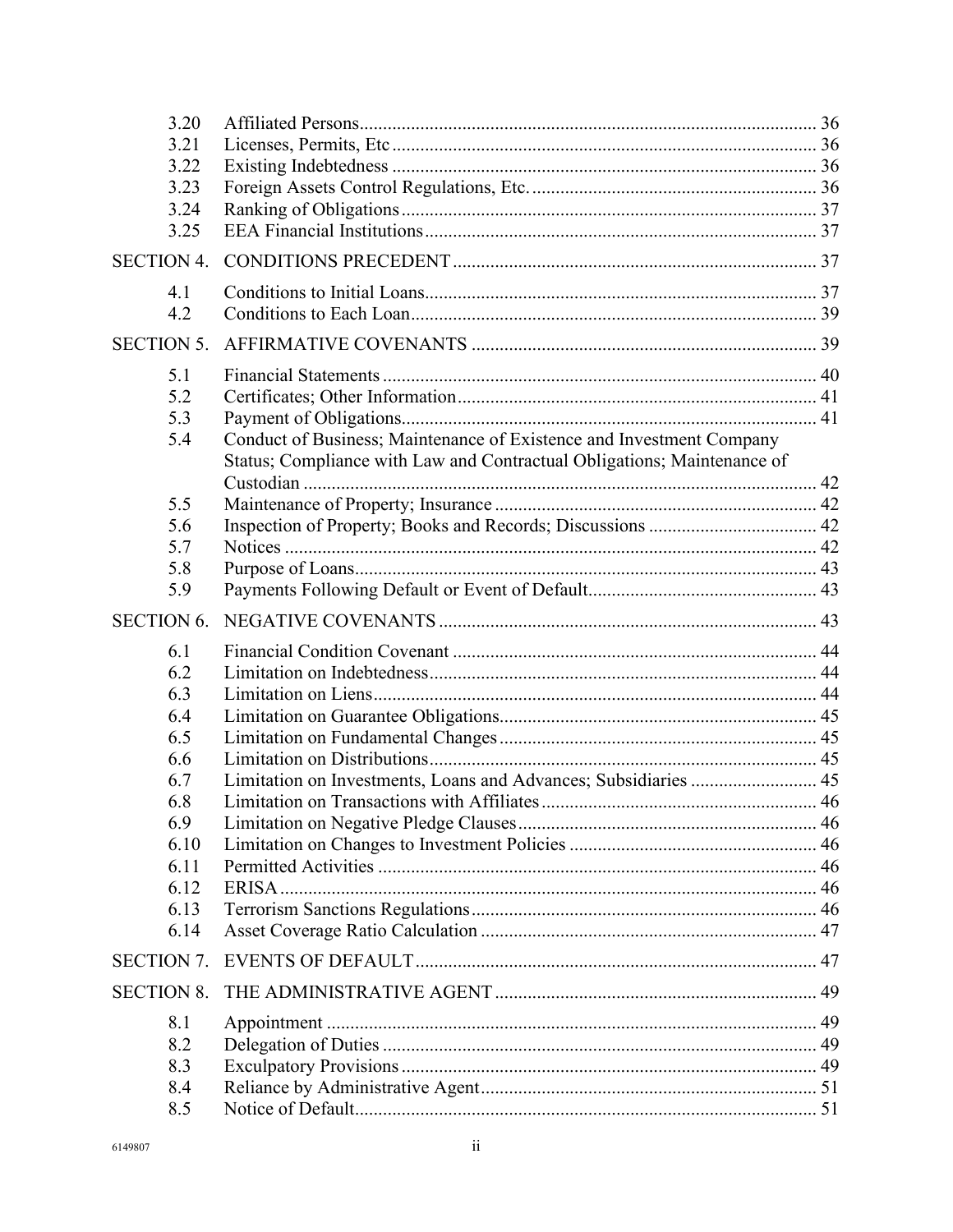| | | |
|---|---|---|
| 3.20 | Affiliated Persons | 36 |
| 3.21 | Licenses, Permits, Etc | 36 |
| 3.22 | Existing Indebtedness | 36 |
| 3.23 | Foreign Assets Control Regulations, Etc. | 36 |
| 3.24 | Ranking of Obligations | 37 |
| 3.25 | EEA Financial Institutions | 37 |
| SECTION 4. | CONDITIONS PRECEDENT | 37 |
| 4.1 | Conditions to Initial Loans | 37 |
| 4.2 | Conditions to Each Loan | 39 |
| SECTION 5. | AFFIRMATIVE COVENANTS | 39 |
| 5.1 | Financial Statements | 40 |
| 5.2 | Certificates; Other Information | 41 |
| 5.3 | Payment of Obligations | 41 |
| 5.4 | Conduct of Business; Maintenance of Existence and Investment Company Status; Compliance with Law and Contractual Obligations; Maintenance of Custodian | 42 |
| 5.5 | Maintenance of Property; Insurance | 42 |
| 5.6 | Inspection of Property; Books and Records; Discussions | 42 |
| 5.7 | Notices | 42 |
| 5.8 | Purpose of Loans | 43 |
| 5.9 | Payments Following Default or Event of Default | 43 |
| SECTION 6. | NEGATIVE COVENANTS | 43 |
| 6.1 | Financial Condition Covenant | 44 |
| 6.2 | Limitation on Indebtedness | 44 |
| 6.3 | Limitation on Liens | 44 |
| 6.4 | Limitation on Guarantee Obligations | 45 |
| 6.5 | Limitation on Fundamental Changes | 45 |
| 6.6 | Limitation on Distributions | 45 |
| 6.7 | Limitation on Investments, Loans and Advances; Subsidiaries | 45 |
| 6.8 | Limitation on Transactions with Affiliates | 46 |
| 6.9 | Limitation on Negative Pledge Clauses | 46 |
| 6.10 | Limitation on Changes to Investment Policies | 46 |
| 6.11 | Permitted Activities | 46 |
| 6.12 | ERISA | 46 |
| 6.13 | Terrorism Sanctions Regulations | 46 |
| 6.14 | Asset Coverage Ratio Calculation | 47 |
| SECTION 7. | EVENTS OF DEFAULT | 47 |
| SECTION 8. | THE ADMINISTRATIVE AGENT | 49 |
| 8.1 | Appointment | 49 |
| 8.2 | Delegation of Duties | 49 |
| 8.3 | Exculpatory Provisions | 49 |
| 8.4 | Reliance by Administrative Agent | 51 |
| 8.5 | Notice of Default | 51 |

6149807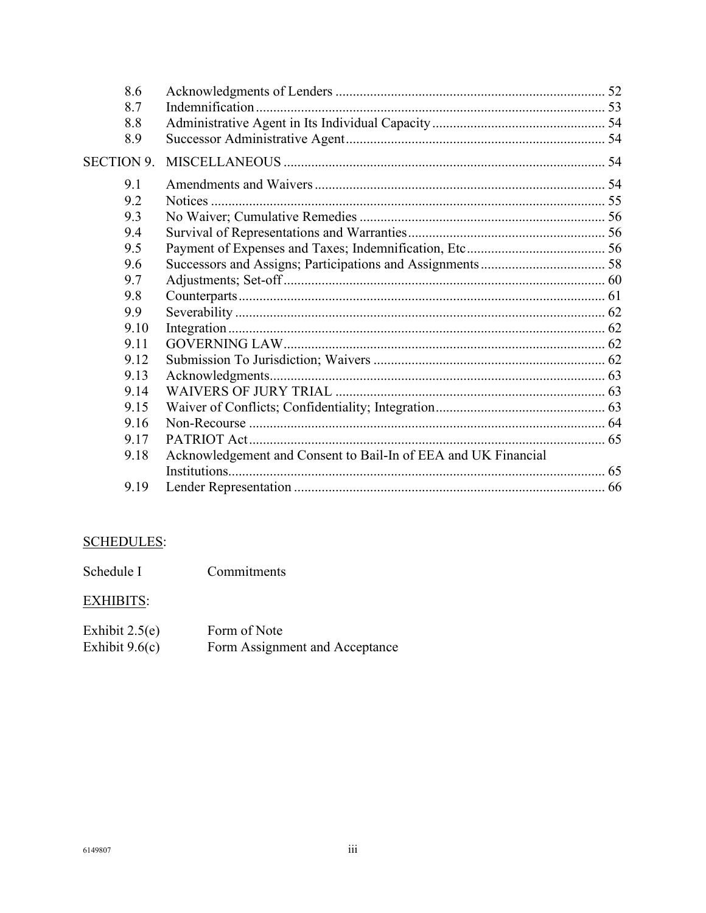| | | |
|---|---|---|
| 8.6 | Acknowledgments of Lenders | 52 |
| 8.7 | Indemnification | 53 |
| 8.8 | Administrative Agent in Its Individual Capacity | 54 |
| 8.9 | Successor Administrative Agent | 54 |
| SECTION 9. | MISCELLANEOUS | 54 |
| 9.1 | Amendments and Waivers | 54 |
| 9.2 | Notices | 55 |
| 9.3 | No Waiver; Cumulative Remedies | 56 |
| 9.4 | Survival of Representations and Warranties | 56 |
| 9.5 | Payment of Expenses and Taxes; Indemnification, Etc | 56 |
| 9.6 | Successors and Assigns; Participations and Assignments | 58 |
| 9.7 | Adjustments; Set-off | 60 |
| 9.8 | Counterparts | 61 |
| 9.9 | Severability | 62 |
| 9.10 | Integration | 62 |
| 9.11 | GOVERNING LAW | 62 |
| 9.12 | Submission To Jurisdiction; Waivers | 62 |
| 9.13 | Acknowledgments | 63 |
| 9.14 | WAIVERS OF JURY TRIAL | 63 |
| 9.15 | Waiver of Conflicts; Confidentiality; Integration | 63 |
| 9.16 | Non-Recourse | 64 |
| 9.17 | PATRIOT Act | 65 |
| 9.18 | Acknowledgement and Consent to Bail-In of EEA and UK Financial Institutions | 65 |
| 9.19 | Lender Representation | 66 |

SCHEDULES:

| | |
|---|---|
| Schedule I | Commitments |

EXHIBITS:

| | |
|---|---|
| Exhibit 2.5(e) | Form of Note |
| Exhibit 9.6(c) | Form Assignment and Acceptance |

6149807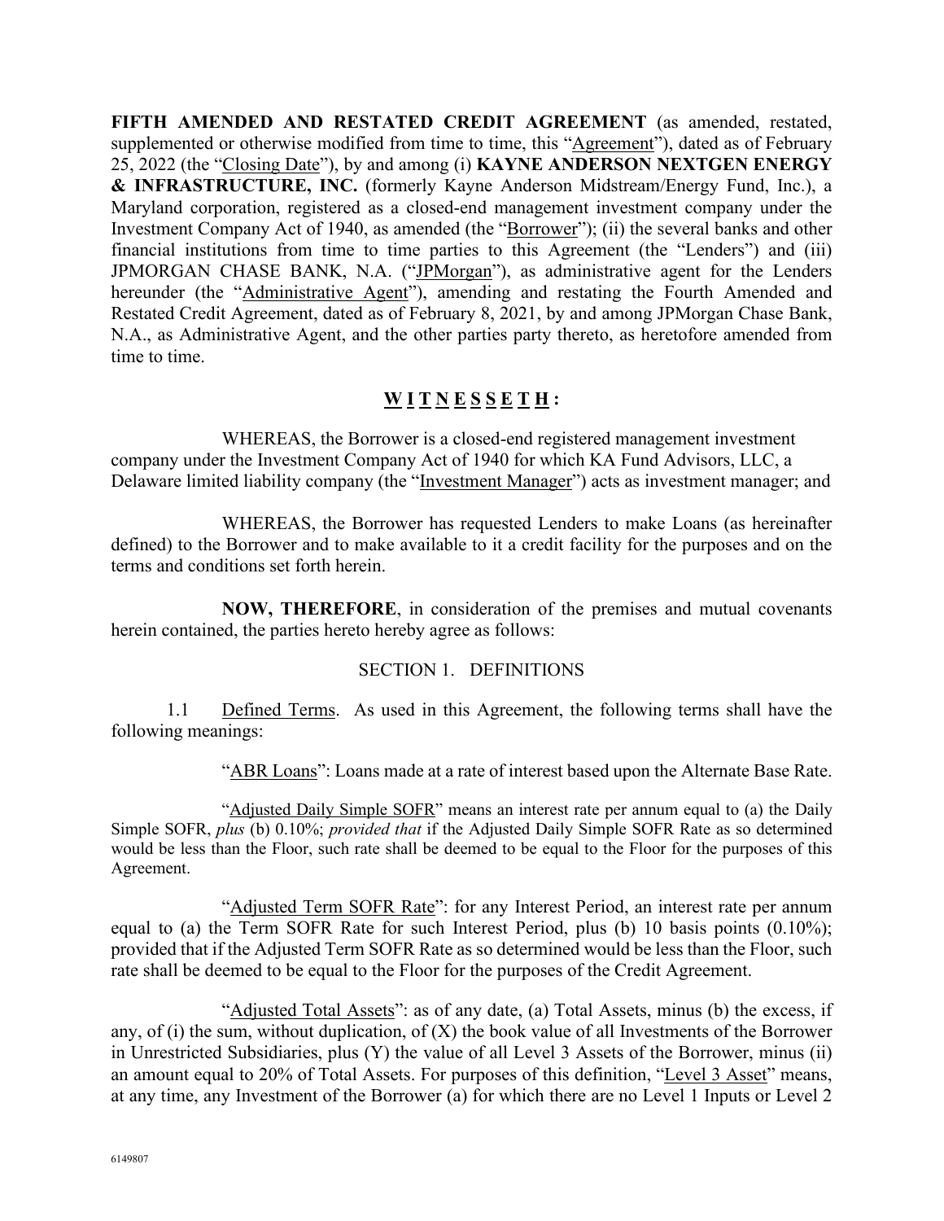**FIFTH AMENDED AND RESTATED CREDIT AGREEMENT** (as amended, restated, supplemented or otherwise modified from time to time, this "Agreement"), dated as of February 25, 2022 (the "Closing Date"), by and among (i) **KAYNE ANDERSON NEXTGEN ENERGY & INFRASTRUCTURE, INC.** (formerly Kayne Anderson Midstream/Energy Fund, Inc.), a Maryland corporation, registered as a closed-end management investment company under the Investment Company Act of 1940, as amended (the "Borrower"); (ii) the several banks and other financial institutions from time to time parties to this Agreement (the "Lenders") and (iii) JPMORGAN CHASE BANK, N.A. ("JPMorgan"), as administrative agent for the Lenders hereunder (the "Administrative Agent"), amending and restating the Fourth Amended and Restated Credit Agreement, dated as of February 8, 2021, by and among JPMorgan Chase Bank, N.A., as Administrative Agent, and the other parties party thereto, as heretofore amended from time to time.

## W I T N E S S E T H :

WHEREAS, the Borrower is a closed-end registered management investment company under the Investment Company Act of 1940 for which KA Fund Advisors, LLC, a Delaware limited liability company (the "Investment Manager") acts as investment manager; and

WHEREAS, the Borrower has requested Lenders to make Loans (as hereinafter defined) to the Borrower and to make available to it a credit facility for the purposes and on the terms and conditions set forth herein.

**NOW, THEREFORE**, in consideration of the premises and mutual covenants herein contained, the parties hereto hereby agree as follows:

## SECTION 1. DEFINITIONS

1.1 Defined Terms. As used in this Agreement, the following terms shall have the following meanings:

"ABR Loans": Loans made at a rate of interest based upon the Alternate Base Rate.

"Adjusted Daily Simple SOFR" means an interest rate per annum equal to (a) the Daily Simple SOFR, *plus* (b) 0.10%; *provided that* if the Adjusted Daily Simple SOFR Rate as so determined would be less than the Floor, such rate shall be deemed to be equal to the Floor for the purposes of this Agreement.

"Adjusted Term SOFR Rate": for any Interest Period, an interest rate per annum equal to (a) the Term SOFR Rate for such Interest Period, plus (b) 10 basis points (0.10%); provided that if the Adjusted Term SOFR Rate as so determined would be less than the Floor, such rate shall be deemed to be equal to the Floor for the purposes of the Credit Agreement.

"Adjusted Total Assets": as of any date, (a) Total Assets, minus (b) the excess, if any, of (i) the sum, without duplication, of (X) the book value of all Investments of the Borrower in Unrestricted Subsidiaries, plus (Y) the value of all Level 3 Assets of the Borrower, minus (ii) an amount equal to 20% of Total Assets. For purposes of this definition, "Level 3 Asset" means, at any time, any Investment of the Borrower (a) for which there are no Level 1 Inputs or Level 2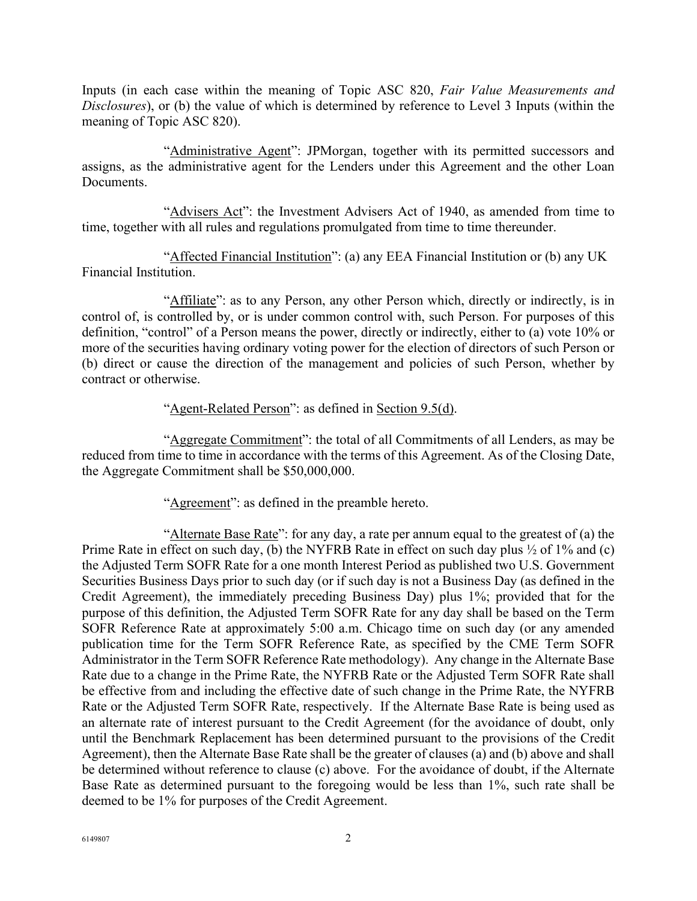Inputs (in each case within the meaning of Topic ASC 820, *Fair Value Measurements and Disclosures*), or (b) the value of which is determined by reference to Level 3 Inputs (within the meaning of Topic ASC 820).

"Administrative Agent": JPMorgan, together with its permitted successors and assigns, as the administrative agent for the Lenders under this Agreement and the other Loan Documents.

"Advisers Act": the Investment Advisers Act of 1940, as amended from time to time, together with all rules and regulations promulgated from time to time thereunder.

"Affected Financial Institution": (a) any EEA Financial Institution or (b) any UK Financial Institution.

"Affiliate": as to any Person, any other Person which, directly or indirectly, is in control of, is controlled by, or is under common control with, such Person. For purposes of this definition, "control" of a Person means the power, directly or indirectly, either to (a) vote 10% or more of the securities having ordinary voting power for the election of directors of such Person or (b) direct or cause the direction of the management and policies of such Person, whether by contract or otherwise.

"Agent-Related Person": as defined in Section 9.5(d).

"Aggregate Commitment": the total of all Commitments of all Lenders, as may be reduced from time to time in accordance with the terms of this Agreement. As of the Closing Date, the Aggregate Commitment shall be $50,000,000.

"Agreement": as defined in the preamble hereto.

"Alternate Base Rate": for any day, a rate per annum equal to the greatest of (a) the Prime Rate in effect on such day, (b) the NYFRB Rate in effect on such day plus ½ of 1% and (c) the Adjusted Term SOFR Rate for a one month Interest Period as published two U.S. Government Securities Business Days prior to such day (or if such day is not a Business Day (as defined in the Credit Agreement), the immediately preceding Business Day) plus 1%; provided that for the purpose of this definition, the Adjusted Term SOFR Rate for any day shall be based on the Term SOFR Reference Rate at approximately 5:00 a.m. Chicago time on such day (or any amended publication time for the Term SOFR Reference Rate, as specified by the CME Term SOFR Administrator in the Term SOFR Reference Rate methodology). Any change in the Alternate Base Rate due to a change in the Prime Rate, the NYFRB Rate or the Adjusted Term SOFR Rate shall be effective from and including the effective date of such change in the Prime Rate, the NYFRB Rate or the Adjusted Term SOFR Rate, respectively. If the Alternate Base Rate is being used as an alternate rate of interest pursuant to the Credit Agreement (for the avoidance of doubt, only until the Benchmark Replacement has been determined pursuant to the provisions of the Credit Agreement), then the Alternate Base Rate shall be the greater of clauses (a) and (b) above and shall be determined without reference to clause (c) above. For the avoidance of doubt, if the Alternate Base Rate as determined pursuant to the foregoing would be less than 1%, such rate shall be deemed to be 1% for purposes of the Credit Agreement.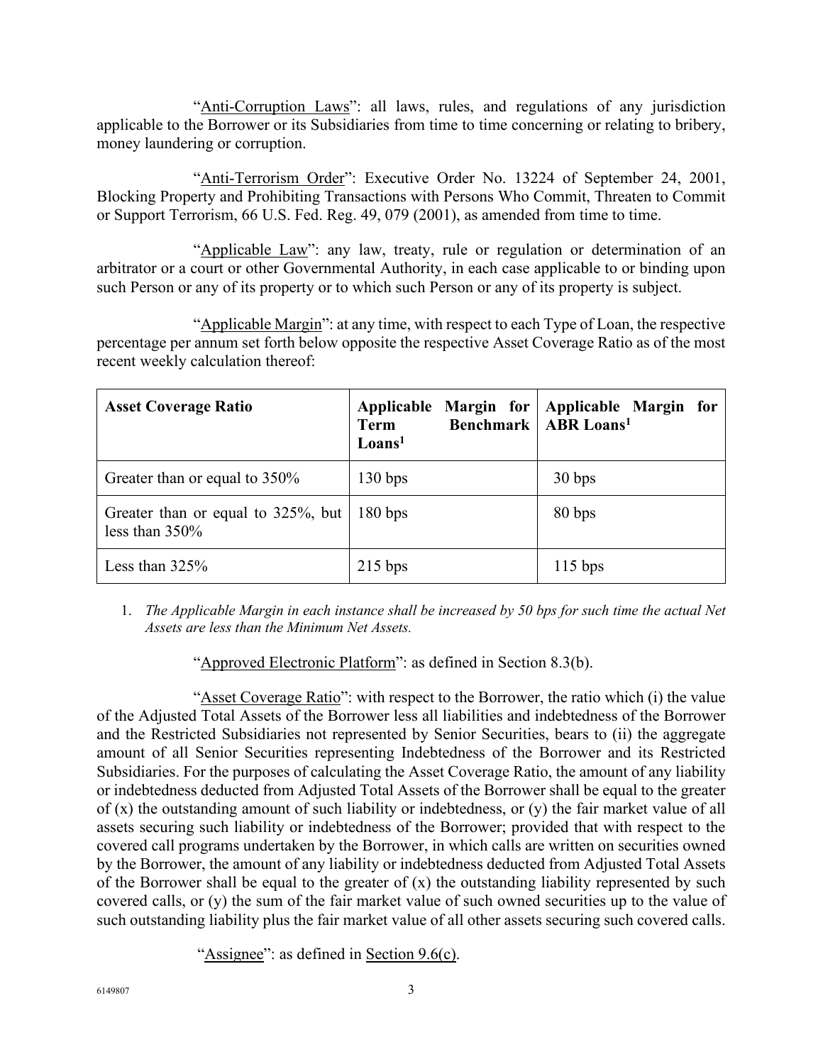"Anti-Corruption Laws": all laws, rules, and regulations of any jurisdiction applicable to the Borrower or its Subsidiaries from time to time concerning or relating to bribery, money laundering or corruption.

"Anti-Terrorism Order": Executive Order No. 13224 of September 24, 2001, Blocking Property and Prohibiting Transactions with Persons Who Commit, Threaten to Commit or Support Terrorism, 66 U.S. Fed. Reg. 49, 079 (2001), as amended from time to time.

"Applicable Law": any law, treaty, rule or regulation or determination of an arbitrator or a court or other Governmental Authority, in each case applicable to or binding upon such Person or any of its property or to which such Person or any of its property is subject.

"Applicable Margin": at any time, with respect to each Type of Loan, the respective percentage per annum set forth below opposite the respective Asset Coverage Ratio as of the most recent weekly calculation thereof:

| **Asset Coverage Ratio** | **Applicable Margin for Term Benchmark Loans[1]** | **Applicable Margin for ABR Loans[1]** |
|---|---|---|
| Greater than or equal to 350% | 130 bps | 30 bps |
| Greater than or equal to 325%, but less than 350% | 180 bps | 80 bps |
| Less than 325% | 215 bps | 115 bps |

1. *The Applicable Margin in each instance shall be increased by 50 bps for such time the actual Net Assets are less than the Minimum Net Assets.*

"Approved Electronic Platform": as defined in Section 8.3(b).

"Asset Coverage Ratio": with respect to the Borrower, the ratio which (i) the value of the Adjusted Total Assets of the Borrower less all liabilities and indebtedness of the Borrower and the Restricted Subsidiaries not represented by Senior Securities, bears to (ii) the aggregate amount of all Senior Securities representing Indebtedness of the Borrower and its Restricted Subsidiaries. For the purposes of calculating the Asset Coverage Ratio, the amount of any liability or indebtedness deducted from Adjusted Total Assets of the Borrower shall be equal to the greater of (x) the outstanding amount of such liability or indebtedness, or (y) the fair market value of all assets securing such liability or indebtedness of the Borrower; provided that with respect to the covered call programs undertaken by the Borrower, in which calls are written on securities owned by the Borrower, the amount of any liability or indebtedness deducted from Adjusted Total Assets of the Borrower shall be equal to the greater of (x) the outstanding liability represented by such covered calls, or (y) the sum of the fair market value of such owned securities up to the value of such outstanding liability plus the fair market value of all other assets securing such covered calls.

"Assignee": as defined in Section 9.6(c).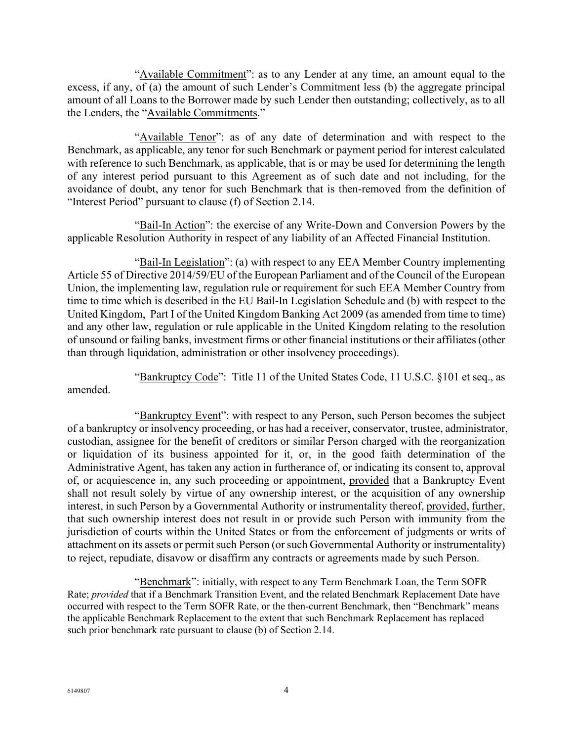"Available Commitment": as to any Lender at any time, an amount equal to the excess, if any, of (a) the amount of such Lender's Commitment less (b) the aggregate principal amount of all Loans to the Borrower made by such Lender then outstanding; collectively, as to all the Lenders, the "Available Commitments."

"Available Tenor": as of any date of determination and with respect to the Benchmark, as applicable, any tenor for such Benchmark or payment period for interest calculated with reference to such Benchmark, as applicable, that is or may be used for determining the length of any interest period pursuant to this Agreement as of such date and not including, for the avoidance of doubt, any tenor for such Benchmark that is then-removed from the definition of "Interest Period" pursuant to clause (f) of Section 2.14.

"Bail-In Action": the exercise of any Write-Down and Conversion Powers by the applicable Resolution Authority in respect of any liability of an Affected Financial Institution.

"Bail-In Legislation": (a) with respect to any EEA Member Country implementing Article 55 of Directive 2014/59/EU of the European Parliament and of the Council of the European Union, the implementing law, regulation rule or requirement for such EEA Member Country from time to time which is described in the EU Bail-In Legislation Schedule and (b) with respect to the United Kingdom, Part I of the United Kingdom Banking Act 2009 (as amended from time to time) and any other law, regulation or rule applicable in the United Kingdom relating to the resolution of unsound or failing banks, investment firms or other financial institutions or their affiliates (other than through liquidation, administration or other insolvency proceedings).

"Bankruptcy Code": Title 11 of the United States Code, 11 U.S.C. §101 et seq., as amended.

"Bankruptcy Event": with respect to any Person, such Person becomes the subject of a bankruptcy or insolvency proceeding, or has had a receiver, conservator, trustee, administrator, custodian, assignee for the benefit of creditors or similar Person charged with the reorganization or liquidation of its business appointed for it, or, in the good faith determination of the Administrative Agent, has taken any action in furtherance of, or indicating its consent to, approval of, or acquiescence in, any such proceeding or appointment, provided that a Bankruptcy Event shall not result solely by virtue of any ownership interest, or the acquisition of any ownership interest, in such Person by a Governmental Authority or instrumentality thereof, provided, further, that such ownership interest does not result in or provide such Person with immunity from the jurisdiction of courts within the United States or from the enforcement of judgments or writs of attachment on its assets or permit such Person (or such Governmental Authority or instrumentality) to reject, repudiate, disavow or disaffirm any contracts or agreements made by such Person.

"Benchmark": initially, with respect to any Term Benchmark Loan, the Term SOFR Rate; *provided* that if a Benchmark Transition Event, and the related Benchmark Replacement Date have occurred with respect to the Term SOFR Rate, or the then-current Benchmark, then "Benchmark" means the applicable Benchmark Replacement to the extent that such Benchmark Replacement has replaced such prior benchmark rate pursuant to clause (b) of Section 2.14.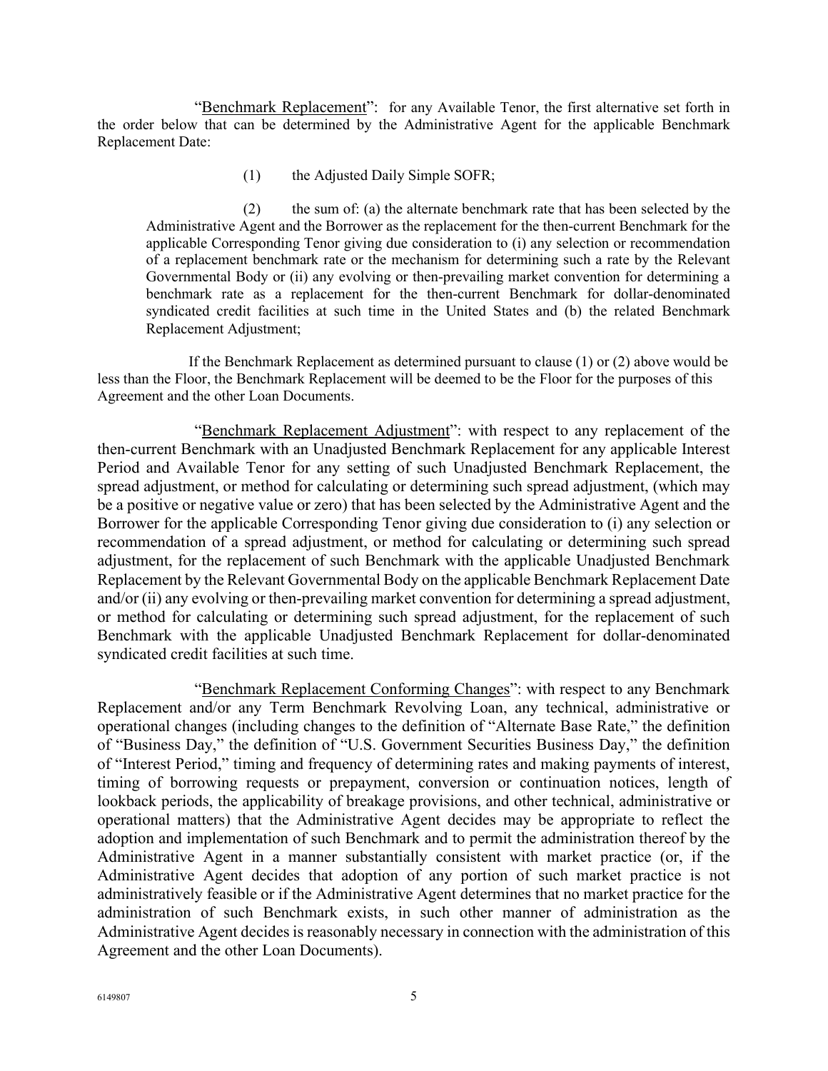"<u>Benchmark Replacement</u>": for any Available Tenor, the first alternative set forth in the order below that can be determined by the Administrative Agent for the applicable Benchmark Replacement Date:

(1) the Adjusted Daily Simple SOFR;

(2) the sum of: (a) the alternate benchmark rate that has been selected by the Administrative Agent and the Borrower as the replacement for the then-current Benchmark for the applicable Corresponding Tenor giving due consideration to (i) any selection or recommendation of a replacement benchmark rate or the mechanism for determining such a rate by the Relevant Governmental Body or (ii) any evolving or then-prevailing market convention for determining a benchmark rate as a replacement for the then-current Benchmark for dollar-denominated syndicated credit facilities at such time in the United States and (b) the related Benchmark Replacement Adjustment;

If the Benchmark Replacement as determined pursuant to clause (1) or (2) above would be less than the Floor, the Benchmark Replacement will be deemed to be the Floor for the purposes of this Agreement and the other Loan Documents.

"<u>Benchmark Replacement Adjustment</u>": with respect to any replacement of the then-current Benchmark with an Unadjusted Benchmark Replacement for any applicable Interest Period and Available Tenor for any setting of such Unadjusted Benchmark Replacement, the spread adjustment, or method for calculating or determining such spread adjustment, (which may be a positive or negative value or zero) that has been selected by the Administrative Agent and the Borrower for the applicable Corresponding Tenor giving due consideration to (i) any selection or recommendation of a spread adjustment, or method for calculating or determining such spread adjustment, for the replacement of such Benchmark with the applicable Unadjusted Benchmark Replacement by the Relevant Governmental Body on the applicable Benchmark Replacement Date and/or (ii) any evolving or then-prevailing market convention for determining a spread adjustment, or method for calculating or determining such spread adjustment, for the replacement of such Benchmark with the applicable Unadjusted Benchmark Replacement for dollar-denominated syndicated credit facilities at such time.

"<u>Benchmark Replacement Conforming Changes</u>": with respect to any Benchmark Replacement and/or any Term Benchmark Revolving Loan, any technical, administrative or operational changes (including changes to the definition of "Alternate Base Rate," the definition of "Business Day," the definition of "U.S. Government Securities Business Day," the definition of "Interest Period," timing and frequency of determining rates and making payments of interest, timing of borrowing requests or prepayment, conversion or continuation notices, length of lookback periods, the applicability of breakage provisions, and other technical, administrative or operational matters) that the Administrative Agent decides may be appropriate to reflect the adoption and implementation of such Benchmark and to permit the administration thereof by the Administrative Agent in a manner substantially consistent with market practice (or, if the Administrative Agent decides that adoption of any portion of such market practice is not administratively feasible or if the Administrative Agent determines that no market practice for the administration of such Benchmark exists, in such other manner of administration as the Administrative Agent decides is reasonably necessary in connection with the administration of this Agreement and the other Loan Documents).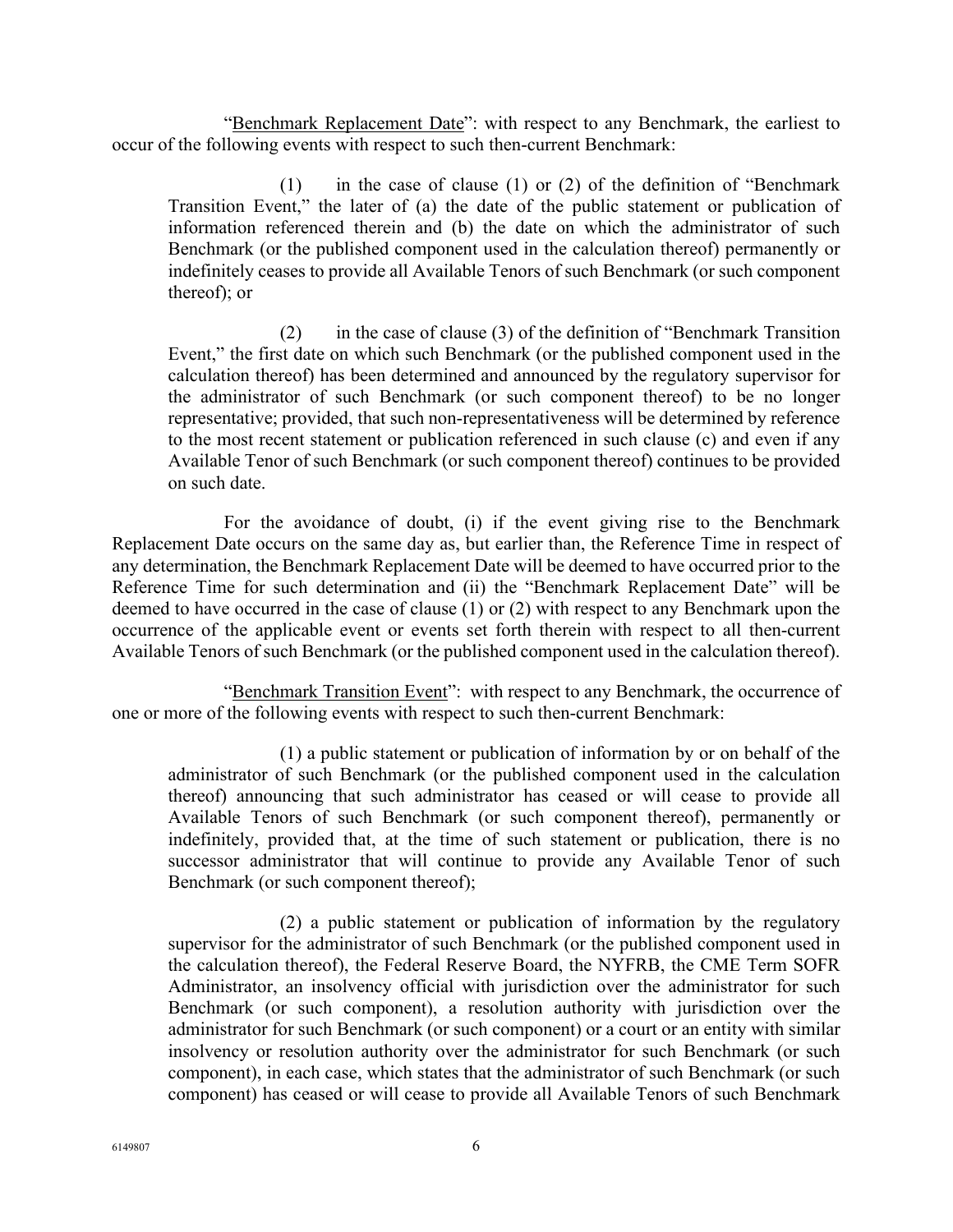"<u>Benchmark Replacement Date</u>": with respect to any Benchmark, the earliest to occur of the following events with respect to such then-current Benchmark:

> (1) in the case of clause (1) or (2) of the definition of "Benchmark Transition Event," the later of (a) the date of the public statement or publication of information referenced therein and (b) the date on which the administrator of such Benchmark (or the published component used in the calculation thereof) permanently or indefinitely ceases to provide all Available Tenors of such Benchmark (or such component thereof); or
>
> (2) in the case of clause (3) of the definition of "Benchmark Transition Event," the first date on which such Benchmark (or the published component used in the calculation thereof) has been determined and announced by the regulatory supervisor for the administrator of such Benchmark (or such component thereof) to be no longer representative; provided, that such non-representativeness will be determined by reference to the most recent statement or publication referenced in such clause (c) and even if any Available Tenor of such Benchmark (or such component thereof) continues to be provided on such date.

For the avoidance of doubt, (i) if the event giving rise to the Benchmark Replacement Date occurs on the same day as, but earlier than, the Reference Time in respect of any determination, the Benchmark Replacement Date will be deemed to have occurred prior to the Reference Time for such determination and (ii) the "Benchmark Replacement Date" will be deemed to have occurred in the case of clause (1) or (2) with respect to any Benchmark upon the occurrence of the applicable event or events set forth therein with respect to all then-current Available Tenors of such Benchmark (or the published component used in the calculation thereof).

"<u>Benchmark Transition Event</u>": with respect to any Benchmark, the occurrence of one or more of the following events with respect to such then-current Benchmark:

> (1) a public statement or publication of information by or on behalf of the administrator of such Benchmark (or the published component used in the calculation thereof) announcing that such administrator has ceased or will cease to provide all Available Tenors of such Benchmark (or such component thereof), permanently or indefinitely, provided that, at the time of such statement or publication, there is no successor administrator that will continue to provide any Available Tenor of such Benchmark (or such component thereof);
>
> (2) a public statement or publication of information by the regulatory supervisor for the administrator of such Benchmark (or the published component used in the calculation thereof), the Federal Reserve Board, the NYFRB, the CME Term SOFR Administrator, an insolvency official with jurisdiction over the administrator for such Benchmark (or such component), a resolution authority with jurisdiction over the administrator for such Benchmark (or such component) or a court or an entity with similar insolvency or resolution authority over the administrator for such Benchmark (or such component), in each case, which states that the administrator of such Benchmark (or such component) has ceased or will cease to provide all Available Tenors of such Benchmark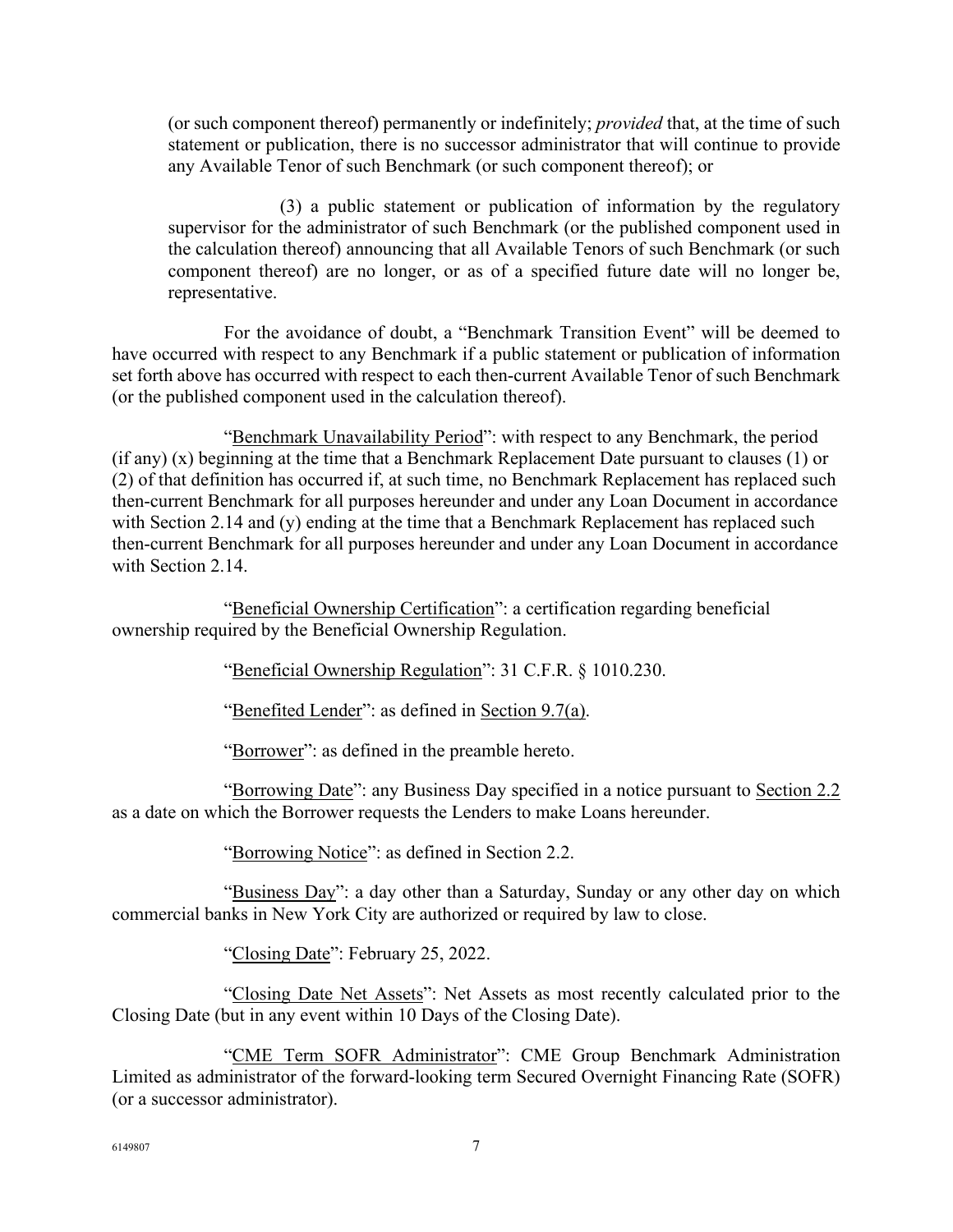(or such component thereof) permanently or indefinitely; *provided* that, at the time of such statement or publication, there is no successor administrator that will continue to provide any Available Tenor of such Benchmark (or such component thereof); or

(3) a public statement or publication of information by the regulatory supervisor for the administrator of such Benchmark (or the published component used in the calculation thereof) announcing that all Available Tenors of such Benchmark (or such component thereof) are no longer, or as of a specified future date will no longer be, representative.

For the avoidance of doubt, a "Benchmark Transition Event" will be deemed to have occurred with respect to any Benchmark if a public statement or publication of information set forth above has occurred with respect to each then-current Available Tenor of such Benchmark (or the published component used in the calculation thereof).

"Benchmark Unavailability Period": with respect to any Benchmark, the period (if any) (x) beginning at the time that a Benchmark Replacement Date pursuant to clauses (1) or (2) of that definition has occurred if, at such time, no Benchmark Replacement has replaced such then-current Benchmark for all purposes hereunder and under any Loan Document in accordance with Section 2.14 and (y) ending at the time that a Benchmark Replacement has replaced such then-current Benchmark for all purposes hereunder and under any Loan Document in accordance with Section 2.14.

"Beneficial Ownership Certification": a certification regarding beneficial ownership required by the Beneficial Ownership Regulation.

"Beneficial Ownership Regulation": 31 C.F.R. § 1010.230.

"Benefited Lender": as defined in Section 9.7(a).

"Borrower": as defined in the preamble hereto.

"Borrowing Date": any Business Day specified in a notice pursuant to Section 2.2 as a date on which the Borrower requests the Lenders to make Loans hereunder.

"Borrowing Notice": as defined in Section 2.2.

"Business Day": a day other than a Saturday, Sunday or any other day on which commercial banks in New York City are authorized or required by law to close.

"Closing Date": February 25, 2022.

"Closing Date Net Assets": Net Assets as most recently calculated prior to the Closing Date (but in any event within 10 Days of the Closing Date).

"CME Term SOFR Administrator": CME Group Benchmark Administration Limited as administrator of the forward-looking term Secured Overnight Financing Rate (SOFR) (or a successor administrator).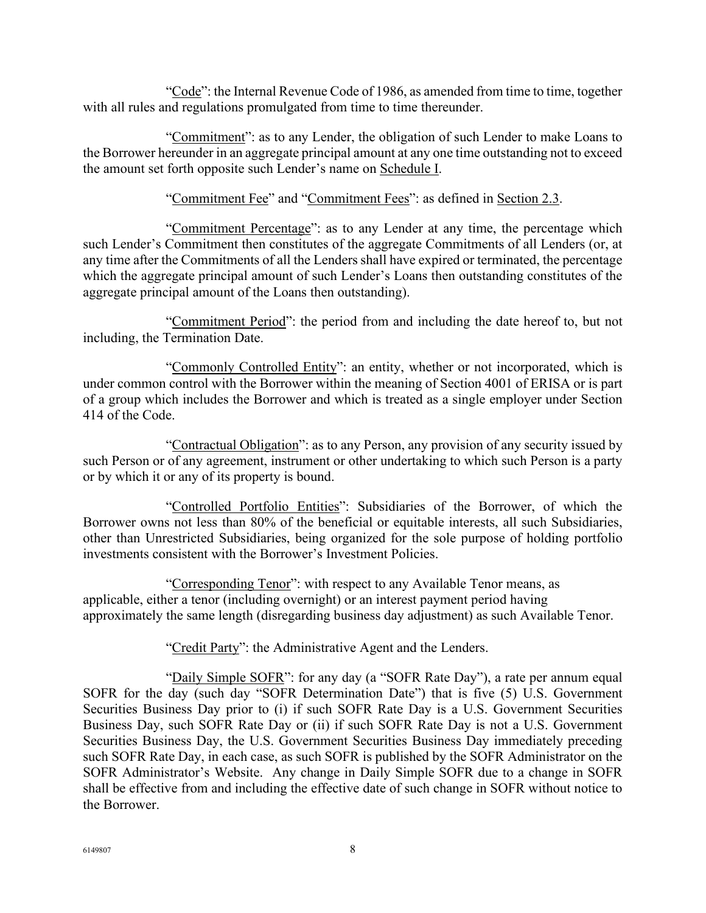"Code": the Internal Revenue Code of 1986, as amended from time to time, together with all rules and regulations promulgated from time to time thereunder.

"Commitment": as to any Lender, the obligation of such Lender to make Loans to the Borrower hereunder in an aggregate principal amount at any one time outstanding not to exceed the amount set forth opposite such Lender's name on Schedule I.

"Commitment Fee" and "Commitment Fees": as defined in Section 2.3.

"Commitment Percentage": as to any Lender at any time, the percentage which such Lender's Commitment then constitutes of the aggregate Commitments of all Lenders (or, at any time after the Commitments of all the Lenders shall have expired or terminated, the percentage which the aggregate principal amount of such Lender's Loans then outstanding constitutes of the aggregate principal amount of the Loans then outstanding).

"Commitment Period": the period from and including the date hereof to, but not including, the Termination Date.

"Commonly Controlled Entity": an entity, whether or not incorporated, which is under common control with the Borrower within the meaning of Section 4001 of ERISA or is part of a group which includes the Borrower and which is treated as a single employer under Section 414 of the Code.

"Contractual Obligation": as to any Person, any provision of any security issued by such Person or of any agreement, instrument or other undertaking to which such Person is a party or by which it or any of its property is bound.

"Controlled Portfolio Entities": Subsidiaries of the Borrower, of which the Borrower owns not less than 80% of the beneficial or equitable interests, all such Subsidiaries, other than Unrestricted Subsidiaries, being organized for the sole purpose of holding portfolio investments consistent with the Borrower's Investment Policies.

"Corresponding Tenor": with respect to any Available Tenor means, as applicable, either a tenor (including overnight) or an interest payment period having approximately the same length (disregarding business day adjustment) as such Available Tenor.

"Credit Party": the Administrative Agent and the Lenders.

"Daily Simple SOFR": for any day (a "SOFR Rate Day"), a rate per annum equal SOFR for the day (such day "SOFR Determination Date") that is five (5) U.S. Government Securities Business Day prior to (i) if such SOFR Rate Day is a U.S. Government Securities Business Day, such SOFR Rate Day or (ii) if such SOFR Rate Day is not a U.S. Government Securities Business Day, the U.S. Government Securities Business Day immediately preceding such SOFR Rate Day, in each case, as such SOFR is published by the SOFR Administrator on the SOFR Administrator's Website. Any change in Daily Simple SOFR due to a change in SOFR shall be effective from and including the effective date of such change in SOFR without notice to the Borrower.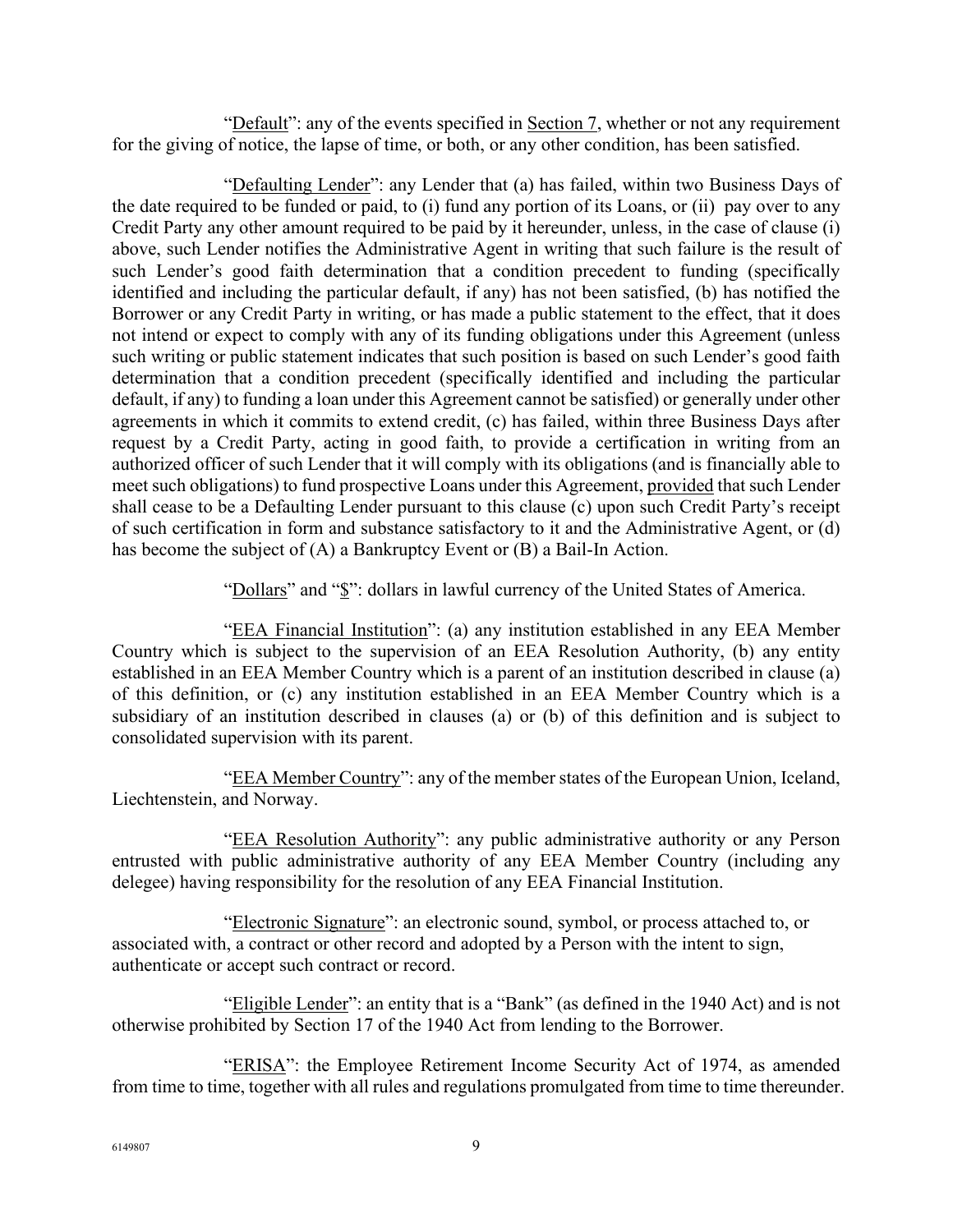"Default": any of the events specified in Section 7, whether or not any requirement for the giving of notice, the lapse of time, or both, or any other condition, has been satisfied.

"Defaulting Lender": any Lender that (a) has failed, within two Business Days of the date required to be funded or paid, to (i) fund any portion of its Loans, or (ii) pay over to any Credit Party any other amount required to be paid by it hereunder, unless, in the case of clause (i) above, such Lender notifies the Administrative Agent in writing that such failure is the result of such Lender's good faith determination that a condition precedent to funding (specifically identified and including the particular default, if any) has not been satisfied, (b) has notified the Borrower or any Credit Party in writing, or has made a public statement to the effect, that it does not intend or expect to comply with any of its funding obligations under this Agreement (unless such writing or public statement indicates that such position is based on such Lender's good faith determination that a condition precedent (specifically identified and including the particular default, if any) to funding a loan under this Agreement cannot be satisfied) or generally under other agreements in which it commits to extend credit, (c) has failed, within three Business Days after request by a Credit Party, acting in good faith, to provide a certification in writing from an authorized officer of such Lender that it will comply with its obligations (and is financially able to meet such obligations) to fund prospective Loans under this Agreement, provided that such Lender shall cease to be a Defaulting Lender pursuant to this clause (c) upon such Credit Party's receipt of such certification in form and substance satisfactory to it and the Administrative Agent, or (d) has become the subject of (A) a Bankruptcy Event or (B) a Bail-In Action.

"Dollars" and "$": dollars in lawful currency of the United States of America.

"EEA Financial Institution": (a) any institution established in any EEA Member Country which is subject to the supervision of an EEA Resolution Authority, (b) any entity established in an EEA Member Country which is a parent of an institution described in clause (a) of this definition, or (c) any institution established in an EEA Member Country which is a subsidiary of an institution described in clauses (a) or (b) of this definition and is subject to consolidated supervision with its parent.

"EEA Member Country": any of the member states of the European Union, Iceland, Liechtenstein, and Norway.

"EEA Resolution Authority": any public administrative authority or any Person entrusted with public administrative authority of any EEA Member Country (including any delegee) having responsibility for the resolution of any EEA Financial Institution.

"Electronic Signature": an electronic sound, symbol, or process attached to, or associated with, a contract or other record and adopted by a Person with the intent to sign, authenticate or accept such contract or record.

"Eligible Lender": an entity that is a "Bank" (as defined in the 1940 Act) and is not otherwise prohibited by Section 17 of the 1940 Act from lending to the Borrower.

"ERISA": the Employee Retirement Income Security Act of 1974, as amended from time to time, together with all rules and regulations promulgated from time to time thereunder.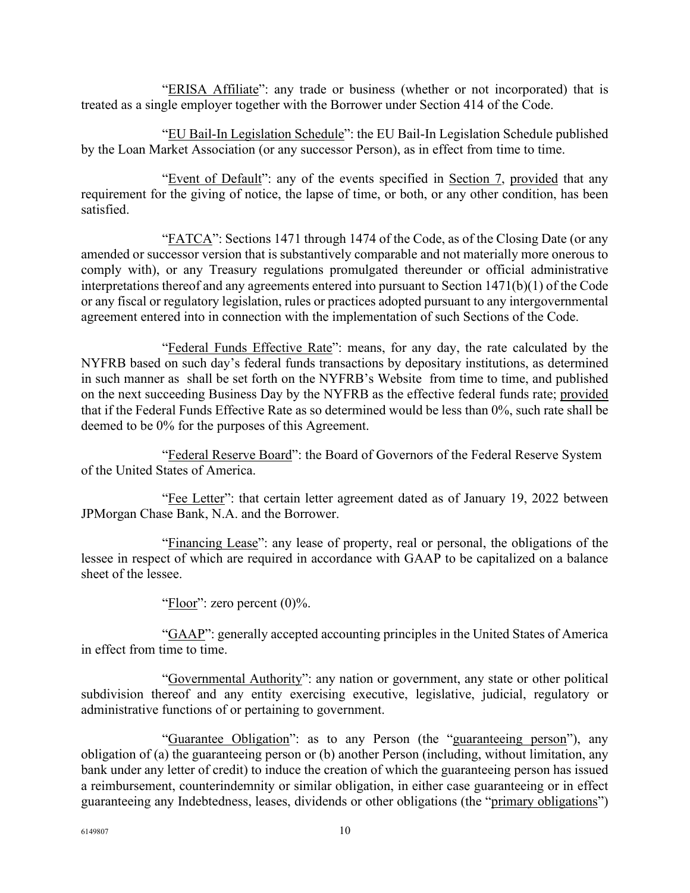"ERISA Affiliate": any trade or business (whether or not incorporated) that is treated as a single employer together with the Borrower under Section 414 of the Code.

"EU Bail-In Legislation Schedule": the EU Bail-In Legislation Schedule published by the Loan Market Association (or any successor Person), as in effect from time to time.

"Event of Default": any of the events specified in Section 7, provided that any requirement for the giving of notice, the lapse of time, or both, or any other condition, has been satisfied.

"FATCA": Sections 1471 through 1474 of the Code, as of the Closing Date (or any amended or successor version that is substantively comparable and not materially more onerous to comply with), or any Treasury regulations promulgated thereunder or official administrative interpretations thereof and any agreements entered into pursuant to Section 1471(b)(1) of the Code or any fiscal or regulatory legislation, rules or practices adopted pursuant to any intergovernmental agreement entered into in connection with the implementation of such Sections of the Code.

"Federal Funds Effective Rate": means, for any day, the rate calculated by the NYFRB based on such day's federal funds transactions by depositary institutions, as determined in such manner as shall be set forth on the NYFRB's Website from time to time, and published on the next succeeding Business Day by the NYFRB as the effective federal funds rate; provided that if the Federal Funds Effective Rate as so determined would be less than 0%, such rate shall be deemed to be 0% for the purposes of this Agreement.

"Federal Reserve Board": the Board of Governors of the Federal Reserve System of the United States of America.

"Fee Letter": that certain letter agreement dated as of January 19, 2022 between JPMorgan Chase Bank, N.A. and the Borrower.

"Financing Lease": any lease of property, real or personal, the obligations of the lessee in respect of which are required in accordance with GAAP to be capitalized on a balance sheet of the lessee.

"Floor": zero percent (0)%.

"GAAP": generally accepted accounting principles in the United States of America in effect from time to time.

"Governmental Authority": any nation or government, any state or other political subdivision thereof and any entity exercising executive, legislative, judicial, regulatory or administrative functions of or pertaining to government.

"Guarantee Obligation": as to any Person (the "guaranteeing person"), any obligation of (a) the guaranteeing person or (b) another Person (including, without limitation, any bank under any letter of credit) to induce the creation of which the guaranteeing person has issued a reimbursement, counterindemnity or similar obligation, in either case guaranteeing or in effect guaranteeing any Indebtedness, leases, dividends or other obligations (the "primary obligations")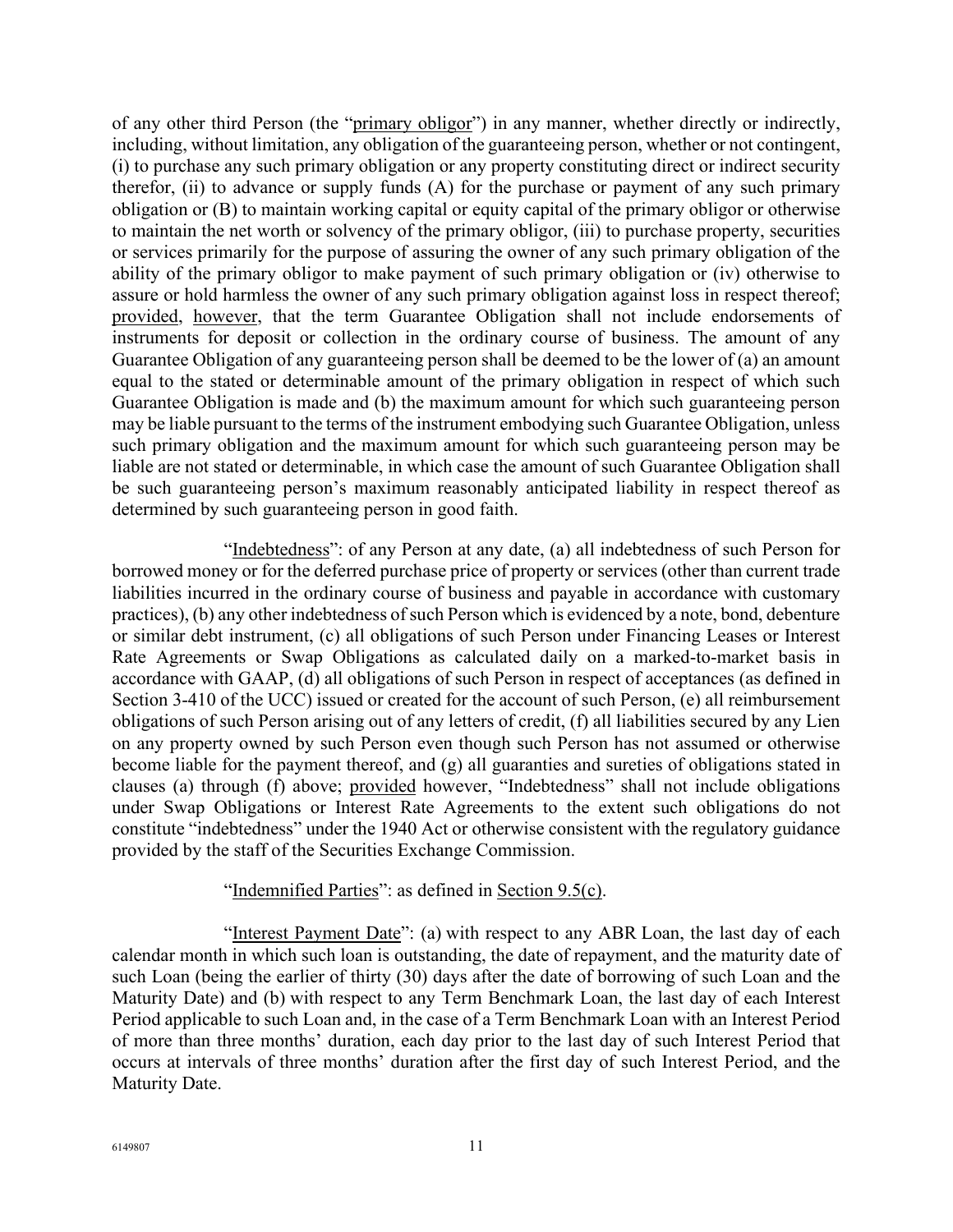of any other third Person (the "primary obligor") in any manner, whether directly or indirectly, including, without limitation, any obligation of the guaranteeing person, whether or not contingent, (i) to purchase any such primary obligation or any property constituting direct or indirect security therefor, (ii) to advance or supply funds (A) for the purchase or payment of any such primary obligation or (B) to maintain working capital or equity capital of the primary obligor or otherwise to maintain the net worth or solvency of the primary obligor, (iii) to purchase property, securities or services primarily for the purpose of assuring the owner of any such primary obligation of the ability of the primary obligor to make payment of such primary obligation or (iv) otherwise to assure or hold harmless the owner of any such primary obligation against loss in respect thereof; provided, however, that the term Guarantee Obligation shall not include endorsements of instruments for deposit or collection in the ordinary course of business. The amount of any Guarantee Obligation of any guaranteeing person shall be deemed to be the lower of (a) an amount equal to the stated or determinable amount of the primary obligation in respect of which such Guarantee Obligation is made and (b) the maximum amount for which such guaranteeing person may be liable pursuant to the terms of the instrument embodying such Guarantee Obligation, unless such primary obligation and the maximum amount for which such guaranteeing person may be liable are not stated or determinable, in which case the amount of such Guarantee Obligation shall be such guaranteeing person's maximum reasonably anticipated liability in respect thereof as determined by such guaranteeing person in good faith.

"Indebtedness": of any Person at any date, (a) all indebtedness of such Person for borrowed money or for the deferred purchase price of property or services (other than current trade liabilities incurred in the ordinary course of business and payable in accordance with customary practices), (b) any other indebtedness of such Person which is evidenced by a note, bond, debenture or similar debt instrument, (c) all obligations of such Person under Financing Leases or Interest Rate Agreements or Swap Obligations as calculated daily on a marked-to-market basis in accordance with GAAP, (d) all obligations of such Person in respect of acceptances (as defined in Section 3-410 of the UCC) issued or created for the account of such Person, (e) all reimbursement obligations of such Person arising out of any letters of credit, (f) all liabilities secured by any Lien on any property owned by such Person even though such Person has not assumed or otherwise become liable for the payment thereof, and (g) all guaranties and sureties of obligations stated in clauses (a) through (f) above; provided however, "Indebtedness" shall not include obligations under Swap Obligations or Interest Rate Agreements to the extent such obligations do not constitute "indebtedness" under the 1940 Act or otherwise consistent with the regulatory guidance provided by the staff of the Securities Exchange Commission.

"Indemnified Parties": as defined in Section 9.5(c).

"Interest Payment Date": (a) with respect to any ABR Loan, the last day of each calendar month in which such loan is outstanding, the date of repayment, and the maturity date of such Loan (being the earlier of thirty (30) days after the date of borrowing of such Loan and the Maturity Date) and (b) with respect to any Term Benchmark Loan, the last day of each Interest Period applicable to such Loan and, in the case of a Term Benchmark Loan with an Interest Period of more than three months' duration, each day prior to the last day of such Interest Period that occurs at intervals of three months' duration after the first day of such Interest Period, and the Maturity Date.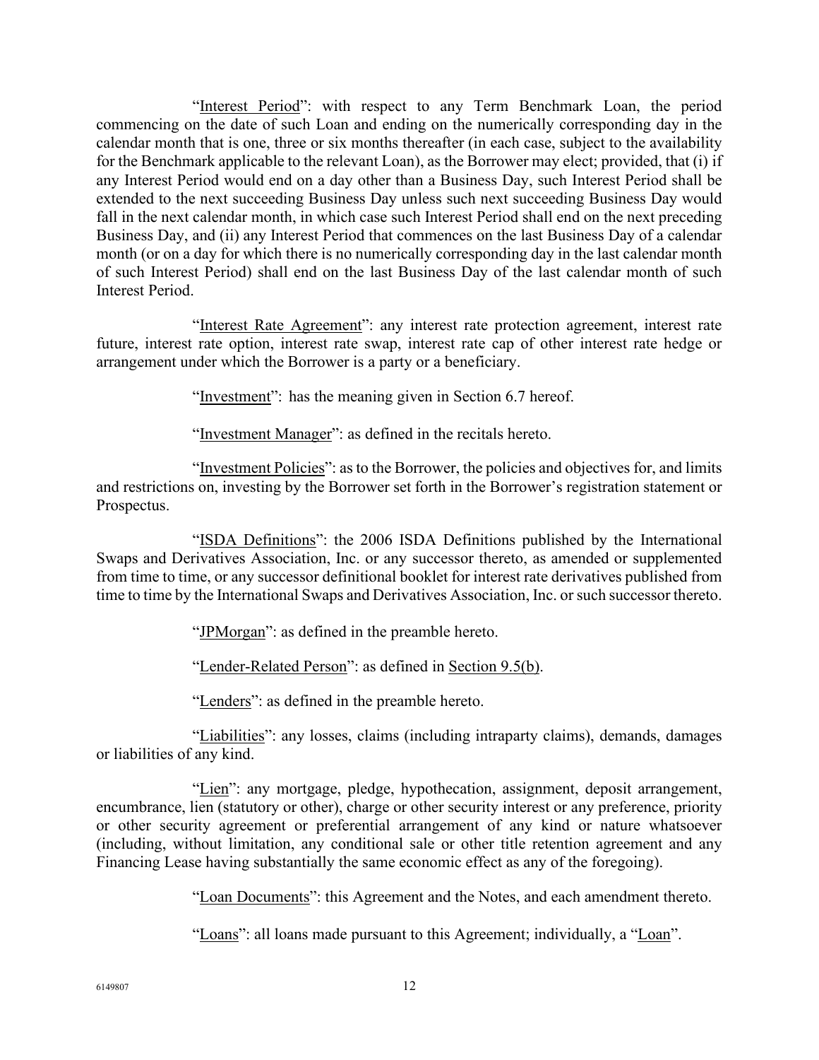"Interest Period": with respect to any Term Benchmark Loan, the period commencing on the date of such Loan and ending on the numerically corresponding day in the calendar month that is one, three or six months thereafter (in each case, subject to the availability for the Benchmark applicable to the relevant Loan), as the Borrower may elect; provided, that (i) if any Interest Period would end on a day other than a Business Day, such Interest Period shall be extended to the next succeeding Business Day unless such next succeeding Business Day would fall in the next calendar month, in which case such Interest Period shall end on the next preceding Business Day, and (ii) any Interest Period that commences on the last Business Day of a calendar month (or on a day for which there is no numerically corresponding day in the last calendar month of such Interest Period) shall end on the last Business Day of the last calendar month of such Interest Period.

"Interest Rate Agreement": any interest rate protection agreement, interest rate future, interest rate option, interest rate swap, interest rate cap of other interest rate hedge or arrangement under which the Borrower is a party or a beneficiary.

"Investment": has the meaning given in Section 6.7 hereof.

"Investment Manager": as defined in the recitals hereto.

"Investment Policies": as to the Borrower, the policies and objectives for, and limits and restrictions on, investing by the Borrower set forth in the Borrower's registration statement or Prospectus.

"ISDA Definitions": the 2006 ISDA Definitions published by the International Swaps and Derivatives Association, Inc. or any successor thereto, as amended or supplemented from time to time, or any successor definitional booklet for interest rate derivatives published from time to time by the International Swaps and Derivatives Association, Inc. or such successor thereto.

"JPMorgan": as defined in the preamble hereto.

"Lender-Related Person": as defined in Section 9.5(b).

"Lenders": as defined in the preamble hereto.

"Liabilities": any losses, claims (including intraparty claims), demands, damages or liabilities of any kind.

"Lien": any mortgage, pledge, hypothecation, assignment, deposit arrangement, encumbrance, lien (statutory or other), charge or other security interest or any preference, priority or other security agreement or preferential arrangement of any kind or nature whatsoever (including, without limitation, any conditional sale or other title retention agreement and any Financing Lease having substantially the same economic effect as any of the foregoing).

"Loan Documents": this Agreement and the Notes, and each amendment thereto.

"Loans": all loans made pursuant to this Agreement; individually, a "Loan".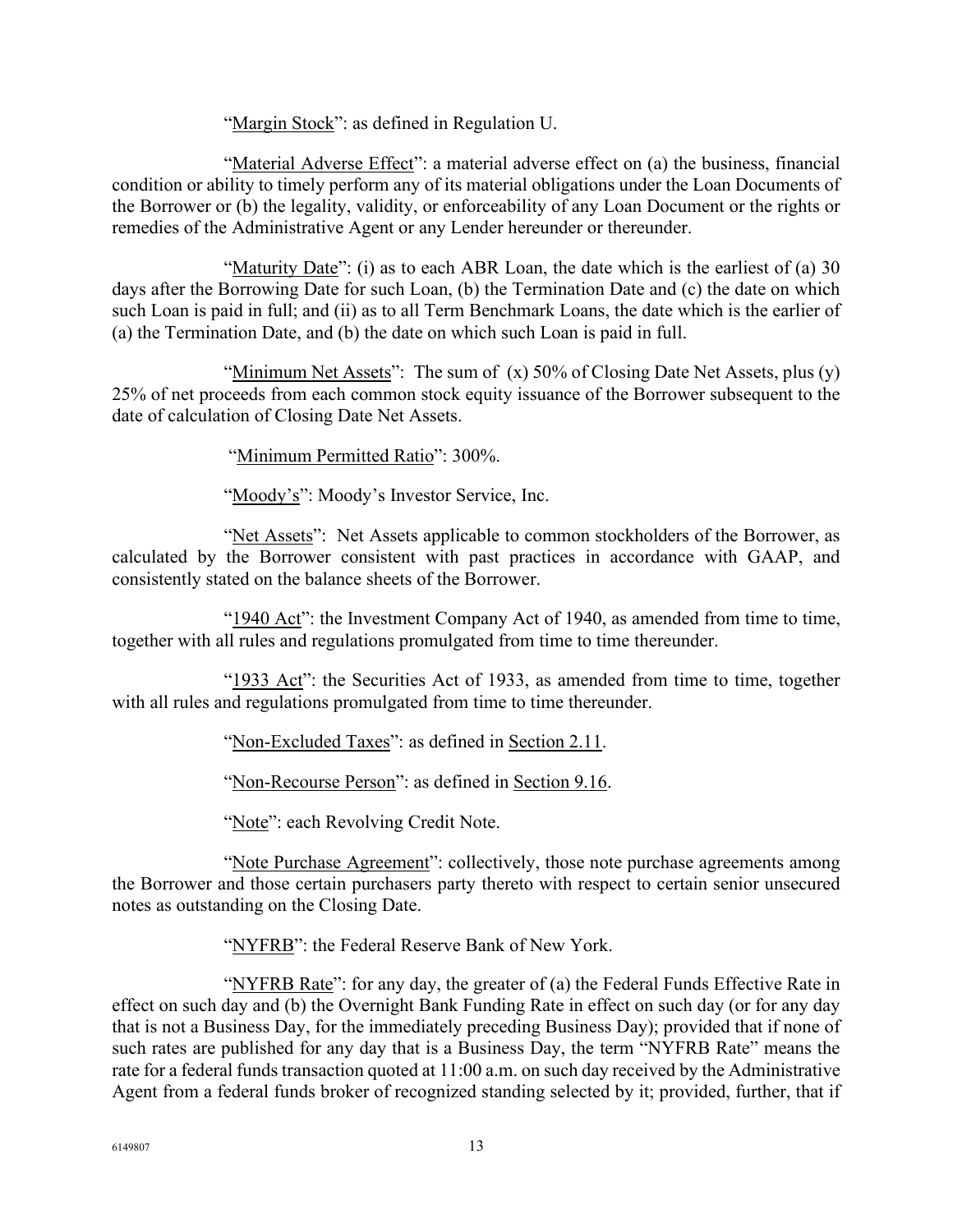"Margin Stock": as defined in Regulation U.

"Material Adverse Effect": a material adverse effect on (a) the business, financial condition or ability to timely perform any of its material obligations under the Loan Documents of the Borrower or (b) the legality, validity, or enforceability of any Loan Document or the rights or remedies of the Administrative Agent or any Lender hereunder or thereunder.

"Maturity Date": (i) as to each ABR Loan, the date which is the earliest of (a) 30 days after the Borrowing Date for such Loan, (b) the Termination Date and (c) the date on which such Loan is paid in full; and (ii) as to all Term Benchmark Loans, the date which is the earlier of (a) the Termination Date, and (b) the date on which such Loan is paid in full.

"Minimum Net Assets": The sum of (x) 50% of Closing Date Net Assets, plus (y) 25% of net proceeds from each common stock equity issuance of the Borrower subsequent to the date of calculation of Closing Date Net Assets.

"Minimum Permitted Ratio": 300%.

"Moody's": Moody's Investor Service, Inc.

"Net Assets": Net Assets applicable to common stockholders of the Borrower, as calculated by the Borrower consistent with past practices in accordance with GAAP, and consistently stated on the balance sheets of the Borrower.

"1940 Act": the Investment Company Act of 1940, as amended from time to time, together with all rules and regulations promulgated from time to time thereunder.

"1933 Act": the Securities Act of 1933, as amended from time to time, together with all rules and regulations promulgated from time to time thereunder.

"Non-Excluded Taxes": as defined in Section 2.11.

"Non-Recourse Person": as defined in Section 9.16.

"Note": each Revolving Credit Note.

"Note Purchase Agreement": collectively, those note purchase agreements among the Borrower and those certain purchasers party thereto with respect to certain senior unsecured notes as outstanding on the Closing Date.

"NYFRB": the Federal Reserve Bank of New York.

"NYFRB Rate": for any day, the greater of (a) the Federal Funds Effective Rate in effect on such day and (b) the Overnight Bank Funding Rate in effect on such day (or for any day that is not a Business Day, for the immediately preceding Business Day); provided that if none of such rates are published for any day that is a Business Day, the term "NYFRB Rate" means the rate for a federal funds transaction quoted at 11:00 a.m. on such day received by the Administrative Agent from a federal funds broker of recognized standing selected by it; provided, further, that if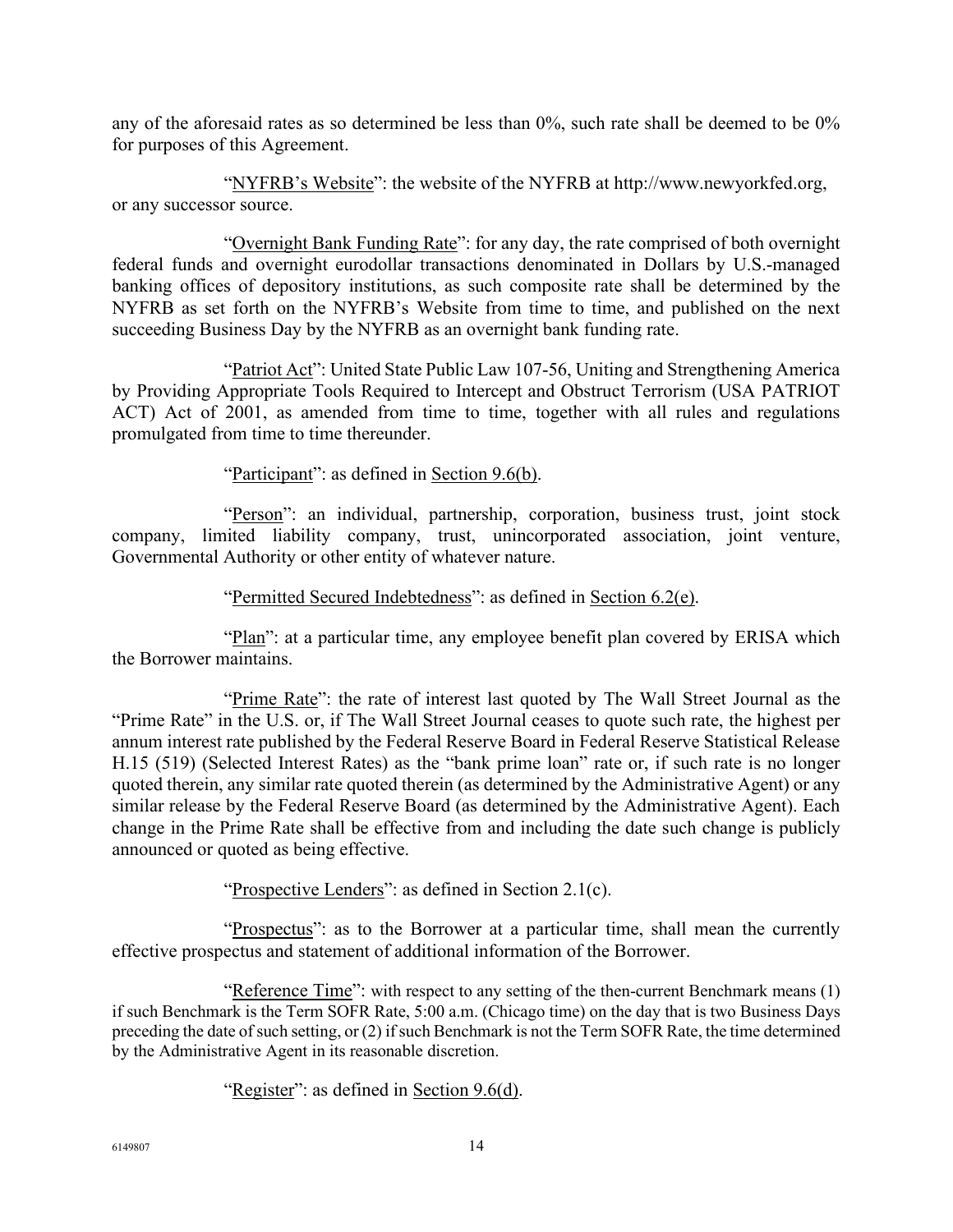any of the aforesaid rates as so determined be less than 0%, such rate shall be deemed to be 0% for purposes of this Agreement.

"NYFRB's Website": the website of the NYFRB at http://www.newyorkfed.org, or any successor source.

"Overnight Bank Funding Rate": for any day, the rate comprised of both overnight federal funds and overnight eurodollar transactions denominated in Dollars by U.S.-managed banking offices of depository institutions, as such composite rate shall be determined by the NYFRB as set forth on the NYFRB's Website from time to time, and published on the next succeeding Business Day by the NYFRB as an overnight bank funding rate.

"Patriot Act": United State Public Law 107-56, Uniting and Strengthening America by Providing Appropriate Tools Required to Intercept and Obstruct Terrorism (USA PATRIOT ACT) Act of 2001, as amended from time to time, together with all rules and regulations promulgated from time to time thereunder.

"Participant": as defined in Section 9.6(b).

"Person": an individual, partnership, corporation, business trust, joint stock company, limited liability company, trust, unincorporated association, joint venture, Governmental Authority or other entity of whatever nature.

"Permitted Secured Indebtedness": as defined in Section 6.2(e).

"Plan": at a particular time, any employee benefit plan covered by ERISA which the Borrower maintains.

"Prime Rate": the rate of interest last quoted by The Wall Street Journal as the "Prime Rate" in the U.S. or, if The Wall Street Journal ceases to quote such rate, the highest per annum interest rate published by the Federal Reserve Board in Federal Reserve Statistical Release H.15 (519) (Selected Interest Rates) as the "bank prime loan" rate or, if such rate is no longer quoted therein, any similar rate quoted therein (as determined by the Administrative Agent) or any similar release by the Federal Reserve Board (as determined by the Administrative Agent). Each change in the Prime Rate shall be effective from and including the date such change is publicly announced or quoted as being effective.

"Prospective Lenders": as defined in Section 2.1(c).

"Prospectus": as to the Borrower at a particular time, shall mean the currently effective prospectus and statement of additional information of the Borrower.

"Reference Time": with respect to any setting of the then-current Benchmark means (1) if such Benchmark is the Term SOFR Rate, 5:00 a.m. (Chicago time) on the day that is two Business Days preceding the date of such setting, or (2) if such Benchmark is not the Term SOFR Rate, the time determined by the Administrative Agent in its reasonable discretion.

"Register": as defined in Section 9.6(d).

6149807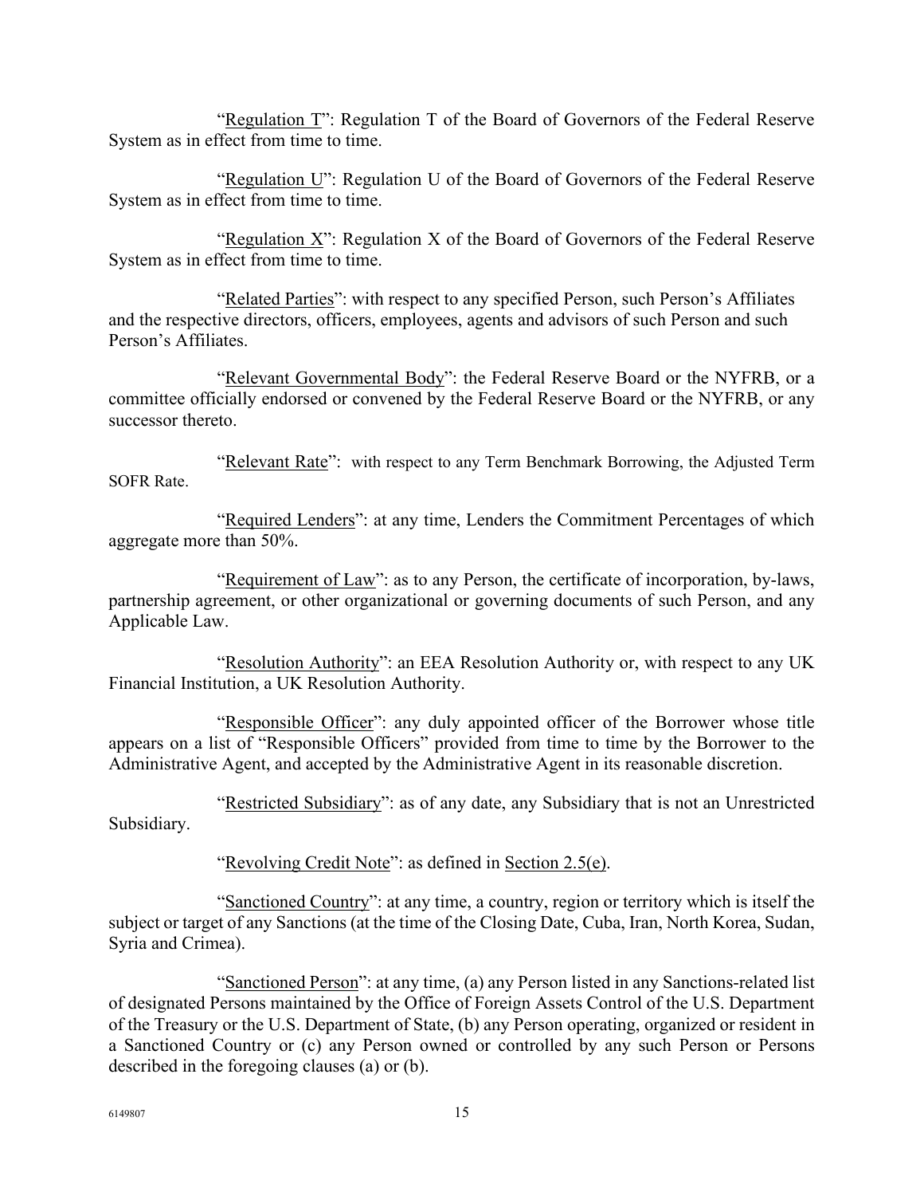"Regulation T": Regulation T of the Board of Governors of the Federal Reserve System as in effect from time to time.

"Regulation U": Regulation U of the Board of Governors of the Federal Reserve System as in effect from time to time.

"Regulation X": Regulation X of the Board of Governors of the Federal Reserve System as in effect from time to time.

"Related Parties": with respect to any specified Person, such Person's Affiliates and the respective directors, officers, employees, agents and advisors of such Person and such Person's Affiliates.

"Relevant Governmental Body": the Federal Reserve Board or the NYFRB, or a committee officially endorsed or convened by the Federal Reserve Board or the NYFRB, or any successor thereto.

"Relevant Rate": with respect to any Term Benchmark Borrowing, the Adjusted Term SOFR Rate.

"Required Lenders": at any time, Lenders the Commitment Percentages of which aggregate more than 50%.

"Requirement of Law": as to any Person, the certificate of incorporation, by-laws, partnership agreement, or other organizational or governing documents of such Person, and any Applicable Law.

"Resolution Authority": an EEA Resolution Authority or, with respect to any UK Financial Institution, a UK Resolution Authority.

"Responsible Officer": any duly appointed officer of the Borrower whose title appears on a list of "Responsible Officers" provided from time to time by the Borrower to the Administrative Agent, and accepted by the Administrative Agent in its reasonable discretion.

"Restricted Subsidiary": as of any date, any Subsidiary that is not an Unrestricted Subsidiary.

"Revolving Credit Note": as defined in Section 2.5(e).

"Sanctioned Country": at any time, a country, region or territory which is itself the subject or target of any Sanctions (at the time of the Closing Date, Cuba, Iran, North Korea, Sudan, Syria and Crimea).

"Sanctioned Person": at any time, (a) any Person listed in any Sanctions-related list of designated Persons maintained by the Office of Foreign Assets Control of the U.S. Department of the Treasury or the U.S. Department of State, (b) any Person operating, organized or resident in a Sanctioned Country or (c) any Person owned or controlled by any such Person or Persons described in the foregoing clauses (a) or (b).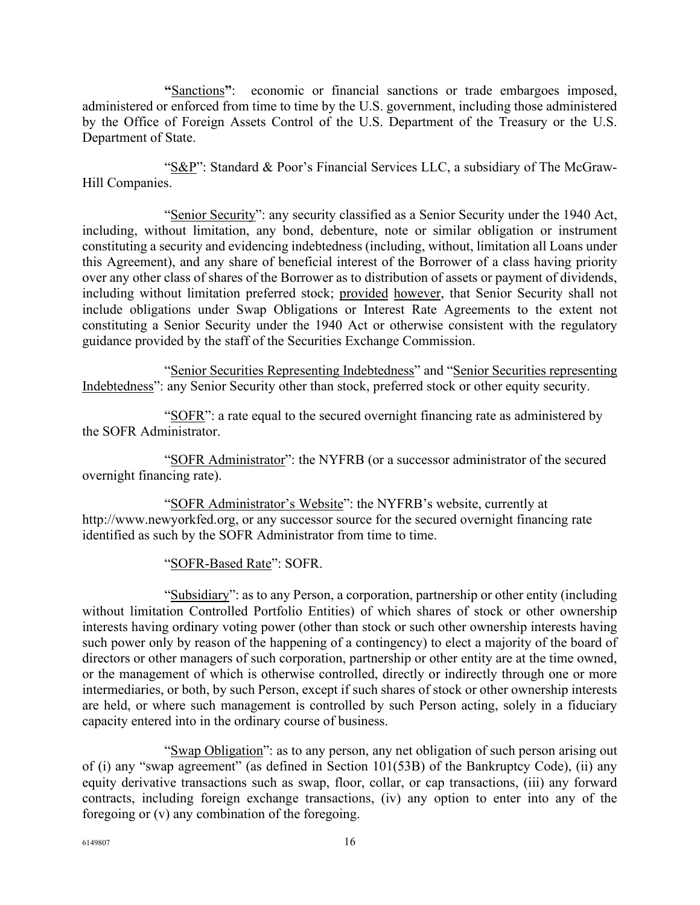"<u>Sanctions</u>": economic or financial sanctions or trade embargoes imposed, administered or enforced from time to time by the U.S. government, including those administered by the Office of Foreign Assets Control of the U.S. Department of the Treasury or the U.S. Department of State.

"<u>S&P</u>": Standard & Poor's Financial Services LLC, a subsidiary of The McGraw-Hill Companies.

"<u>Senior Security</u>": any security classified as a Senior Security under the 1940 Act, including, without limitation, any bond, debenture, note or similar obligation or instrument constituting a security and evidencing indebtedness (including, without, limitation all Loans under this Agreement), and any share of beneficial interest of the Borrower of a class having priority over any other class of shares of the Borrower as to distribution of assets or payment of dividends, including without limitation preferred stock; <u>provided</u> <u>however</u>, that Senior Security shall not include obligations under Swap Obligations or Interest Rate Agreements to the extent not constituting a Senior Security under the 1940 Act or otherwise consistent with the regulatory guidance provided by the staff of the Securities Exchange Commission.

"<u>Senior Securities Representing Indebtedness</u>" and "<u>Senior Securities representing Indebtedness</u>": any Senior Security other than stock, preferred stock or other equity security.

"<u>SOFR</u>": a rate equal to the secured overnight financing rate as administered by the SOFR Administrator.

"<u>SOFR Administrator</u>": the NYFRB (or a successor administrator of the secured overnight financing rate).

"<u>SOFR Administrator's Website</u>": the NYFRB's website, currently at http://www.newyorkfed.org, or any successor source for the secured overnight financing rate identified as such by the SOFR Administrator from time to time.

"<u>SOFR-Based Rate</u>": SOFR.

"<u>Subsidiary</u>": as to any Person, a corporation, partnership or other entity (including without limitation Controlled Portfolio Entities) of which shares of stock or other ownership interests having ordinary voting power (other than stock or such other ownership interests having such power only by reason of the happening of a contingency) to elect a majority of the board of directors or other managers of such corporation, partnership or other entity are at the time owned, or the management of which is otherwise controlled, directly or indirectly through one or more intermediaries, or both, by such Person, except if such shares of stock or other ownership interests are held, or where such management is controlled by such Person acting, solely in a fiduciary capacity entered into in the ordinary course of business.

"<u>Swap Obligation</u>": as to any person, any net obligation of such person arising out of (i) any "swap agreement" (as defined in Section 101(53B) of the Bankruptcy Code), (ii) any equity derivative transactions such as swap, floor, collar, or cap transactions, (iii) any forward contracts, including foreign exchange transactions, (iv) any option to enter into any of the foregoing or (v) any combination of the foregoing.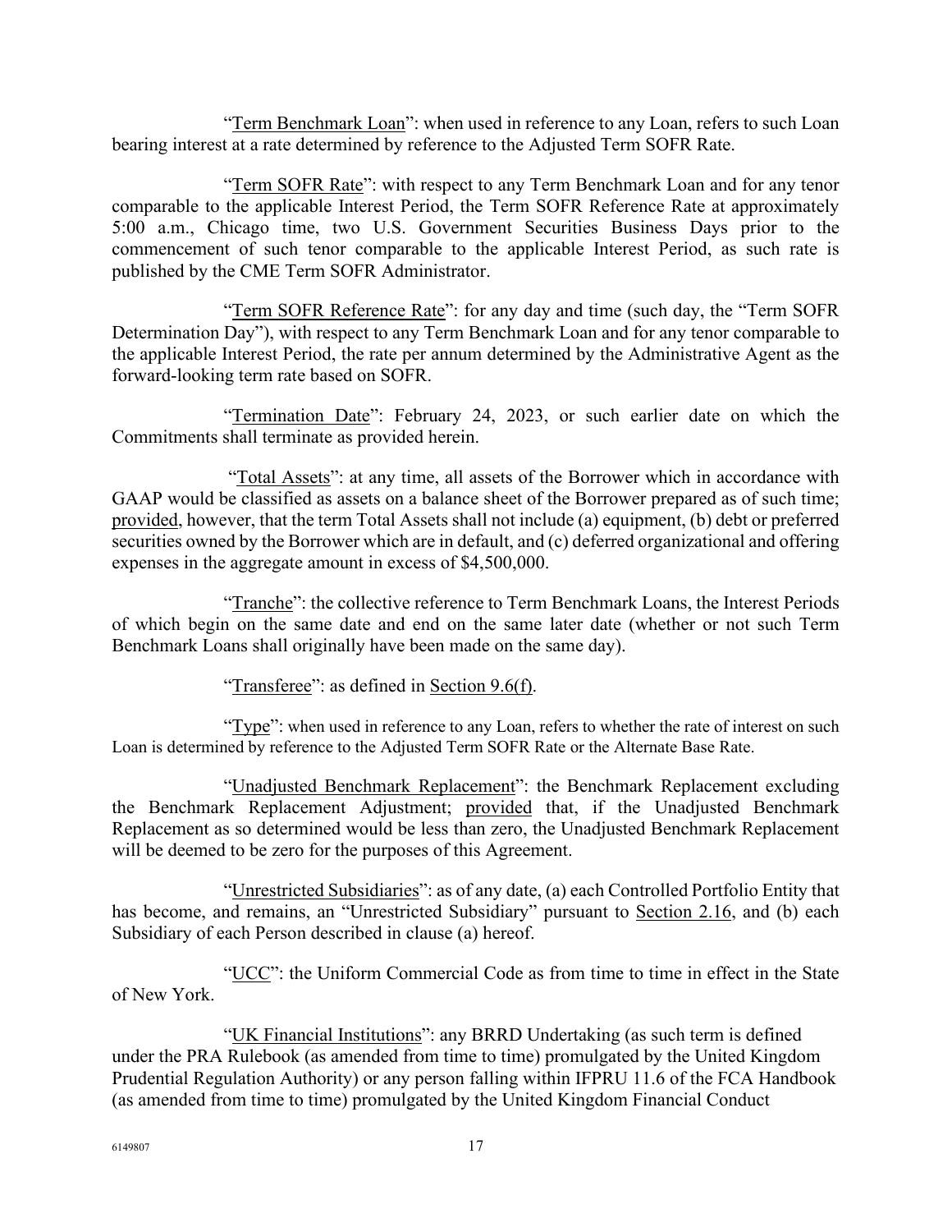"Term Benchmark Loan": when used in reference to any Loan, refers to such Loan bearing interest at a rate determined by reference to the Adjusted Term SOFR Rate.

"Term SOFR Rate": with respect to any Term Benchmark Loan and for any tenor comparable to the applicable Interest Period, the Term SOFR Reference Rate at approximately 5:00 a.m., Chicago time, two U.S. Government Securities Business Days prior to the commencement of such tenor comparable to the applicable Interest Period, as such rate is published by the CME Term SOFR Administrator.

"Term SOFR Reference Rate": for any day and time (such day, the "Term SOFR Determination Day"), with respect to any Term Benchmark Loan and for any tenor comparable to the applicable Interest Period, the rate per annum determined by the Administrative Agent as the forward-looking term rate based on SOFR.

"Termination Date": February 24, 2023, or such earlier date on which the Commitments shall terminate as provided herein.

"Total Assets": at any time, all assets of the Borrower which in accordance with GAAP would be classified as assets on a balance sheet of the Borrower prepared as of such time; provided, however, that the term Total Assets shall not include (a) equipment, (b) debt or preferred securities owned by the Borrower which are in default, and (c) deferred organizational and offering expenses in the aggregate amount in excess of $4,500,000.

"Tranche": the collective reference to Term Benchmark Loans, the Interest Periods of which begin on the same date and end on the same later date (whether or not such Term Benchmark Loans shall originally have been made on the same day).

"Transferee": as defined in Section 9.6(f).

"Type": when used in reference to any Loan, refers to whether the rate of interest on such Loan is determined by reference to the Adjusted Term SOFR Rate or the Alternate Base Rate.

"Unadjusted Benchmark Replacement": the Benchmark Replacement excluding the Benchmark Replacement Adjustment; provided that, if the Unadjusted Benchmark Replacement as so determined would be less than zero, the Unadjusted Benchmark Replacement will be deemed to be zero for the purposes of this Agreement.

"Unrestricted Subsidiaries": as of any date, (a) each Controlled Portfolio Entity that has become, and remains, an "Unrestricted Subsidiary" pursuant to Section 2.16, and (b) each Subsidiary of each Person described in clause (a) hereof.

"UCC": the Uniform Commercial Code as from time to time in effect in the State of New York.

"UK Financial Institutions": any BRRD Undertaking (as such term is defined under the PRA Rulebook (as amended from time to time) promulgated by the United Kingdom Prudential Regulation Authority) or any person falling within IFPRU 11.6 of the FCA Handbook (as amended from time to time) promulgated by the United Kingdom Financial Conduct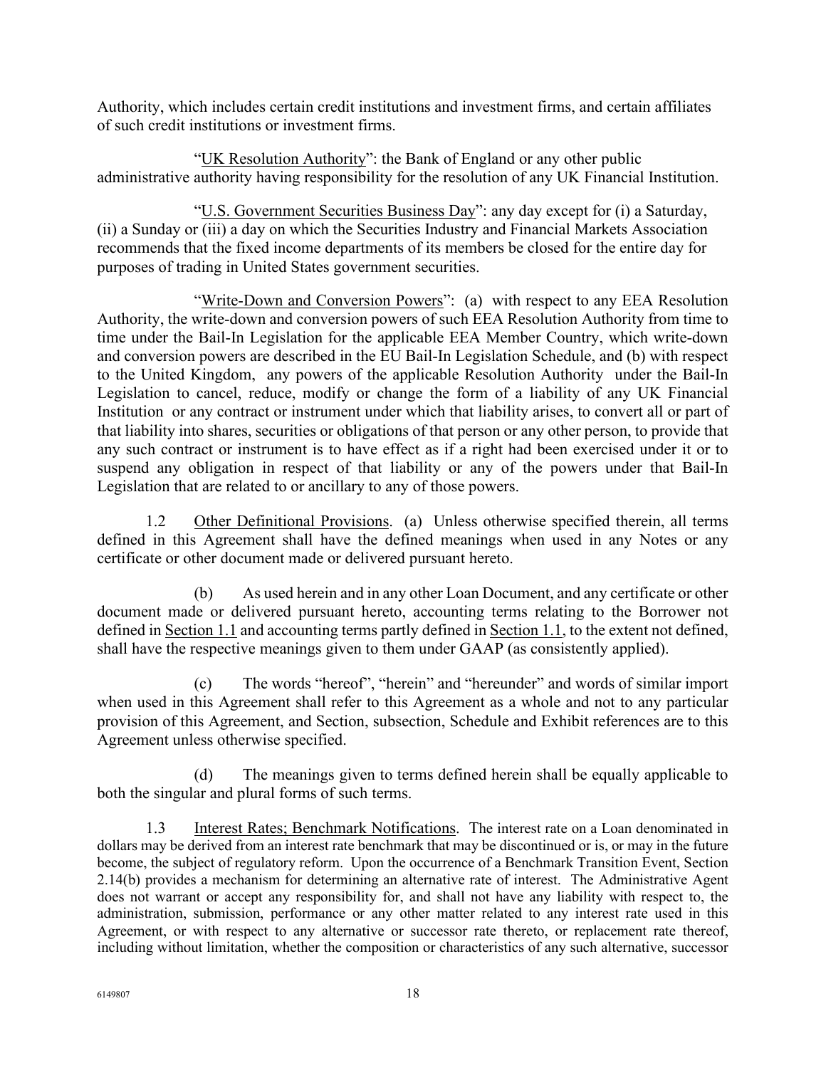Authority, which includes certain credit institutions and investment firms, and certain affiliates of such credit institutions or investment firms.

"UK Resolution Authority": the Bank of England or any other public administrative authority having responsibility for the resolution of any UK Financial Institution.

"U.S. Government Securities Business Day": any day except for (i) a Saturday, (ii) a Sunday or (iii) a day on which the Securities Industry and Financial Markets Association recommends that the fixed income departments of its members be closed for the entire day for purposes of trading in United States government securities.

"Write-Down and Conversion Powers": (a) with respect to any EEA Resolution Authority, the write-down and conversion powers of such EEA Resolution Authority from time to time under the Bail-In Legislation for the applicable EEA Member Country, which write-down and conversion powers are described in the EU Bail-In Legislation Schedule, and (b) with respect to the United Kingdom, any powers of the applicable Resolution Authority under the Bail-In Legislation to cancel, reduce, modify or change the form of a liability of any UK Financial Institution or any contract or instrument under which that liability arises, to convert all or part of that liability into shares, securities or obligations of that person or any other person, to provide that any such contract or instrument is to have effect as if a right had been exercised under it or to suspend any obligation in respect of that liability or any of the powers under that Bail-In Legislation that are related to or ancillary to any of those powers.

1.2 Other Definitional Provisions. (a) Unless otherwise specified therein, all terms defined in this Agreement shall have the defined meanings when used in any Notes or any certificate or other document made or delivered pursuant hereto.

(b) As used herein and in any other Loan Document, and any certificate or other document made or delivered pursuant hereto, accounting terms relating to the Borrower not defined in Section 1.1 and accounting terms partly defined in Section 1.1, to the extent not defined, shall have the respective meanings given to them under GAAP (as consistently applied).

(c) The words "hereof", "herein" and "hereunder" and words of similar import when used in this Agreement shall refer to this Agreement as a whole and not to any particular provision of this Agreement, and Section, subsection, Schedule and Exhibit references are to this Agreement unless otherwise specified.

(d) The meanings given to terms defined herein shall be equally applicable to both the singular and plural forms of such terms.

1.3 Interest Rates; Benchmark Notifications. The interest rate on a Loan denominated in dollars may be derived from an interest rate benchmark that may be discontinued or is, or may in the future become, the subject of regulatory reform. Upon the occurrence of a Benchmark Transition Event, Section 2.14(b) provides a mechanism for determining an alternative rate of interest. The Administrative Agent does not warrant or accept any responsibility for, and shall not have any liability with respect to, the administration, submission, performance or any other matter related to any interest rate used in this Agreement, or with respect to any alternative or successor rate thereto, or replacement rate thereof, including without limitation, whether the composition or characteristics of any such alternative, successor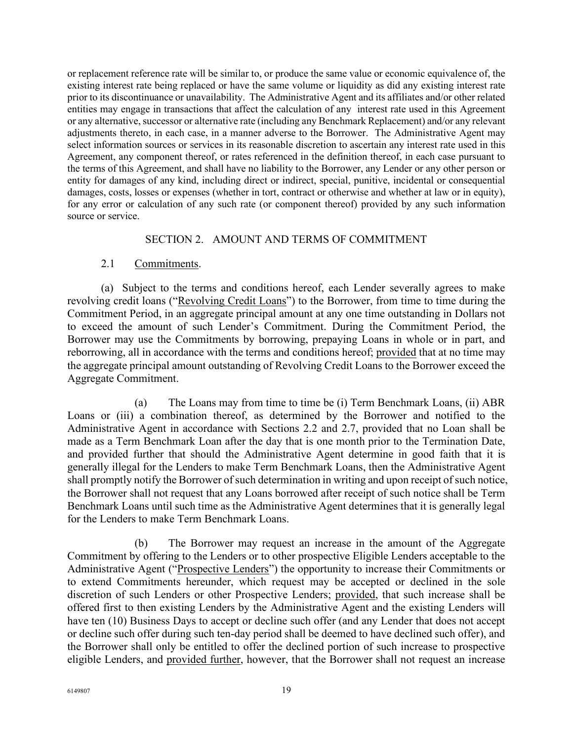or replacement reference rate will be similar to, or produce the same value or economic equivalence of, the existing interest rate being replaced or have the same volume or liquidity as did any existing interest rate prior to its discontinuance or unavailability. The Administrative Agent and its affiliates and/or other related entities may engage in transactions that affect the calculation of any interest rate used in this Agreement or any alternative, successor or alternative rate (including any Benchmark Replacement) and/or any relevant adjustments thereto, in each case, in a manner adverse to the Borrower. The Administrative Agent may select information sources or services in its reasonable discretion to ascertain any interest rate used in this Agreement, any component thereof, or rates referenced in the definition thereof, in each case pursuant to the terms of this Agreement, and shall have no liability to the Borrower, any Lender or any other person or entity for damages of any kind, including direct or indirect, special, punitive, incidental or consequential damages, costs, losses or expenses (whether in tort, contract or otherwise and whether at law or in equity), for any error or calculation of any such rate (or component thereof) provided by any such information source or service.

## SECTION 2. AMOUNT AND TERMS OF COMMITMENT

### 2.1 Commitments.

(a) Subject to the terms and conditions hereof, each Lender severally agrees to make revolving credit loans ("Revolving Credit Loans") to the Borrower, from time to time during the Commitment Period, in an aggregate principal amount at any one time outstanding in Dollars not to exceed the amount of such Lender's Commitment. During the Commitment Period, the Borrower may use the Commitments by borrowing, prepaying Loans in whole or in part, and reborrowing, all in accordance with the terms and conditions hereof; provided that at no time may the aggregate principal amount outstanding of Revolving Credit Loans to the Borrower exceed the Aggregate Commitment.

(a) The Loans may from time to time be (i) Term Benchmark Loans, (ii) ABR Loans or (iii) a combination thereof, as determined by the Borrower and notified to the Administrative Agent in accordance with Sections 2.2 and 2.7, provided that no Loan shall be made as a Term Benchmark Loan after the day that is one month prior to the Termination Date, and provided further that should the Administrative Agent determine in good faith that it is generally illegal for the Lenders to make Term Benchmark Loans, then the Administrative Agent shall promptly notify the Borrower of such determination in writing and upon receipt of such notice, the Borrower shall not request that any Loans borrowed after receipt of such notice shall be Term Benchmark Loans until such time as the Administrative Agent determines that it is generally legal for the Lenders to make Term Benchmark Loans.

(b) The Borrower may request an increase in the amount of the Aggregate Commitment by offering to the Lenders or to other prospective Eligible Lenders acceptable to the Administrative Agent ("Prospective Lenders") the opportunity to increase their Commitments or to extend Commitments hereunder, which request may be accepted or declined in the sole discretion of such Lenders or other Prospective Lenders; provided, that such increase shall be offered first to then existing Lenders by the Administrative Agent and the existing Lenders will have ten (10) Business Days to accept or decline such offer (and any Lender that does not accept or decline such offer during such ten-day period shall be deemed to have declined such offer), and the Borrower shall only be entitled to offer the declined portion of such increase to prospective eligible Lenders, and provided further, however, that the Borrower shall not request an increase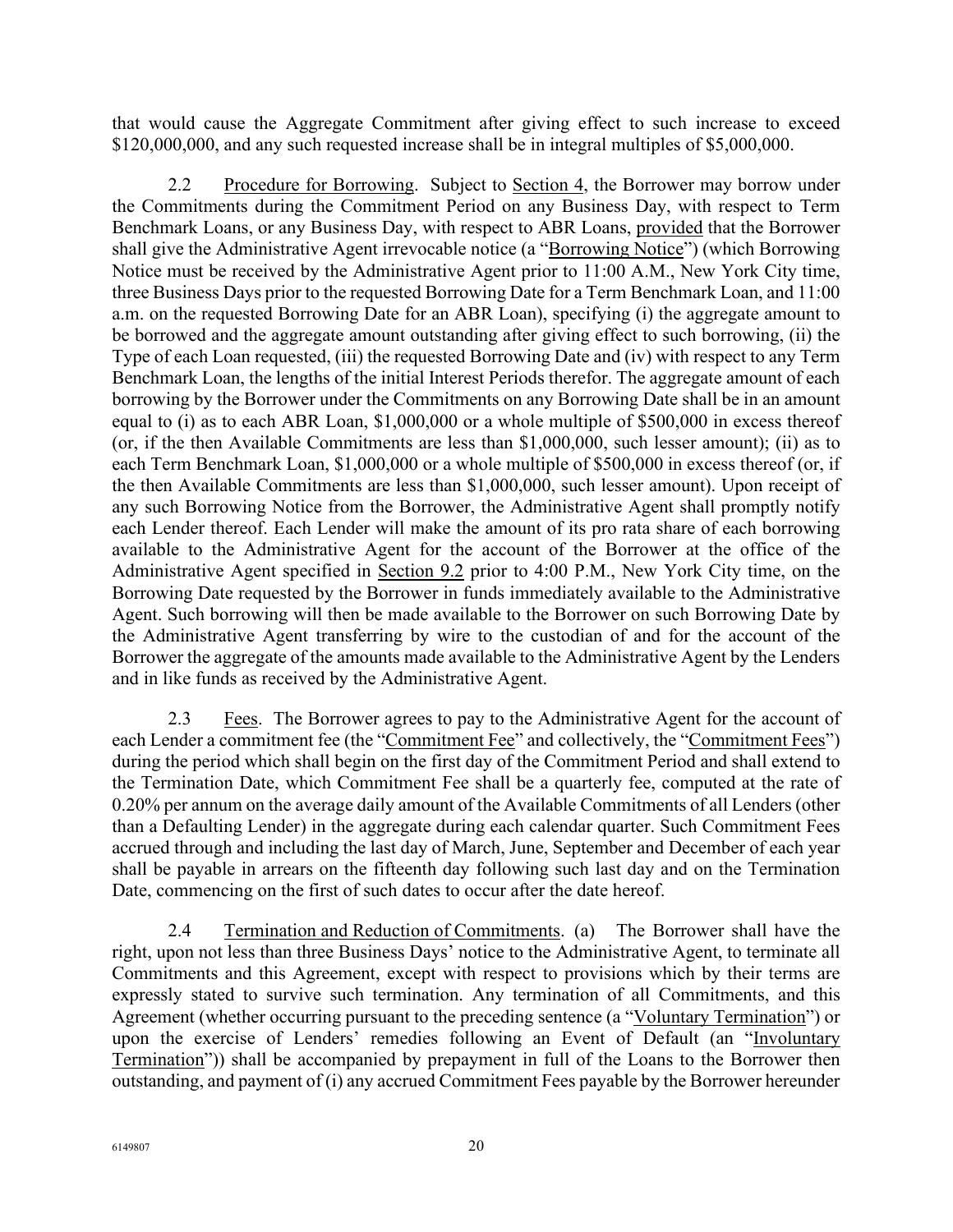that would cause the Aggregate Commitment after giving effect to such increase to exceed \$120,000,000, and any such requested increase shall be in integral multiples of \$5,000,000.

2.2 Procedure for Borrowing. Subject to Section 4, the Borrower may borrow under the Commitments during the Commitment Period on any Business Day, with respect to Term Benchmark Loans, or any Business Day, with respect to ABR Loans, provided that the Borrower shall give the Administrative Agent irrevocable notice (a "Borrowing Notice") (which Borrowing Notice must be received by the Administrative Agent prior to 11:00 A.M., New York City time, three Business Days prior to the requested Borrowing Date for a Term Benchmark Loan, and 11:00 a.m. on the requested Borrowing Date for an ABR Loan), specifying (i) the aggregate amount to be borrowed and the aggregate amount outstanding after giving effect to such borrowing, (ii) the Type of each Loan requested, (iii) the requested Borrowing Date and (iv) with respect to any Term Benchmark Loan, the lengths of the initial Interest Periods therefor. The aggregate amount of each borrowing by the Borrower under the Commitments on any Borrowing Date shall be in an amount equal to (i) as to each ABR Loan, \$1,000,000 or a whole multiple of \$500,000 in excess thereof (or, if the then Available Commitments are less than \$1,000,000, such lesser amount); (ii) as to each Term Benchmark Loan, \$1,000,000 or a whole multiple of \$500,000 in excess thereof (or, if the then Available Commitments are less than \$1,000,000, such lesser amount). Upon receipt of any such Borrowing Notice from the Borrower, the Administrative Agent shall promptly notify each Lender thereof. Each Lender will make the amount of its pro rata share of each borrowing available to the Administrative Agent for the account of the Borrower at the office of the Administrative Agent specified in Section 9.2 prior to 4:00 P.M., New York City time, on the Borrowing Date requested by the Borrower in funds immediately available to the Administrative Agent. Such borrowing will then be made available to the Borrower on such Borrowing Date by the Administrative Agent transferring by wire to the custodian of and for the account of the Borrower the aggregate of the amounts made available to the Administrative Agent by the Lenders and in like funds as received by the Administrative Agent.

2.3 Fees. The Borrower agrees to pay to the Administrative Agent for the account of each Lender a commitment fee (the "Commitment Fee" and collectively, the "Commitment Fees") during the period which shall begin on the first day of the Commitment Period and shall extend to the Termination Date, which Commitment Fee shall be a quarterly fee, computed at the rate of 0.20% per annum on the average daily amount of the Available Commitments of all Lenders (other than a Defaulting Lender) in the aggregate during each calendar quarter. Such Commitment Fees accrued through and including the last day of March, June, September and December of each year shall be payable in arrears on the fifteenth day following such last day and on the Termination Date, commencing on the first of such dates to occur after the date hereof.

2.4 Termination and Reduction of Commitments. (a) The Borrower shall have the right, upon not less than three Business Days' notice to the Administrative Agent, to terminate all Commitments and this Agreement, except with respect to provisions which by their terms are expressly stated to survive such termination. Any termination of all Commitments, and this Agreement (whether occurring pursuant to the preceding sentence (a "Voluntary Termination") or upon the exercise of Lenders' remedies following an Event of Default (an "Involuntary Termination")) shall be accompanied by prepayment in full of the Loans to the Borrower then outstanding, and payment of (i) any accrued Commitment Fees payable by the Borrower hereunder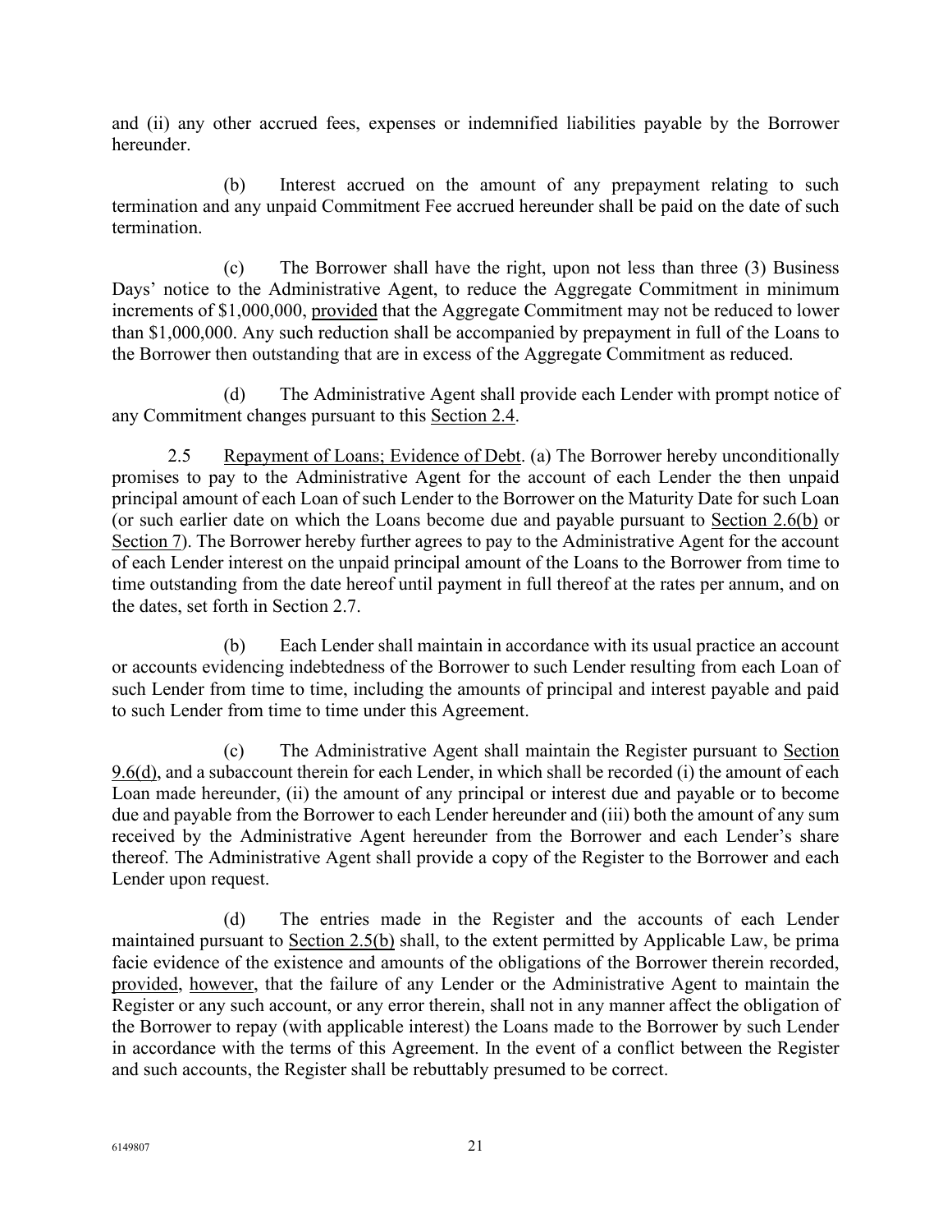and (ii) any other accrued fees, expenses or indemnified liabilities payable by the Borrower hereunder.

(b) Interest accrued on the amount of any prepayment relating to such termination and any unpaid Commitment Fee accrued hereunder shall be paid on the date of such termination.

(c) The Borrower shall have the right, upon not less than three (3) Business Days' notice to the Administrative Agent, to reduce the Aggregate Commitment in minimum increments of $1,000,000, provided that the Aggregate Commitment may not be reduced to lower than $1,000,000. Any such reduction shall be accompanied by prepayment in full of the Loans to the Borrower then outstanding that are in excess of the Aggregate Commitment as reduced.

(d) The Administrative Agent shall provide each Lender with prompt notice of any Commitment changes pursuant to this Section 2.4.

2.5 Repayment of Loans; Evidence of Debt. (a) The Borrower hereby unconditionally promises to pay to the Administrative Agent for the account of each Lender the then unpaid principal amount of each Loan of such Lender to the Borrower on the Maturity Date for such Loan (or such earlier date on which the Loans become due and payable pursuant to Section 2.6(b) or Section 7). The Borrower hereby further agrees to pay to the Administrative Agent for the account of each Lender interest on the unpaid principal amount of the Loans to the Borrower from time to time outstanding from the date hereof until payment in full thereof at the rates per annum, and on the dates, set forth in Section 2.7.

(b) Each Lender shall maintain in accordance with its usual practice an account or accounts evidencing indebtedness of the Borrower to such Lender resulting from each Loan of such Lender from time to time, including the amounts of principal and interest payable and paid to such Lender from time to time under this Agreement.

(c) The Administrative Agent shall maintain the Register pursuant to Section 9.6(d), and a subaccount therein for each Lender, in which shall be recorded (i) the amount of each Loan made hereunder, (ii) the amount of any principal or interest due and payable or to become due and payable from the Borrower to each Lender hereunder and (iii) both the amount of any sum received by the Administrative Agent hereunder from the Borrower and each Lender's share thereof. The Administrative Agent shall provide a copy of the Register to the Borrower and each Lender upon request.

(d) The entries made in the Register and the accounts of each Lender maintained pursuant to Section 2.5(b) shall, to the extent permitted by Applicable Law, be prima facie evidence of the existence and amounts of the obligations of the Borrower therein recorded, provided, however, that the failure of any Lender or the Administrative Agent to maintain the Register or any such account, or any error therein, shall not in any manner affect the obligation of the Borrower to repay (with applicable interest) the Loans made to the Borrower by such Lender in accordance with the terms of this Agreement. In the event of a conflict between the Register and such accounts, the Register shall be rebuttably presumed to be correct.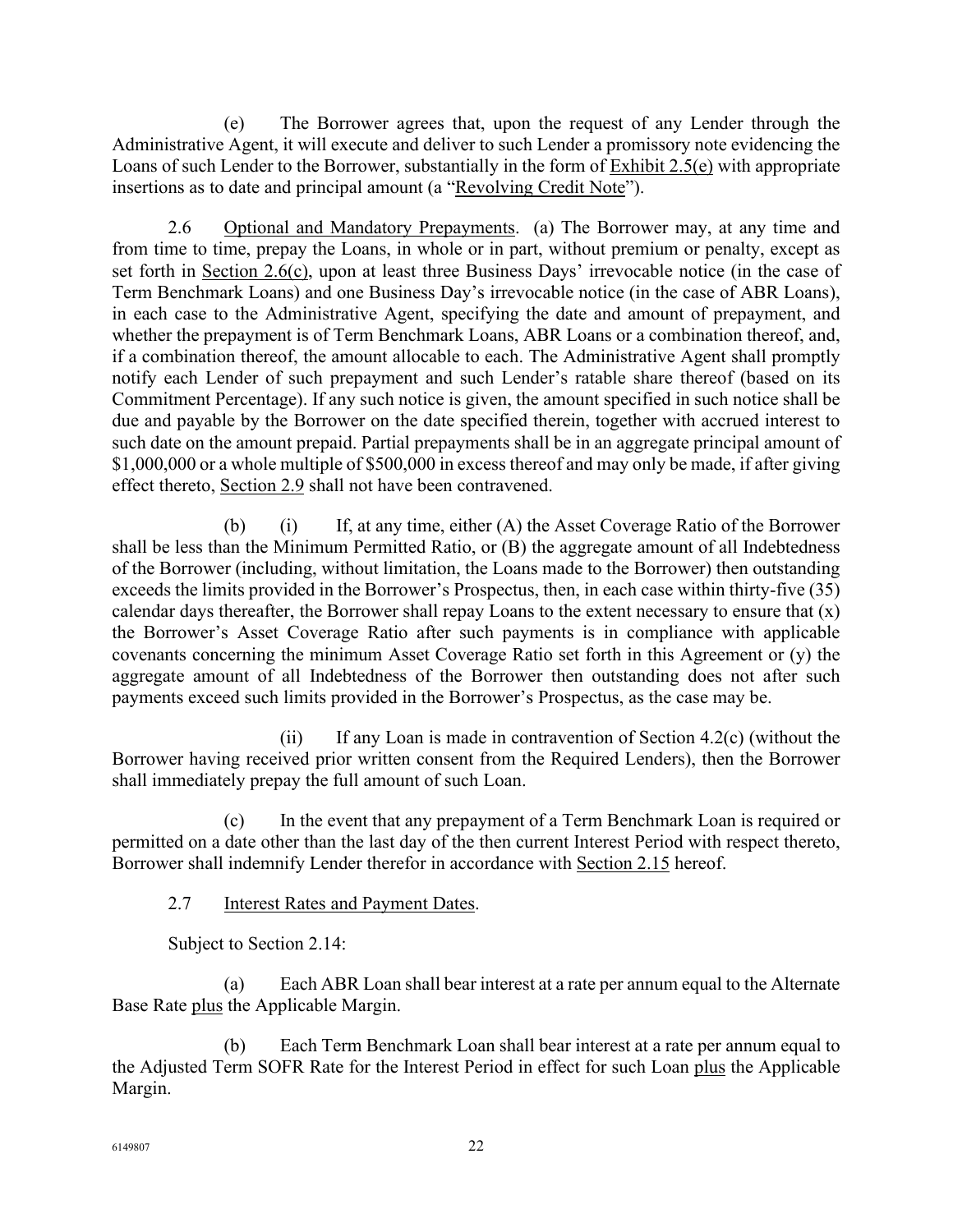(e) The Borrower agrees that, upon the request of any Lender through the Administrative Agent, it will execute and deliver to such Lender a promissory note evidencing the Loans of such Lender to the Borrower, substantially in the form of Exhibit 2.5(e) with appropriate insertions as to date and principal amount (a "Revolving Credit Note").

2.6 Optional and Mandatory Prepayments. (a) The Borrower may, at any time and from time to time, prepay the Loans, in whole or in part, without premium or penalty, except as set forth in Section 2.6(c), upon at least three Business Days' irrevocable notice (in the case of Term Benchmark Loans) and one Business Day's irrevocable notice (in the case of ABR Loans), in each case to the Administrative Agent, specifying the date and amount of prepayment, and whether the prepayment is of Term Benchmark Loans, ABR Loans or a combination thereof, and, if a combination thereof, the amount allocable to each. The Administrative Agent shall promptly notify each Lender of such prepayment and such Lender's ratable share thereof (based on its Commitment Percentage). If any such notice is given, the amount specified in such notice shall be due and payable by the Borrower on the date specified therein, together with accrued interest to such date on the amount prepaid. Partial prepayments shall be in an aggregate principal amount of $1,000,000 or a whole multiple of $500,000 in excess thereof and may only be made, if after giving effect thereto, Section 2.9 shall not have been contravened.

(b) (i) If, at any time, either (A) the Asset Coverage Ratio of the Borrower shall be less than the Minimum Permitted Ratio, or (B) the aggregate amount of all Indebtedness of the Borrower (including, without limitation, the Loans made to the Borrower) then outstanding exceeds the limits provided in the Borrower's Prospectus, then, in each case within thirty-five (35) calendar days thereafter, the Borrower shall repay Loans to the extent necessary to ensure that (x) the Borrower's Asset Coverage Ratio after such payments is in compliance with applicable covenants concerning the minimum Asset Coverage Ratio set forth in this Agreement or (y) the aggregate amount of all Indebtedness of the Borrower then outstanding does not after such payments exceed such limits provided in the Borrower's Prospectus, as the case may be.

(ii) If any Loan is made in contravention of Section 4.2(c) (without the Borrower having received prior written consent from the Required Lenders), then the Borrower shall immediately prepay the full amount of such Loan.

(c) In the event that any prepayment of a Term Benchmark Loan is required or permitted on a date other than the last day of the then current Interest Period with respect thereto, Borrower shall indemnify Lender therefor in accordance with Section 2.15 hereof.

2.7 Interest Rates and Payment Dates.

Subject to Section 2.14:

(a) Each ABR Loan shall bear interest at a rate per annum equal to the Alternate Base Rate plus the Applicable Margin.

(b) Each Term Benchmark Loan shall bear interest at a rate per annum equal to the Adjusted Term SOFR Rate for the Interest Period in effect for such Loan plus the Applicable Margin.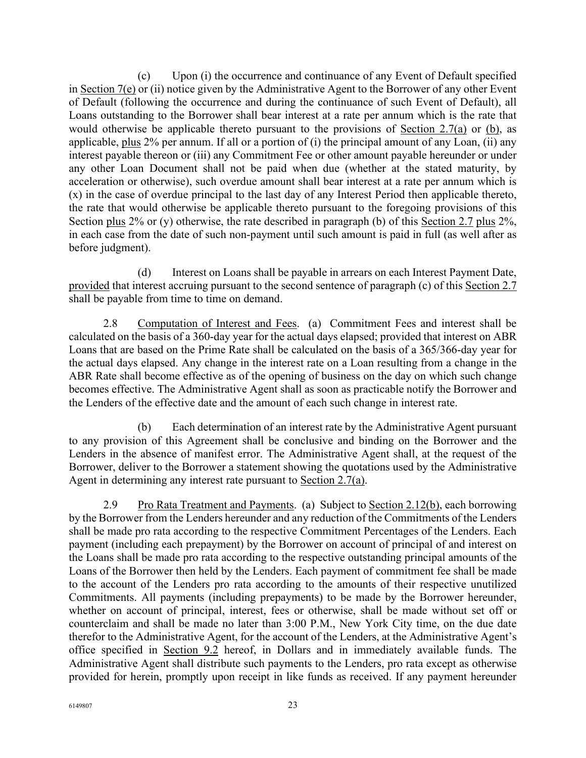(c) Upon (i) the occurrence and continuance of any Event of Default specified in Section 7(e) or (ii) notice given by the Administrative Agent to the Borrower of any other Event of Default (following the occurrence and during the continuance of such Event of Default), all Loans outstanding to the Borrower shall bear interest at a rate per annum which is the rate that would otherwise be applicable thereto pursuant to the provisions of Section 2.7(a) or (b), as applicable, plus 2% per annum. If all or a portion of (i) the principal amount of any Loan, (ii) any interest payable thereon or (iii) any Commitment Fee or other amount payable hereunder or under any other Loan Document shall not be paid when due (whether at the stated maturity, by acceleration or otherwise), such overdue amount shall bear interest at a rate per annum which is (x) in the case of overdue principal to the last day of any Interest Period then applicable thereto, the rate that would otherwise be applicable thereto pursuant to the foregoing provisions of this Section plus 2% or (y) otherwise, the rate described in paragraph (b) of this Section 2.7 plus 2%, in each case from the date of such non-payment until such amount is paid in full (as well after as before judgment).

(d) Interest on Loans shall be payable in arrears on each Interest Payment Date, provided that interest accruing pursuant to the second sentence of paragraph (c) of this Section 2.7 shall be payable from time to time on demand.

2.8 Computation of Interest and Fees. (a) Commitment Fees and interest shall be calculated on the basis of a 360-day year for the actual days elapsed; provided that interest on ABR Loans that are based on the Prime Rate shall be calculated on the basis of a 365/366-day year for the actual days elapsed. Any change in the interest rate on a Loan resulting from a change in the ABR Rate shall become effective as of the opening of business on the day on which such change becomes effective. The Administrative Agent shall as soon as practicable notify the Borrower and the Lenders of the effective date and the amount of each such change in interest rate.

(b) Each determination of an interest rate by the Administrative Agent pursuant to any provision of this Agreement shall be conclusive and binding on the Borrower and the Lenders in the absence of manifest error. The Administrative Agent shall, at the request of the Borrower, deliver to the Borrower a statement showing the quotations used by the Administrative Agent in determining any interest rate pursuant to Section 2.7(a).

2.9 Pro Rata Treatment and Payments. (a) Subject to Section 2.12(b), each borrowing by the Borrower from the Lenders hereunder and any reduction of the Commitments of the Lenders shall be made pro rata according to the respective Commitment Percentages of the Lenders. Each payment (including each prepayment) by the Borrower on account of principal of and interest on the Loans shall be made pro rata according to the respective outstanding principal amounts of the Loans of the Borrower then held by the Lenders. Each payment of commitment fee shall be made to the account of the Lenders pro rata according to the amounts of their respective unutilized Commitments. All payments (including prepayments) to be made by the Borrower hereunder, whether on account of principal, interest, fees or otherwise, shall be made without set off or counterclaim and shall be made no later than 3:00 P.M., New York City time, on the due date therefor to the Administrative Agent, for the account of the Lenders, at the Administrative Agent's office specified in Section 9.2 hereof, in Dollars and in immediately available funds. The Administrative Agent shall distribute such payments to the Lenders, pro rata except as otherwise provided for herein, promptly upon receipt in like funds as received. If any payment hereunder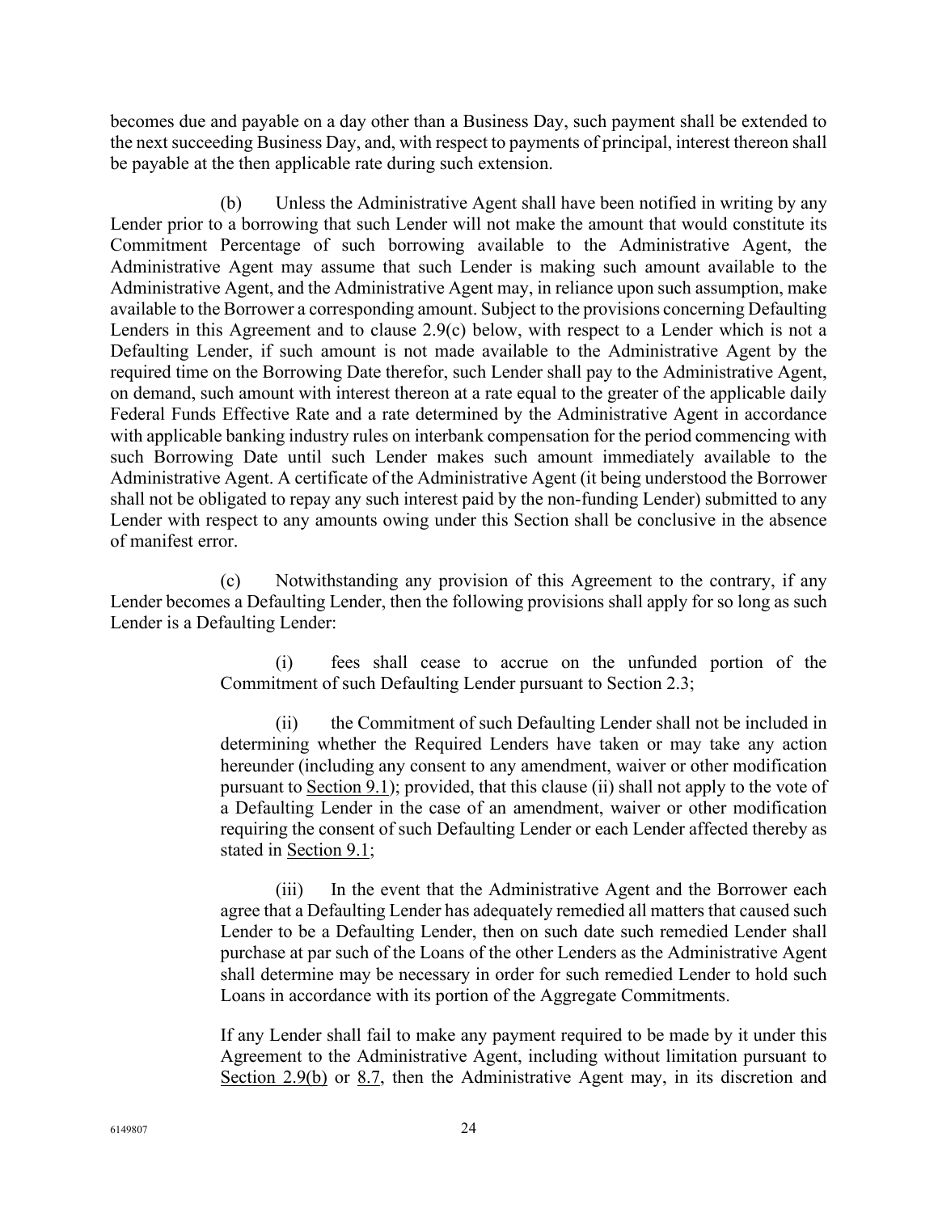becomes due and payable on a day other than a Business Day, such payment shall be extended to the next succeeding Business Day, and, with respect to payments of principal, interest thereon shall be payable at the then applicable rate during such extension.

(b) Unless the Administrative Agent shall have been notified in writing by any Lender prior to a borrowing that such Lender will not make the amount that would constitute its Commitment Percentage of such borrowing available to the Administrative Agent, the Administrative Agent may assume that such Lender is making such amount available to the Administrative Agent, and the Administrative Agent may, in reliance upon such assumption, make available to the Borrower a corresponding amount. Subject to the provisions concerning Defaulting Lenders in this Agreement and to clause 2.9(c) below, with respect to a Lender which is not a Defaulting Lender, if such amount is not made available to the Administrative Agent by the required time on the Borrowing Date therefor, such Lender shall pay to the Administrative Agent, on demand, such amount with interest thereon at a rate equal to the greater of the applicable daily Federal Funds Effective Rate and a rate determined by the Administrative Agent in accordance with applicable banking industry rules on interbank compensation for the period commencing with such Borrowing Date until such Lender makes such amount immediately available to the Administrative Agent. A certificate of the Administrative Agent (it being understood the Borrower shall not be obligated to repay any such interest paid by the non-funding Lender) submitted to any Lender with respect to any amounts owing under this Section shall be conclusive in the absence of manifest error.

(c) Notwithstanding any provision of this Agreement to the contrary, if any Lender becomes a Defaulting Lender, then the following provisions shall apply for so long as such Lender is a Defaulting Lender:

(i) fees shall cease to accrue on the unfunded portion of the Commitment of such Defaulting Lender pursuant to Section 2.3;

(ii) the Commitment of such Defaulting Lender shall not be included in determining whether the Required Lenders have taken or may take any action hereunder (including any consent to any amendment, waiver or other modification pursuant to Section 9.1); provided, that this clause (ii) shall not apply to the vote of a Defaulting Lender in the case of an amendment, waiver or other modification requiring the consent of such Defaulting Lender or each Lender affected thereby as stated in Section 9.1;

(iii) In the event that the Administrative Agent and the Borrower each agree that a Defaulting Lender has adequately remedied all matters that caused such Lender to be a Defaulting Lender, then on such date such remedied Lender shall purchase at par such of the Loans of the other Lenders as the Administrative Agent shall determine may be necessary in order for such remedied Lender to hold such Loans in accordance with its portion of the Aggregate Commitments.

If any Lender shall fail to make any payment required to be made by it under this Agreement to the Administrative Agent, including without limitation pursuant to Section 2.9(b) or 8.7, then the Administrative Agent may, in its discretion and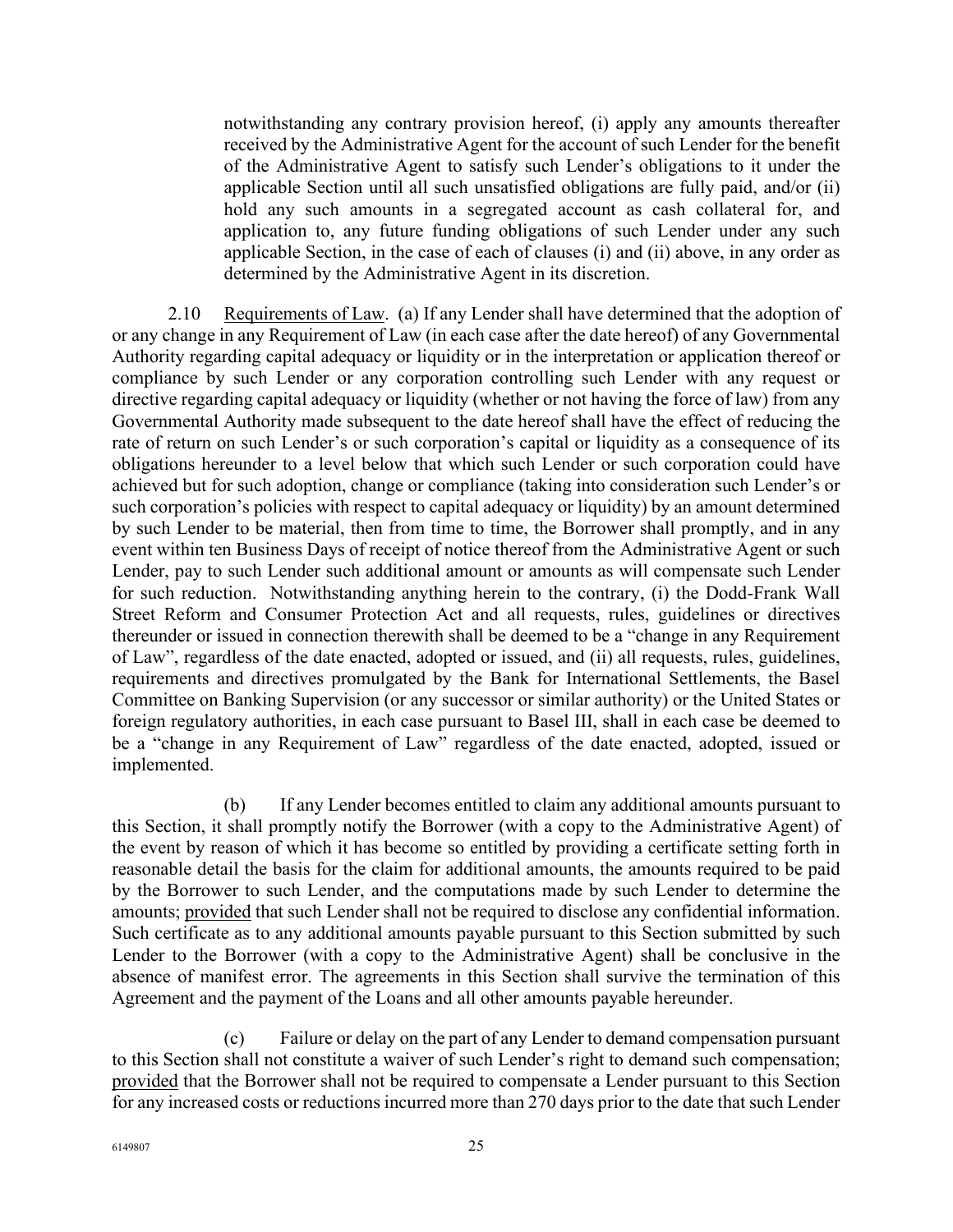notwithstanding any contrary provision hereof, (i) apply any amounts thereafter received by the Administrative Agent for the account of such Lender for the benefit of the Administrative Agent to satisfy such Lender's obligations to it under the applicable Section until all such unsatisfied obligations are fully paid, and/or (ii) hold any such amounts in a segregated account as cash collateral for, and application to, any future funding obligations of such Lender under any such applicable Section, in the case of each of clauses (i) and (ii) above, in any order as determined by the Administrative Agent in its discretion.

2.10 Requirements of Law. (a) If any Lender shall have determined that the adoption of or any change in any Requirement of Law (in each case after the date hereof) of any Governmental Authority regarding capital adequacy or liquidity or in the interpretation or application thereof or compliance by such Lender or any corporation controlling such Lender with any request or directive regarding capital adequacy or liquidity (whether or not having the force of law) from any Governmental Authority made subsequent to the date hereof shall have the effect of reducing the rate of return on such Lender's or such corporation's capital or liquidity as a consequence of its obligations hereunder to a level below that which such Lender or such corporation could have achieved but for such adoption, change or compliance (taking into consideration such Lender's or such corporation's policies with respect to capital adequacy or liquidity) by an amount determined by such Lender to be material, then from time to time, the Borrower shall promptly, and in any event within ten Business Days of receipt of notice thereof from the Administrative Agent or such Lender, pay to such Lender such additional amount or amounts as will compensate such Lender for such reduction. Notwithstanding anything herein to the contrary, (i) the Dodd-Frank Wall Street Reform and Consumer Protection Act and all requests, rules, guidelines or directives thereunder or issued in connection therewith shall be deemed to be a "change in any Requirement of Law", regardless of the date enacted, adopted or issued, and (ii) all requests, rules, guidelines, requirements and directives promulgated by the Bank for International Settlements, the Basel Committee on Banking Supervision (or any successor or similar authority) or the United States or foreign regulatory authorities, in each case pursuant to Basel III, shall in each case be deemed to be a "change in any Requirement of Law" regardless of the date enacted, adopted, issued or implemented.

(b) If any Lender becomes entitled to claim any additional amounts pursuant to this Section, it shall promptly notify the Borrower (with a copy to the Administrative Agent) of the event by reason of which it has become so entitled by providing a certificate setting forth in reasonable detail the basis for the claim for additional amounts, the amounts required to be paid by the Borrower to such Lender, and the computations made by such Lender to determine the amounts; provided that such Lender shall not be required to disclose any confidential information. Such certificate as to any additional amounts payable pursuant to this Section submitted by such Lender to the Borrower (with a copy to the Administrative Agent) shall be conclusive in the absence of manifest error. The agreements in this Section shall survive the termination of this Agreement and the payment of the Loans and all other amounts payable hereunder.

(c) Failure or delay on the part of any Lender to demand compensation pursuant to this Section shall not constitute a waiver of such Lender's right to demand such compensation; provided that the Borrower shall not be required to compensate a Lender pursuant to this Section for any increased costs or reductions incurred more than 270 days prior to the date that such Lender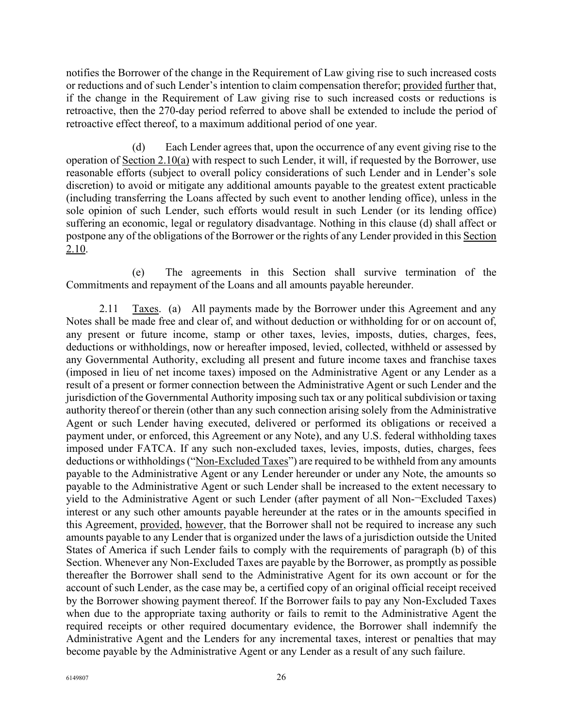notifies the Borrower of the change in the Requirement of Law giving rise to such increased costs or reductions and of such Lender's intention to claim compensation therefor; provided further that, if the change in the Requirement of Law giving rise to such increased costs or reductions is retroactive, then the 270-day period referred to above shall be extended to include the period of retroactive effect thereof, to a maximum additional period of one year.

(d) Each Lender agrees that, upon the occurrence of any event giving rise to the operation of Section 2.10(a) with respect to such Lender, it will, if requested by the Borrower, use reasonable efforts (subject to overall policy considerations of such Lender and in Lender's sole discretion) to avoid or mitigate any additional amounts payable to the greatest extent practicable (including transferring the Loans affected by such event to another lending office), unless in the sole opinion of such Lender, such efforts would result in such Lender (or its lending office) suffering an economic, legal or regulatory disadvantage. Nothing in this clause (d) shall affect or postpone any of the obligations of the Borrower or the rights of any Lender provided in this Section 2.10.

(e) The agreements in this Section shall survive termination of the Commitments and repayment of the Loans and all amounts payable hereunder.

2.11 Taxes. (a) All payments made by the Borrower under this Agreement and any Notes shall be made free and clear of, and without deduction or withholding for or on account of, any present or future income, stamp or other taxes, levies, imposts, duties, charges, fees, deductions or withholdings, now or hereafter imposed, levied, collected, withheld or assessed by any Governmental Authority, excluding all present and future income taxes and franchise taxes (imposed in lieu of net income taxes) imposed on the Administrative Agent or any Lender as a result of a present or former connection between the Administrative Agent or such Lender and the jurisdiction of the Governmental Authority imposing such tax or any political subdivision or taxing authority thereof or therein (other than any such connection arising solely from the Administrative Agent or such Lender having executed, delivered or performed its obligations or received a payment under, or enforced, this Agreement or any Note), and any U.S. federal withholding taxes imposed under FATCA. If any such non-excluded taxes, levies, imposts, duties, charges, fees deductions or withholdings ("Non-Excluded Taxes") are required to be withheld from any amounts payable to the Administrative Agent or any Lender hereunder or under any Note, the amounts so payable to the Administrative Agent or such Lender shall be increased to the extent necessary to yield to the Administrative Agent or such Lender (after payment of all Non-¬Excluded Taxes) interest or any such other amounts payable hereunder at the rates or in the amounts specified in this Agreement, provided, however, that the Borrower shall not be required to increase any such amounts payable to any Lender that is organized under the laws of a jurisdiction outside the United States of America if such Lender fails to comply with the requirements of paragraph (b) of this Section. Whenever any Non-Excluded Taxes are payable by the Borrower, as promptly as possible thereafter the Borrower shall send to the Administrative Agent for its own account or for the account of such Lender, as the case may be, a certified copy of an original official receipt received by the Borrower showing payment thereof. If the Borrower fails to pay any Non-Excluded Taxes when due to the appropriate taxing authority or fails to remit to the Administrative Agent the required receipts or other required documentary evidence, the Borrower shall indemnify the Administrative Agent and the Lenders for any incremental taxes, interest or penalties that may become payable by the Administrative Agent or any Lender as a result of any such failure.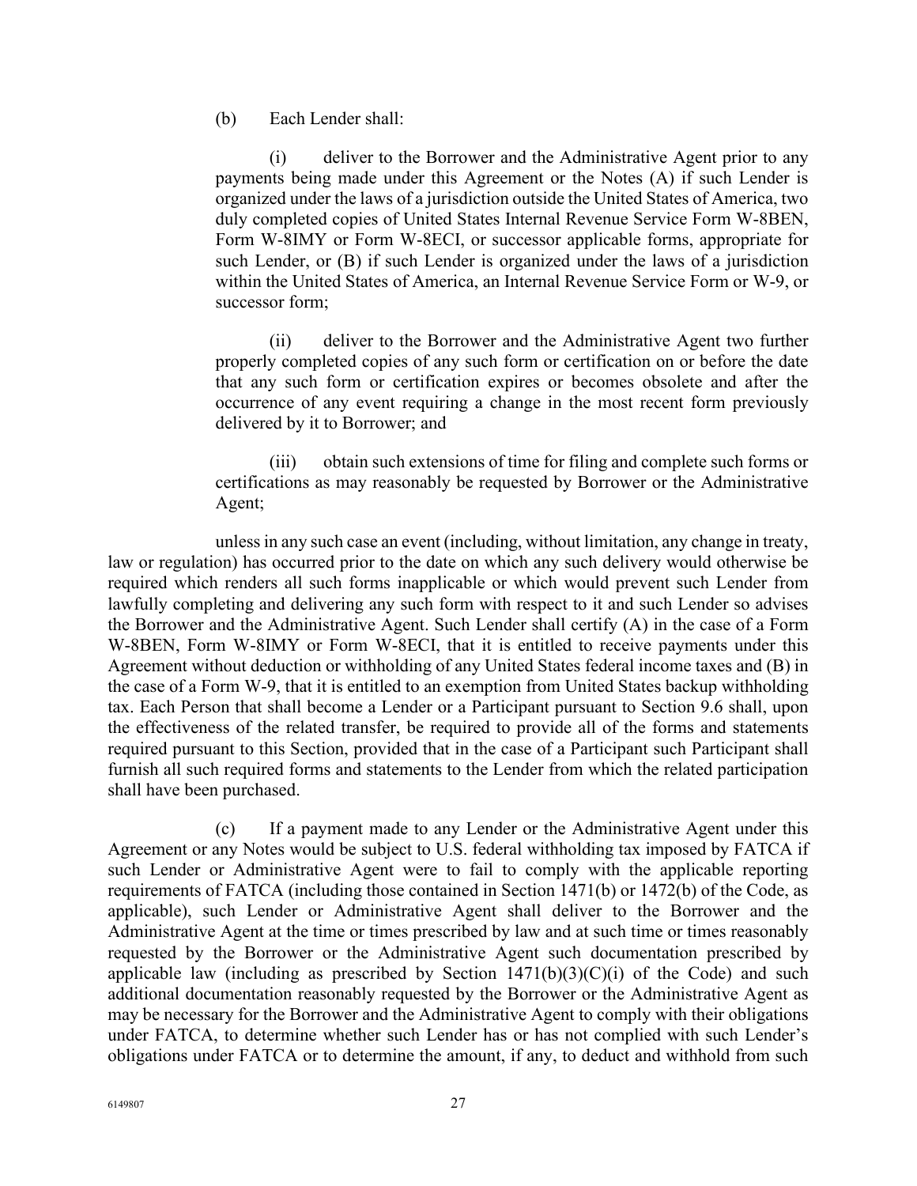(b) Each Lender shall:

(i) deliver to the Borrower and the Administrative Agent prior to any payments being made under this Agreement or the Notes (A) if such Lender is organized under the laws of a jurisdiction outside the United States of America, two duly completed copies of United States Internal Revenue Service Form W-8BEN, Form W-8IMY or Form W-8ECI, or successor applicable forms, appropriate for such Lender, or (B) if such Lender is organized under the laws of a jurisdiction within the United States of America, an Internal Revenue Service Form or W-9, or successor form;

(ii) deliver to the Borrower and the Administrative Agent two further properly completed copies of any such form or certification on or before the date that any such form or certification expires or becomes obsolete and after the occurrence of any event requiring a change in the most recent form previously delivered by it to Borrower; and

(iii) obtain such extensions of time for filing and complete such forms or certifications as may reasonably be requested by Borrower or the Administrative Agent;

unless in any such case an event (including, without limitation, any change in treaty, law or regulation) has occurred prior to the date on which any such delivery would otherwise be required which renders all such forms inapplicable or which would prevent such Lender from lawfully completing and delivering any such form with respect to it and such Lender so advises the Borrower and the Administrative Agent. Such Lender shall certify (A) in the case of a Form W-8BEN, Form W-8IMY or Form W-8ECI, that it is entitled to receive payments under this Agreement without deduction or withholding of any United States federal income taxes and (B) in the case of a Form W-9, that it is entitled to an exemption from United States backup withholding tax. Each Person that shall become a Lender or a Participant pursuant to Section 9.6 shall, upon the effectiveness of the related transfer, be required to provide all of the forms and statements required pursuant to this Section, provided that in the case of a Participant such Participant shall furnish all such required forms and statements to the Lender from which the related participation shall have been purchased.

(c) If a payment made to any Lender or the Administrative Agent under this Agreement or any Notes would be subject to U.S. federal withholding tax imposed by FATCA if such Lender or Administrative Agent were to fail to comply with the applicable reporting requirements of FATCA (including those contained in Section 1471(b) or 1472(b) of the Code, as applicable), such Lender or Administrative Agent shall deliver to the Borrower and the Administrative Agent at the time or times prescribed by law and at such time or times reasonably requested by the Borrower or the Administrative Agent such documentation prescribed by applicable law (including as prescribed by Section 1471(b)(3)(C)(i) of the Code) and such additional documentation reasonably requested by the Borrower or the Administrative Agent as may be necessary for the Borrower and the Administrative Agent to comply with their obligations under FATCA, to determine whether such Lender has or has not complied with such Lender's obligations under FATCA or to determine the amount, if any, to deduct and withhold from such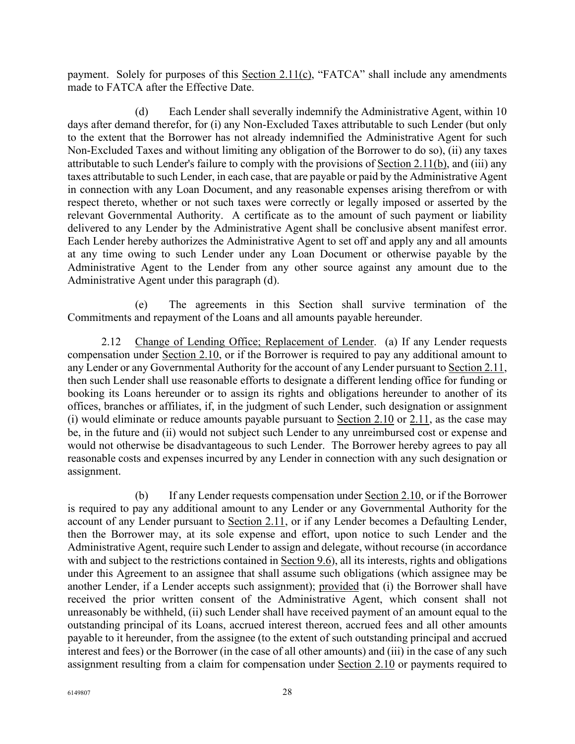payment. Solely for purposes of this Section 2.11(c), "FATCA" shall include any amendments made to FATCA after the Effective Date.

(d) Each Lender shall severally indemnify the Administrative Agent, within 10 days after demand therefor, for (i) any Non-Excluded Taxes attributable to such Lender (but only to the extent that the Borrower has not already indemnified the Administrative Agent for such Non-Excluded Taxes and without limiting any obligation of the Borrower to do so), (ii) any taxes attributable to such Lender's failure to comply with the provisions of Section 2.11(b), and (iii) any taxes attributable to such Lender, in each case, that are payable or paid by the Administrative Agent in connection with any Loan Document, and any reasonable expenses arising therefrom or with respect thereto, whether or not such taxes were correctly or legally imposed or asserted by the relevant Governmental Authority. A certificate as to the amount of such payment or liability delivered to any Lender by the Administrative Agent shall be conclusive absent manifest error. Each Lender hereby authorizes the Administrative Agent to set off and apply any and all amounts at any time owing to such Lender under any Loan Document or otherwise payable by the Administrative Agent to the Lender from any other source against any amount due to the Administrative Agent under this paragraph (d).

(e) The agreements in this Section shall survive termination of the Commitments and repayment of the Loans and all amounts payable hereunder.

2.12 Change of Lending Office; Replacement of Lender. (a) If any Lender requests compensation under Section 2.10, or if the Borrower is required to pay any additional amount to any Lender or any Governmental Authority for the account of any Lender pursuant to Section 2.11, then such Lender shall use reasonable efforts to designate a different lending office for funding or booking its Loans hereunder or to assign its rights and obligations hereunder to another of its offices, branches or affiliates, if, in the judgment of such Lender, such designation or assignment (i) would eliminate or reduce amounts payable pursuant to Section 2.10 or 2.11, as the case may be, in the future and (ii) would not subject such Lender to any unreimbursed cost or expense and would not otherwise be disadvantageous to such Lender. The Borrower hereby agrees to pay all reasonable costs and expenses incurred by any Lender in connection with any such designation or assignment.

(b) If any Lender requests compensation under Section 2.10, or if the Borrower is required to pay any additional amount to any Lender or any Governmental Authority for the account of any Lender pursuant to Section 2.11, or if any Lender becomes a Defaulting Lender, then the Borrower may, at its sole expense and effort, upon notice to such Lender and the Administrative Agent, require such Lender to assign and delegate, without recourse (in accordance with and subject to the restrictions contained in Section 9.6), all its interests, rights and obligations under this Agreement to an assignee that shall assume such obligations (which assignee may be another Lender, if a Lender accepts such assignment); provided that (i) the Borrower shall have received the prior written consent of the Administrative Agent, which consent shall not unreasonably be withheld, (ii) such Lender shall have received payment of an amount equal to the outstanding principal of its Loans, accrued interest thereon, accrued fees and all other amounts payable to it hereunder, from the assignee (to the extent of such outstanding principal and accrued interest and fees) or the Borrower (in the case of all other amounts) and (iii) in the case of any such assignment resulting from a claim for compensation under Section 2.10 or payments required to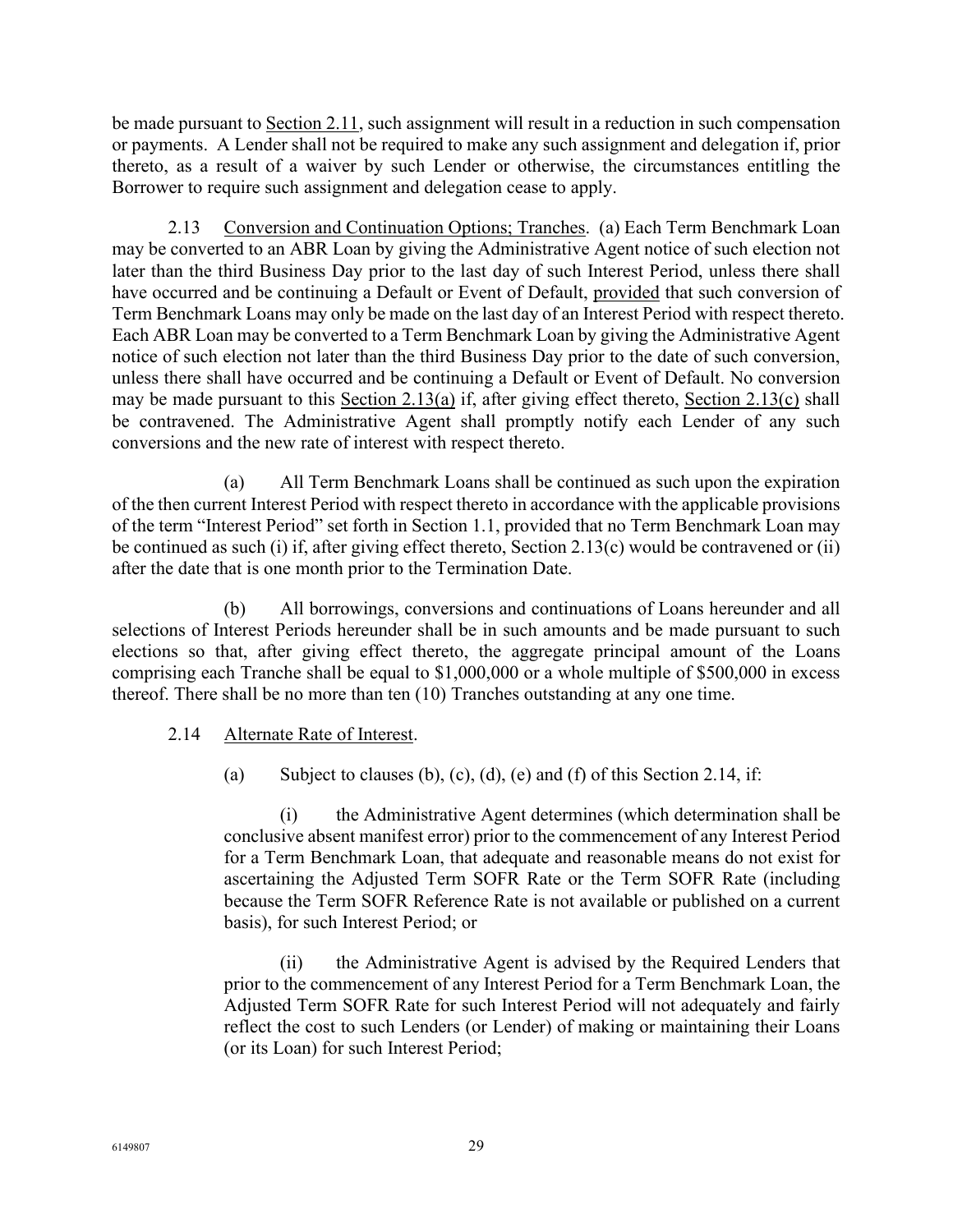be made pursuant to Section 2.11, such assignment will result in a reduction in such compensation or payments. A Lender shall not be required to make any such assignment and delegation if, prior thereto, as a result of a waiver by such Lender or otherwise, the circumstances entitling the Borrower to require such assignment and delegation cease to apply.

2.13 Conversion and Continuation Options; Tranches. (a) Each Term Benchmark Loan may be converted to an ABR Loan by giving the Administrative Agent notice of such election not later than the third Business Day prior to the last day of such Interest Period, unless there shall have occurred and be continuing a Default or Event of Default, provided that such conversion of Term Benchmark Loans may only be made on the last day of an Interest Period with respect thereto. Each ABR Loan may be converted to a Term Benchmark Loan by giving the Administrative Agent notice of such election not later than the third Business Day prior to the date of such conversion, unless there shall have occurred and be continuing a Default or Event of Default. No conversion may be made pursuant to this Section 2.13(a) if, after giving effect thereto, Section 2.13(c) shall be contravened. The Administrative Agent shall promptly notify each Lender of any such conversions and the new rate of interest with respect thereto.

(a) All Term Benchmark Loans shall be continued as such upon the expiration of the then current Interest Period with respect thereto in accordance with the applicable provisions of the term "Interest Period" set forth in Section 1.1, provided that no Term Benchmark Loan may be continued as such (i) if, after giving effect thereto, Section 2.13(c) would be contravened or (ii) after the date that is one month prior to the Termination Date.

(b) All borrowings, conversions and continuations of Loans hereunder and all selections of Interest Periods hereunder shall be in such amounts and be made pursuant to such elections so that, after giving effect thereto, the aggregate principal amount of the Loans comprising each Tranche shall be equal to $1,000,000 or a whole multiple of $500,000 in excess thereof. There shall be no more than ten (10) Tranches outstanding at any one time.

2.14 Alternate Rate of Interest.

(a) Subject to clauses (b), (c), (d), (e) and (f) of this Section 2.14, if:

(i) the Administrative Agent determines (which determination shall be conclusive absent manifest error) prior to the commencement of any Interest Period for a Term Benchmark Loan, that adequate and reasonable means do not exist for ascertaining the Adjusted Term SOFR Rate or the Term SOFR Rate (including because the Term SOFR Reference Rate is not available or published on a current basis), for such Interest Period; or

(ii) the Administrative Agent is advised by the Required Lenders that prior to the commencement of any Interest Period for a Term Benchmark Loan, the Adjusted Term SOFR Rate for such Interest Period will not adequately and fairly reflect the cost to such Lenders (or Lender) of making or maintaining their Loans (or its Loan) for such Interest Period;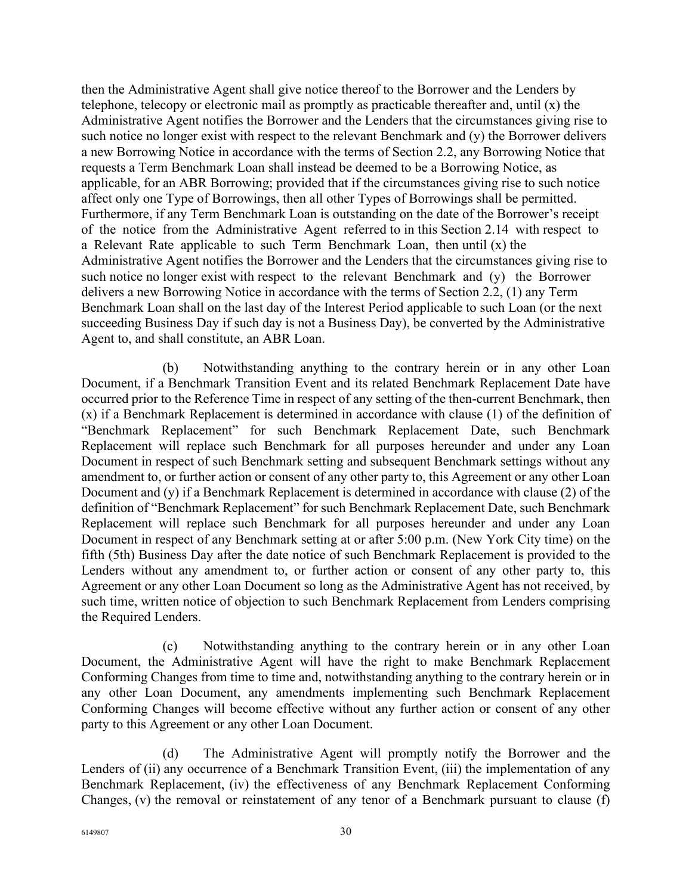then the Administrative Agent shall give notice thereof to the Borrower and the Lenders by telephone, telecopy or electronic mail as promptly as practicable thereafter and, until (x) the Administrative Agent notifies the Borrower and the Lenders that the circumstances giving rise to such notice no longer exist with respect to the relevant Benchmark and (y) the Borrower delivers a new Borrowing Notice in accordance with the terms of Section 2.2, any Borrowing Notice that requests a Term Benchmark Loan shall instead be deemed to be a Borrowing Notice, as applicable, for an ABR Borrowing; provided that if the circumstances giving rise to such notice affect only one Type of Borrowings, then all other Types of Borrowings shall be permitted. Furthermore, if any Term Benchmark Loan is outstanding on the date of the Borrower's receipt of the notice from the Administrative Agent referred to in this Section 2.14 with respect to a Relevant Rate applicable to such Term Benchmark Loan, then until (x) the Administrative Agent notifies the Borrower and the Lenders that the circumstances giving rise to such notice no longer exist with respect to the relevant Benchmark and (y) the Borrower delivers a new Borrowing Notice in accordance with the terms of Section 2.2, (1) any Term Benchmark Loan shall on the last day of the Interest Period applicable to such Loan (or the next succeeding Business Day if such day is not a Business Day), be converted by the Administrative Agent to, and shall constitute, an ABR Loan.

(b) Notwithstanding anything to the contrary herein or in any other Loan Document, if a Benchmark Transition Event and its related Benchmark Replacement Date have occurred prior to the Reference Time in respect of any setting of the then-current Benchmark, then (x) if a Benchmark Replacement is determined in accordance with clause (1) of the definition of "Benchmark Replacement" for such Benchmark Replacement Date, such Benchmark Replacement will replace such Benchmark for all purposes hereunder and under any Loan Document in respect of such Benchmark setting and subsequent Benchmark settings without any amendment to, or further action or consent of any other party to, this Agreement or any other Loan Document and (y) if a Benchmark Replacement is determined in accordance with clause (2) of the definition of "Benchmark Replacement" for such Benchmark Replacement Date, such Benchmark Replacement will replace such Benchmark for all purposes hereunder and under any Loan Document in respect of any Benchmark setting at or after 5:00 p.m. (New York City time) on the fifth (5th) Business Day after the date notice of such Benchmark Replacement is provided to the Lenders without any amendment to, or further action or consent of any other party to, this Agreement or any other Loan Document so long as the Administrative Agent has not received, by such time, written notice of objection to such Benchmark Replacement from Lenders comprising the Required Lenders.

(c) Notwithstanding anything to the contrary herein or in any other Loan Document, the Administrative Agent will have the right to make Benchmark Replacement Conforming Changes from time to time and, notwithstanding anything to the contrary herein or in any other Loan Document, any amendments implementing such Benchmark Replacement Conforming Changes will become effective without any further action or consent of any other party to this Agreement or any other Loan Document.

(d) The Administrative Agent will promptly notify the Borrower and the Lenders of (ii) any occurrence of a Benchmark Transition Event, (iii) the implementation of any Benchmark Replacement, (iv) the effectiveness of any Benchmark Replacement Conforming Changes, (v) the removal or reinstatement of any tenor of a Benchmark pursuant to clause (f)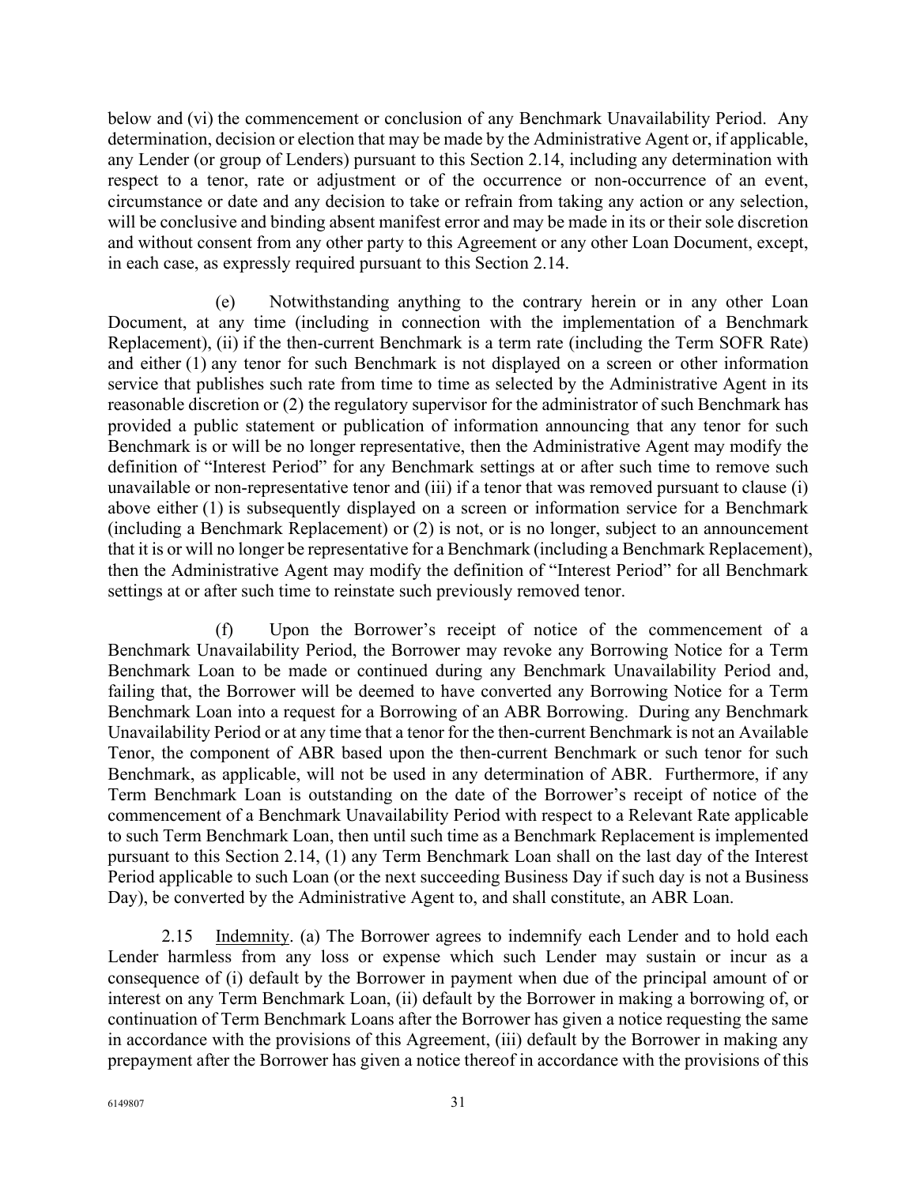below and (vi) the commencement or conclusion of any Benchmark Unavailability Period. Any determination, decision or election that may be made by the Administrative Agent or, if applicable, any Lender (or group of Lenders) pursuant to this Section 2.14, including any determination with respect to a tenor, rate or adjustment or of the occurrence or non-occurrence of an event, circumstance or date and any decision to take or refrain from taking any action or any selection, will be conclusive and binding absent manifest error and may be made in its or their sole discretion and without consent from any other party to this Agreement or any other Loan Document, except, in each case, as expressly required pursuant to this Section 2.14.

(e) Notwithstanding anything to the contrary herein or in any other Loan Document, at any time (including in connection with the implementation of a Benchmark Replacement), (ii) if the then-current Benchmark is a term rate (including the Term SOFR Rate) and either (1) any tenor for such Benchmark is not displayed on a screen or other information service that publishes such rate from time to time as selected by the Administrative Agent in its reasonable discretion or (2) the regulatory supervisor for the administrator of such Benchmark has provided a public statement or publication of information announcing that any tenor for such Benchmark is or will be no longer representative, then the Administrative Agent may modify the definition of "Interest Period" for any Benchmark settings at or after such time to remove such unavailable or non-representative tenor and (iii) if a tenor that was removed pursuant to clause (i) above either (1) is subsequently displayed on a screen or information service for a Benchmark (including a Benchmark Replacement) or (2) is not, or is no longer, subject to an announcement that it is or will no longer be representative for a Benchmark (including a Benchmark Replacement), then the Administrative Agent may modify the definition of "Interest Period" for all Benchmark settings at or after such time to reinstate such previously removed tenor.

(f) Upon the Borrower's receipt of notice of the commencement of a Benchmark Unavailability Period, the Borrower may revoke any Borrowing Notice for a Term Benchmark Loan to be made or continued during any Benchmark Unavailability Period and, failing that, the Borrower will be deemed to have converted any Borrowing Notice for a Term Benchmark Loan into a request for a Borrowing of an ABR Borrowing. During any Benchmark Unavailability Period or at any time that a tenor for the then-current Benchmark is not an Available Tenor, the component of ABR based upon the then-current Benchmark or such tenor for such Benchmark, as applicable, will not be used in any determination of ABR. Furthermore, if any Term Benchmark Loan is outstanding on the date of the Borrower's receipt of notice of the commencement of a Benchmark Unavailability Period with respect to a Relevant Rate applicable to such Term Benchmark Loan, then until such time as a Benchmark Replacement is implemented pursuant to this Section 2.14, (1) any Term Benchmark Loan shall on the last day of the Interest Period applicable to such Loan (or the next succeeding Business Day if such day is not a Business Day), be converted by the Administrative Agent to, and shall constitute, an ABR Loan.

2.15 Indemnity. (a) The Borrower agrees to indemnify each Lender and to hold each Lender harmless from any loss or expense which such Lender may sustain or incur as a consequence of (i) default by the Borrower in payment when due of the principal amount of or interest on any Term Benchmark Loan, (ii) default by the Borrower in making a borrowing of, or continuation of Term Benchmark Loans after the Borrower has given a notice requesting the same in accordance with the provisions of this Agreement, (iii) default by the Borrower in making any prepayment after the Borrower has given a notice thereof in accordance with the provisions of this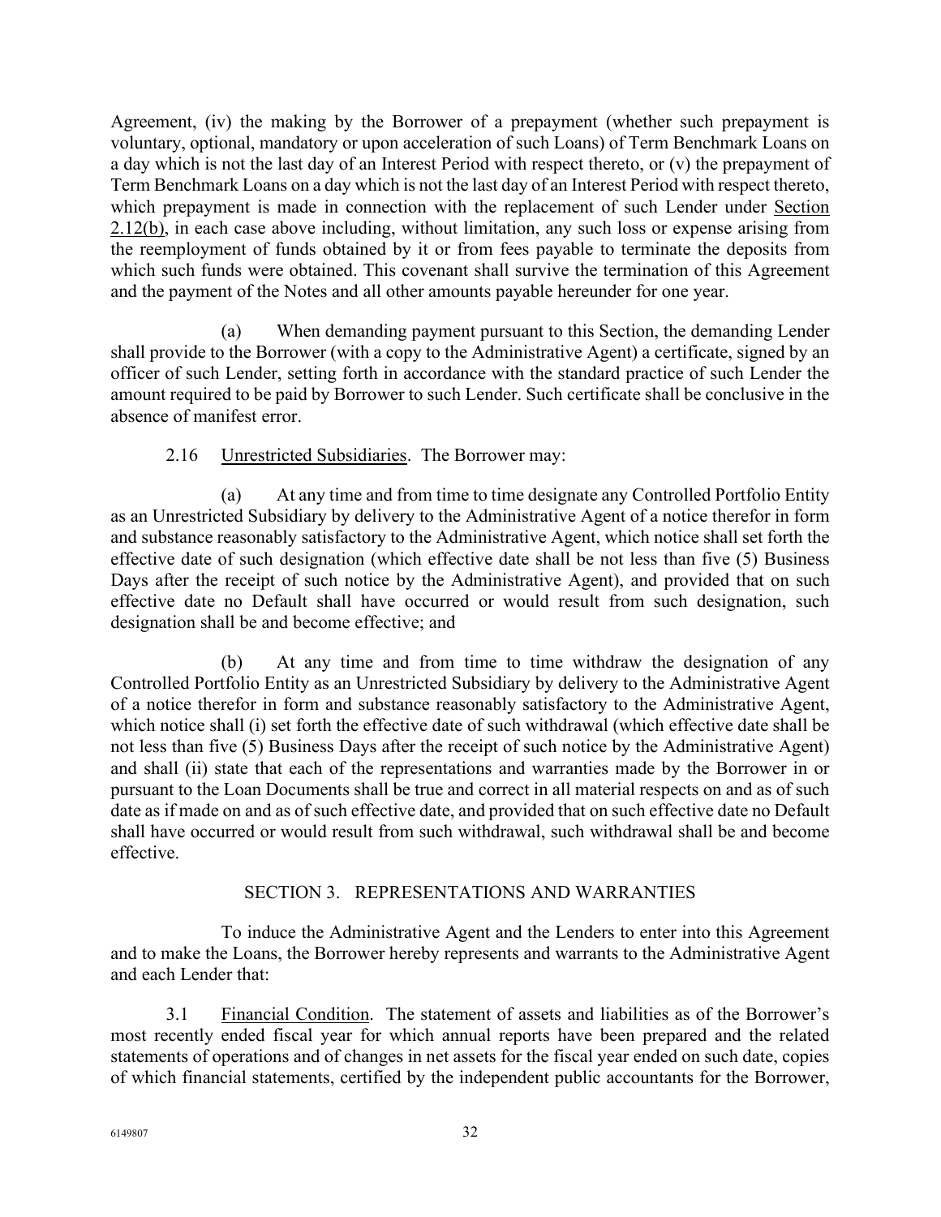Agreement, (iv) the making by the Borrower of a prepayment (whether such prepayment is voluntary, optional, mandatory or upon acceleration of such Loans) of Term Benchmark Loans on a day which is not the last day of an Interest Period with respect thereto, or (v) the prepayment of Term Benchmark Loans on a day which is not the last day of an Interest Period with respect thereto, which prepayment is made in connection with the replacement of such Lender under Section 2.12(b), in each case above including, without limitation, any such loss or expense arising from the reemployment of funds obtained by it or from fees payable to terminate the deposits from which such funds were obtained. This covenant shall survive the termination of this Agreement and the payment of the Notes and all other amounts payable hereunder for one year.

(a) When demanding payment pursuant to this Section, the demanding Lender shall provide to the Borrower (with a copy to the Administrative Agent) a certificate, signed by an officer of such Lender, setting forth in accordance with the standard practice of such Lender the amount required to be paid by Borrower to such Lender. Such certificate shall be conclusive in the absence of manifest error.

2.16 Unrestricted Subsidiaries. The Borrower may:

(a) At any time and from time to time designate any Controlled Portfolio Entity as an Unrestricted Subsidiary by delivery to the Administrative Agent of a notice therefor in form and substance reasonably satisfactory to the Administrative Agent, which notice shall set forth the effective date of such designation (which effective date shall be not less than five (5) Business Days after the receipt of such notice by the Administrative Agent), and provided that on such effective date no Default shall have occurred or would result from such designation, such designation shall be and become effective; and

(b) At any time and from time to time withdraw the designation of any Controlled Portfolio Entity as an Unrestricted Subsidiary by delivery to the Administrative Agent of a notice therefor in form and substance reasonably satisfactory to the Administrative Agent, which notice shall (i) set forth the effective date of such withdrawal (which effective date shall be not less than five (5) Business Days after the receipt of such notice by the Administrative Agent) and shall (ii) state that each of the representations and warranties made by the Borrower in or pursuant to the Loan Documents shall be true and correct in all material respects on and as of such date as if made on and as of such effective date, and provided that on such effective date no Default shall have occurred or would result from such withdrawal, such withdrawal shall be and become effective.

## SECTION 3. REPRESENTATIONS AND WARRANTIES

To induce the Administrative Agent and the Lenders to enter into this Agreement and to make the Loans, the Borrower hereby represents and warrants to the Administrative Agent and each Lender that:

3.1 Financial Condition. The statement of assets and liabilities as of the Borrower's most recently ended fiscal year for which annual reports have been prepared and the related statements of operations and of changes in net assets for the fiscal year ended on such date, copies of which financial statements, certified by the independent public accountants for the Borrower,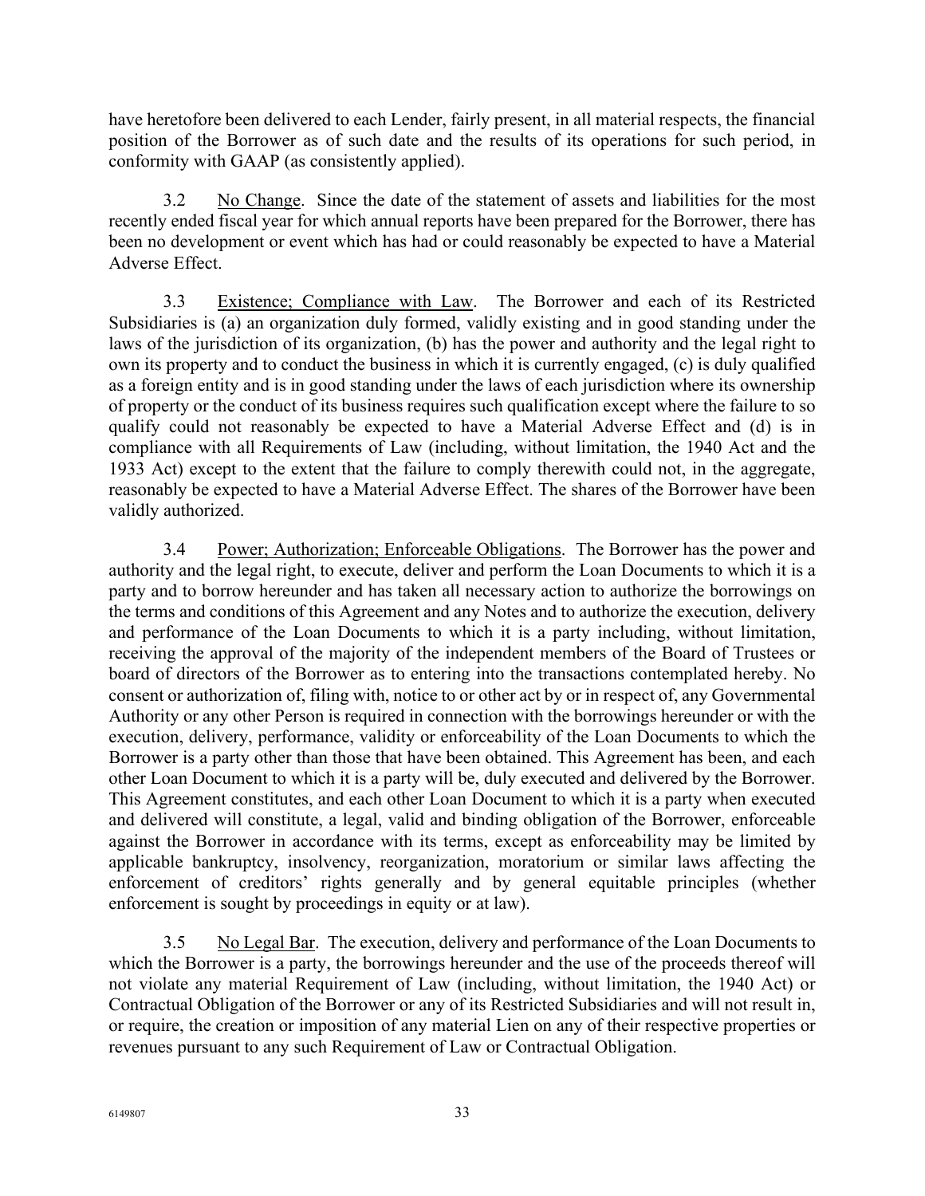have heretofore been delivered to each Lender, fairly present, in all material respects, the financial position of the Borrower as of such date and the results of its operations for such period, in conformity with GAAP (as consistently applied).

3.2 No Change. Since the date of the statement of assets and liabilities for the most recently ended fiscal year for which annual reports have been prepared for the Borrower, there has been no development or event which has had or could reasonably be expected to have a Material Adverse Effect.

3.3 Existence; Compliance with Law. The Borrower and each of its Restricted Subsidiaries is (a) an organization duly formed, validly existing and in good standing under the laws of the jurisdiction of its organization, (b) has the power and authority and the legal right to own its property and to conduct the business in which it is currently engaged, (c) is duly qualified as a foreign entity and is in good standing under the laws of each jurisdiction where its ownership of property or the conduct of its business requires such qualification except where the failure to so qualify could not reasonably be expected to have a Material Adverse Effect and (d) is in compliance with all Requirements of Law (including, without limitation, the 1940 Act and the 1933 Act) except to the extent that the failure to comply therewith could not, in the aggregate, reasonably be expected to have a Material Adverse Effect. The shares of the Borrower have been validly authorized.

3.4 Power; Authorization; Enforceable Obligations. The Borrower has the power and authority and the legal right, to execute, deliver and perform the Loan Documents to which it is a party and to borrow hereunder and has taken all necessary action to authorize the borrowings on the terms and conditions of this Agreement and any Notes and to authorize the execution, delivery and performance of the Loan Documents to which it is a party including, without limitation, receiving the approval of the majority of the independent members of the Board of Trustees or board of directors of the Borrower as to entering into the transactions contemplated hereby. No consent or authorization of, filing with, notice to or other act by or in respect of, any Governmental Authority or any other Person is required in connection with the borrowings hereunder or with the execution, delivery, performance, validity or enforceability of the Loan Documents to which the Borrower is a party other than those that have been obtained. This Agreement has been, and each other Loan Document to which it is a party will be, duly executed and delivered by the Borrower. This Agreement constitutes, and each other Loan Document to which it is a party when executed and delivered will constitute, a legal, valid and binding obligation of the Borrower, enforceable against the Borrower in accordance with its terms, except as enforceability may be limited by applicable bankruptcy, insolvency, reorganization, moratorium or similar laws affecting the enforcement of creditors' rights generally and by general equitable principles (whether enforcement is sought by proceedings in equity or at law).

3.5 No Legal Bar. The execution, delivery and performance of the Loan Documents to which the Borrower is a party, the borrowings hereunder and the use of the proceeds thereof will not violate any material Requirement of Law (including, without limitation, the 1940 Act) or Contractual Obligation of the Borrower or any of its Restricted Subsidiaries and will not result in, or require, the creation or imposition of any material Lien on any of their respective properties or revenues pursuant to any such Requirement of Law or Contractual Obligation.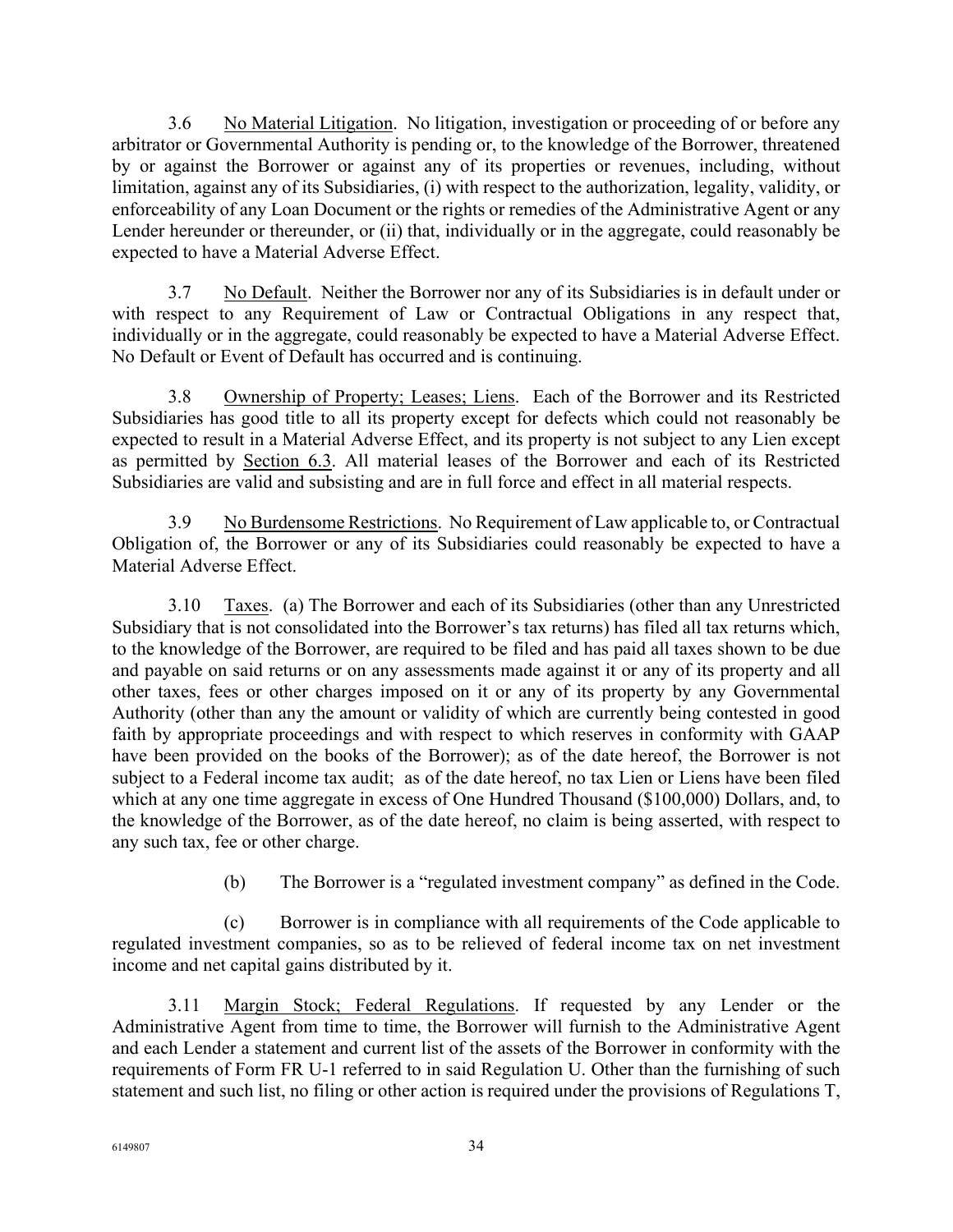3.6 <u>No Material Litigation</u>. No litigation, investigation or proceeding of or before any arbitrator or Governmental Authority is pending or, to the knowledge of the Borrower, threatened by or against the Borrower or against any of its properties or revenues, including, without limitation, against any of its Subsidiaries, (i) with respect to the authorization, legality, validity, or enforceability of any Loan Document or the rights or remedies of the Administrative Agent or any Lender hereunder or thereunder, or (ii) that, individually or in the aggregate, could reasonably be expected to have a Material Adverse Effect.

3.7 <u>No Default</u>. Neither the Borrower nor any of its Subsidiaries is in default under or with respect to any Requirement of Law or Contractual Obligations in any respect that, individually or in the aggregate, could reasonably be expected to have a Material Adverse Effect. No Default or Event of Default has occurred and is continuing.

3.8 <u>Ownership of Property; Leases; Liens</u>. Each of the Borrower and its Restricted Subsidiaries has good title to all its property except for defects which could not reasonably be expected to result in a Material Adverse Effect, and its property is not subject to any Lien except as permitted by <u>Section 6.3</u>. All material leases of the Borrower and each of its Restricted Subsidiaries are valid and subsisting and are in full force and effect in all material respects.

3.9 <u>No Burdensome Restrictions</u>. No Requirement of Law applicable to, or Contractual Obligation of, the Borrower or any of its Subsidiaries could reasonably be expected to have a Material Adverse Effect.

3.10 <u>Taxes</u>. (a) The Borrower and each of its Subsidiaries (other than any Unrestricted Subsidiary that is not consolidated into the Borrower's tax returns) has filed all tax returns which, to the knowledge of the Borrower, are required to be filed and has paid all taxes shown to be due and payable on said returns or on any assessments made against it or any of its property and all other taxes, fees or other charges imposed on it or any of its property by any Governmental Authority (other than any the amount or validity of which are currently being contested in good faith by appropriate proceedings and with respect to which reserves in conformity with GAAP have been provided on the books of the Borrower); as of the date hereof, the Borrower is not subject to a Federal income tax audit; as of the date hereof, no tax Lien or Liens have been filed which at any one time aggregate in excess of One Hundred Thousand ($100,000) Dollars, and, to the knowledge of the Borrower, as of the date hereof, no claim is being asserted, with respect to any such tax, fee or other charge.

(b) The Borrower is a "regulated investment company" as defined in the Code.

(c) Borrower is in compliance with all requirements of the Code applicable to regulated investment companies, so as to be relieved of federal income tax on net investment income and net capital gains distributed by it.

3.11 <u>Margin Stock; Federal Regulations</u>. If requested by any Lender or the Administrative Agent from time to time, the Borrower will furnish to the Administrative Agent and each Lender a statement and current list of the assets of the Borrower in conformity with the requirements of Form FR U-1 referred to in said Regulation U. Other than the furnishing of such statement and such list, no filing or other action is required under the provisions of Regulations T,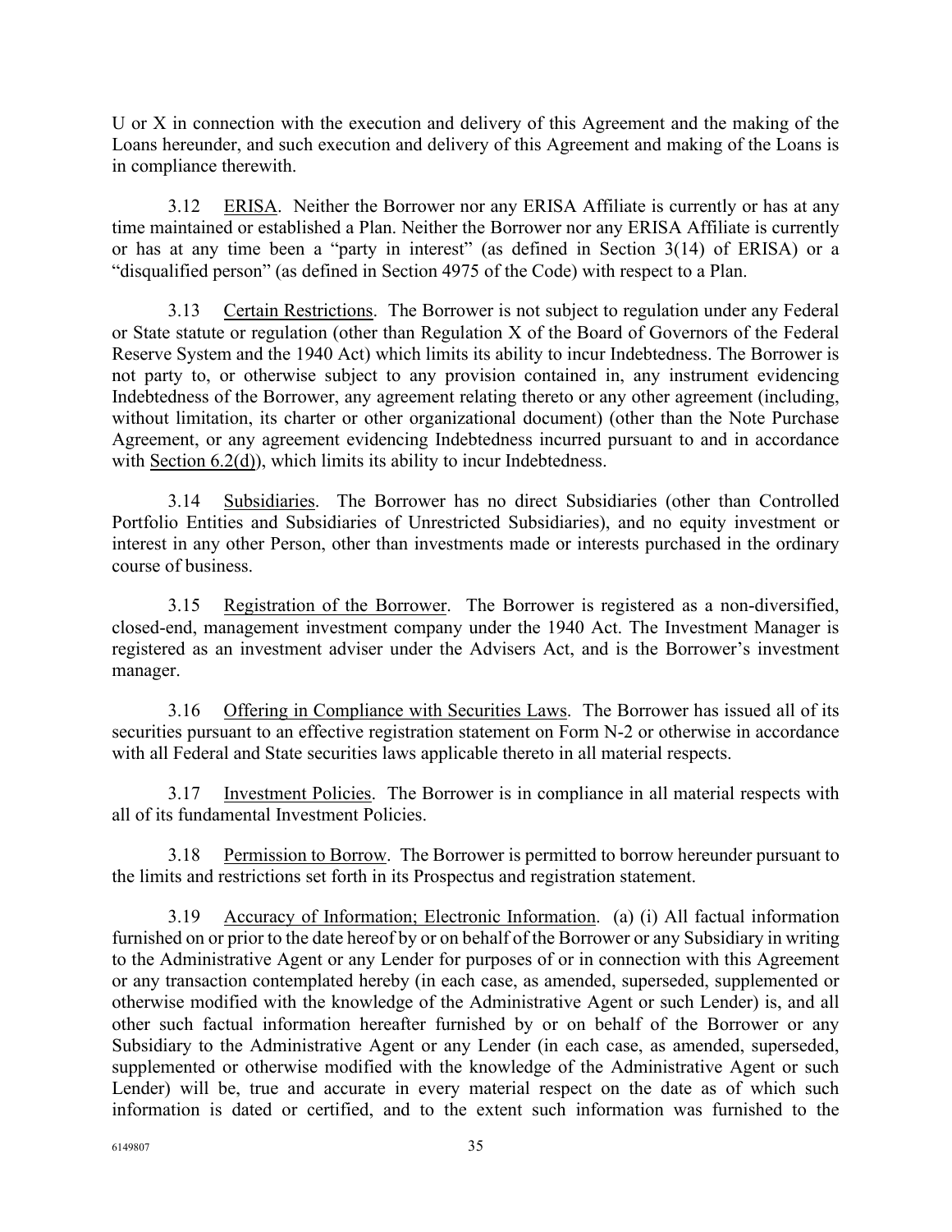U or X in connection with the execution and delivery of this Agreement and the making of the Loans hereunder, and such execution and delivery of this Agreement and making of the Loans is in compliance therewith.

3.12 ERISA. Neither the Borrower nor any ERISA Affiliate is currently or has at any time maintained or established a Plan. Neither the Borrower nor any ERISA Affiliate is currently or has at any time been a "party in interest" (as defined in Section 3(14) of ERISA) or a "disqualified person" (as defined in Section 4975 of the Code) with respect to a Plan.

3.13 Certain Restrictions. The Borrower is not subject to regulation under any Federal or State statute or regulation (other than Regulation X of the Board of Governors of the Federal Reserve System and the 1940 Act) which limits its ability to incur Indebtedness. The Borrower is not party to, or otherwise subject to any provision contained in, any instrument evidencing Indebtedness of the Borrower, any agreement relating thereto or any other agreement (including, without limitation, its charter or other organizational document) (other than the Note Purchase Agreement, or any agreement evidencing Indebtedness incurred pursuant to and in accordance with Section 6.2(d)), which limits its ability to incur Indebtedness.

3.14 Subsidiaries. The Borrower has no direct Subsidiaries (other than Controlled Portfolio Entities and Subsidiaries of Unrestricted Subsidiaries), and no equity investment or interest in any other Person, other than investments made or interests purchased in the ordinary course of business.

3.15 Registration of the Borrower. The Borrower is registered as a non-diversified, closed-end, management investment company under the 1940 Act. The Investment Manager is registered as an investment adviser under the Advisers Act, and is the Borrower's investment manager.

3.16 Offering in Compliance with Securities Laws. The Borrower has issued all of its securities pursuant to an effective registration statement on Form N-2 or otherwise in accordance with all Federal and State securities laws applicable thereto in all material respects.

3.17 Investment Policies. The Borrower is in compliance in all material respects with all of its fundamental Investment Policies.

3.18 Permission to Borrow. The Borrower is permitted to borrow hereunder pursuant to the limits and restrictions set forth in its Prospectus and registration statement.

3.19 Accuracy of Information; Electronic Information. (a) (i) All factual information furnished on or prior to the date hereof by or on behalf of the Borrower or any Subsidiary in writing to the Administrative Agent or any Lender for purposes of or in connection with this Agreement or any transaction contemplated hereby (in each case, as amended, superseded, supplemented or otherwise modified with the knowledge of the Administrative Agent or such Lender) is, and all other such factual information hereafter furnished by or on behalf of the Borrower or any Subsidiary to the Administrative Agent or any Lender (in each case, as amended, superseded, supplemented or otherwise modified with the knowledge of the Administrative Agent or such Lender) will be, true and accurate in every material respect on the date as of which such information is dated or certified, and to the extent such information was furnished to the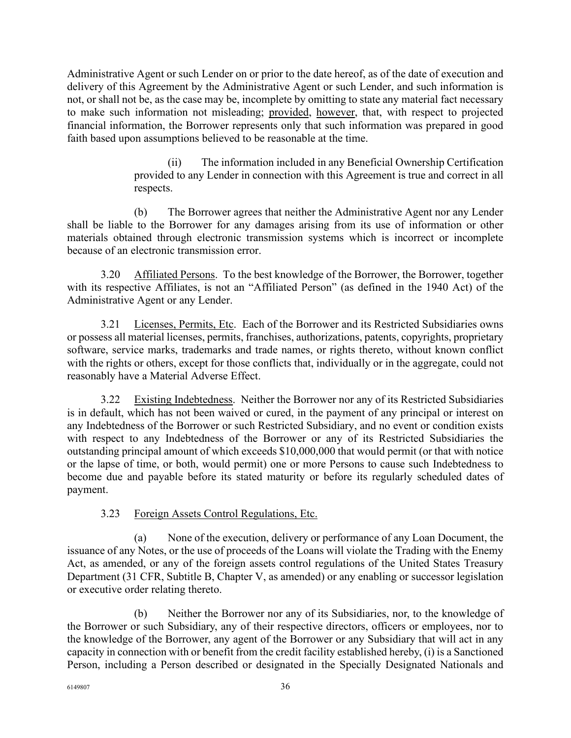Administrative Agent or such Lender on or prior to the date hereof, as of the date of execution and delivery of this Agreement by the Administrative Agent or such Lender, and such information is not, or shall not be, as the case may be, incomplete by omitting to state any material fact necessary to make such information not misleading; provided, however, that, with respect to projected financial information, the Borrower represents only that such information was prepared in good faith based upon assumptions believed to be reasonable at the time.

(ii) The information included in any Beneficial Ownership Certification provided to any Lender in connection with this Agreement is true and correct in all respects.

(b) The Borrower agrees that neither the Administrative Agent nor any Lender shall be liable to the Borrower for any damages arising from its use of information or other materials obtained through electronic transmission systems which is incorrect or incomplete because of an electronic transmission error.

3.20 Affiliated Persons. To the best knowledge of the Borrower, the Borrower, together with its respective Affiliates, is not an "Affiliated Person" (as defined in the 1940 Act) of the Administrative Agent or any Lender.

3.21 Licenses, Permits, Etc. Each of the Borrower and its Restricted Subsidiaries owns or possess all material licenses, permits, franchises, authorizations, patents, copyrights, proprietary software, service marks, trademarks and trade names, or rights thereto, without known conflict with the rights or others, except for those conflicts that, individually or in the aggregate, could not reasonably have a Material Adverse Effect.

3.22 Existing Indebtedness. Neither the Borrower nor any of its Restricted Subsidiaries is in default, which has not been waived or cured, in the payment of any principal or interest on any Indebtedness of the Borrower or such Restricted Subsidiary, and no event or condition exists with respect to any Indebtedness of the Borrower or any of its Restricted Subsidiaries the outstanding principal amount of which exceeds $10,000,000 that would permit (or that with notice or the lapse of time, or both, would permit) one or more Persons to cause such Indebtedness to become due and payable before its stated maturity or before its regularly scheduled dates of payment.

3.23 Foreign Assets Control Regulations, Etc.

(a) None of the execution, delivery or performance of any Loan Document, the issuance of any Notes, or the use of proceeds of the Loans will violate the Trading with the Enemy Act, as amended, or any of the foreign assets control regulations of the United States Treasury Department (31 CFR, Subtitle B, Chapter V, as amended) or any enabling or successor legislation or executive order relating thereto.

(b) Neither the Borrower nor any of its Subsidiaries, nor, to the knowledge of the Borrower or such Subsidiary, any of their respective directors, officers or employees, nor to the knowledge of the Borrower, any agent of the Borrower or any Subsidiary that will act in any capacity in connection with or benefit from the credit facility established hereby, (i) is a Sanctioned Person, including a Person described or designated in the Specially Designated Nationals and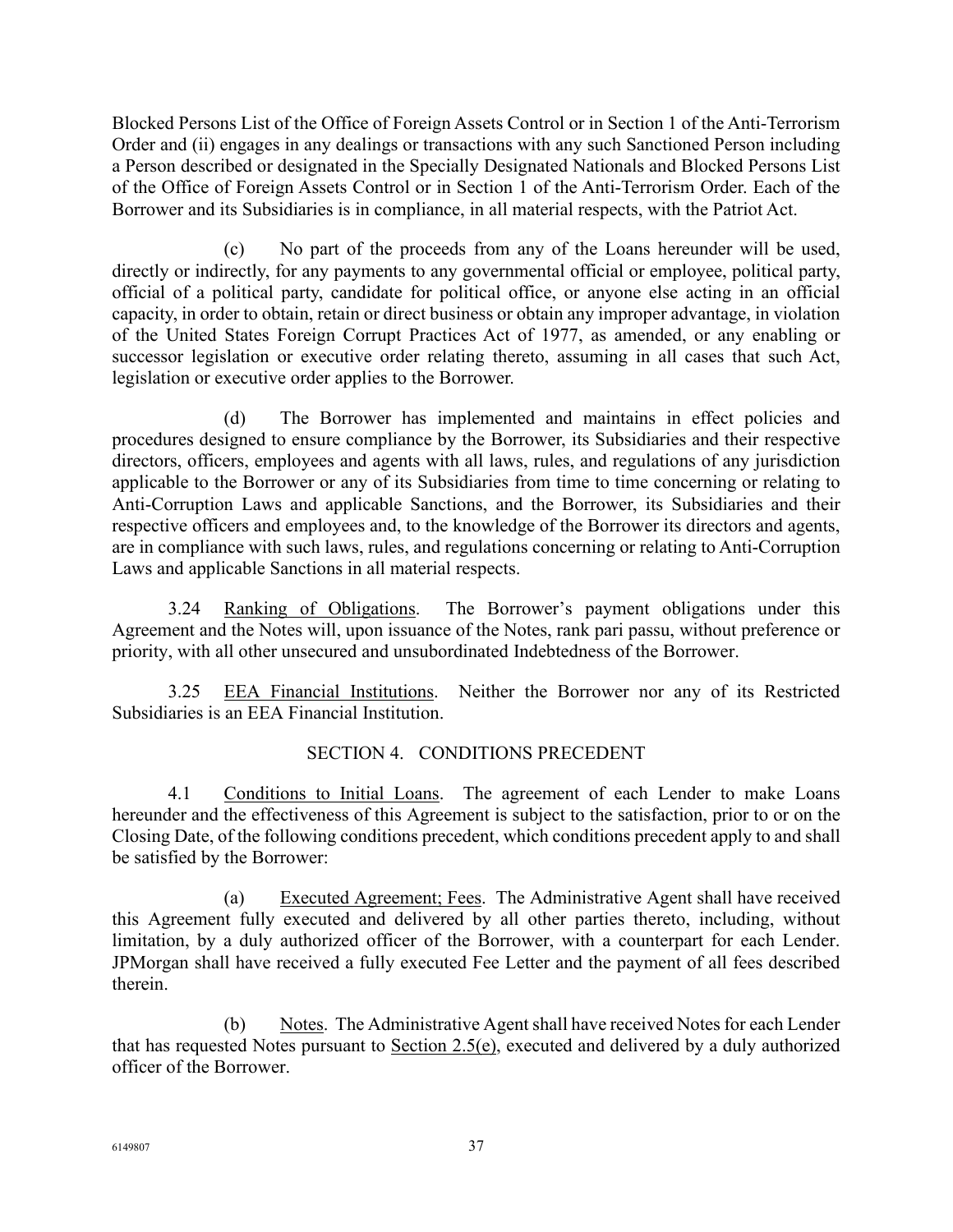Blocked Persons List of the Office of Foreign Assets Control or in Section 1 of the Anti-Terrorism Order and (ii) engages in any dealings or transactions with any such Sanctioned Person including a Person described or designated in the Specially Designated Nationals and Blocked Persons List of the Office of Foreign Assets Control or in Section 1 of the Anti-Terrorism Order. Each of the Borrower and its Subsidiaries is in compliance, in all material respects, with the Patriot Act.

(c) No part of the proceeds from any of the Loans hereunder will be used, directly or indirectly, for any payments to any governmental official or employee, political party, official of a political party, candidate for political office, or anyone else acting in an official capacity, in order to obtain, retain or direct business or obtain any improper advantage, in violation of the United States Foreign Corrupt Practices Act of 1977, as amended, or any enabling or successor legislation or executive order relating thereto, assuming in all cases that such Act, legislation or executive order applies to the Borrower.

(d) The Borrower has implemented and maintains in effect policies and procedures designed to ensure compliance by the Borrower, its Subsidiaries and their respective directors, officers, employees and agents with all laws, rules, and regulations of any jurisdiction applicable to the Borrower or any of its Subsidiaries from time to time concerning or relating to Anti-Corruption Laws and applicable Sanctions, and the Borrower, its Subsidiaries and their respective officers and employees and, to the knowledge of the Borrower its directors and agents, are in compliance with such laws, rules, and regulations concerning or relating to Anti-Corruption Laws and applicable Sanctions in all material respects.

3.24 Ranking of Obligations. The Borrower's payment obligations under this Agreement and the Notes will, upon issuance of the Notes, rank pari passu, without preference or priority, with all other unsecured and unsubordinated Indebtedness of the Borrower.

3.25 EEA Financial Institutions. Neither the Borrower nor any of its Restricted Subsidiaries is an EEA Financial Institution.

## SECTION 4. CONDITIONS PRECEDENT

4.1 Conditions to Initial Loans. The agreement of each Lender to make Loans hereunder and the effectiveness of this Agreement is subject to the satisfaction, prior to or on the Closing Date, of the following conditions precedent, which conditions precedent apply to and shall be satisfied by the Borrower:

(a) Executed Agreement; Fees. The Administrative Agent shall have received this Agreement fully executed and delivered by all other parties thereto, including, without limitation, by a duly authorized officer of the Borrower, with a counterpart for each Lender. JPMorgan shall have received a fully executed Fee Letter and the payment of all fees described therein.

(b) Notes. The Administrative Agent shall have received Notes for each Lender that has requested Notes pursuant to Section 2.5(e), executed and delivered by a duly authorized officer of the Borrower.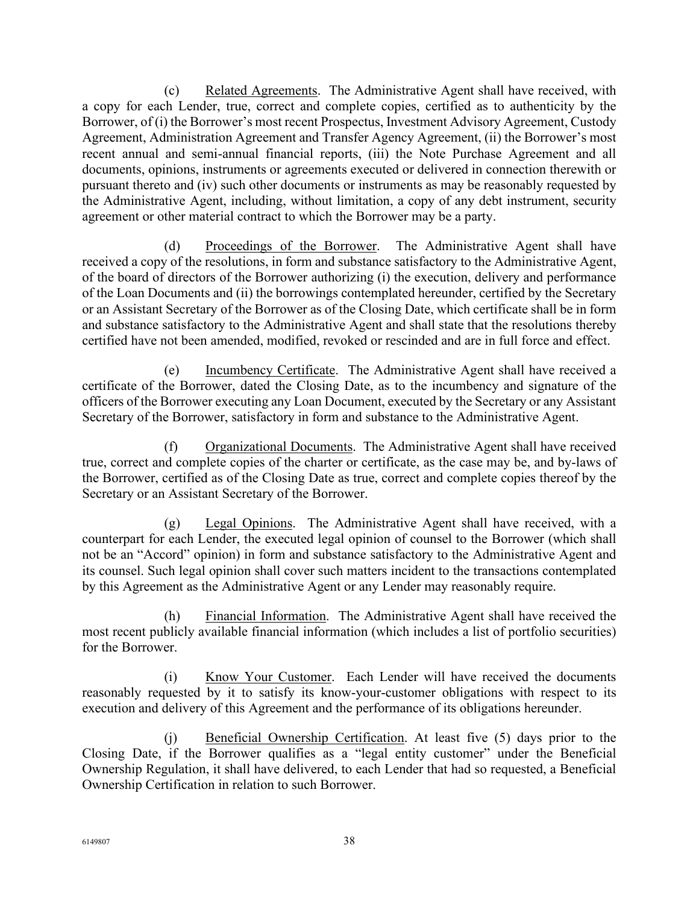(c) Related Agreements. The Administrative Agent shall have received, with a copy for each Lender, true, correct and complete copies, certified as to authenticity by the Borrower, of (i) the Borrower's most recent Prospectus, Investment Advisory Agreement, Custody Agreement, Administration Agreement and Transfer Agency Agreement, (ii) the Borrower's most recent annual and semi-annual financial reports, (iii) the Note Purchase Agreement and all documents, opinions, instruments or agreements executed or delivered in connection therewith or pursuant thereto and (iv) such other documents or instruments as may be reasonably requested by the Administrative Agent, including, without limitation, a copy of any debt instrument, security agreement or other material contract to which the Borrower may be a party.

(d) Proceedings of the Borrower. The Administrative Agent shall have received a copy of the resolutions, in form and substance satisfactory to the Administrative Agent, of the board of directors of the Borrower authorizing (i) the execution, delivery and performance of the Loan Documents and (ii) the borrowings contemplated hereunder, certified by the Secretary or an Assistant Secretary of the Borrower as of the Closing Date, which certificate shall be in form and substance satisfactory to the Administrative Agent and shall state that the resolutions thereby certified have not been amended, modified, revoked or rescinded and are in full force and effect.

(e) Incumbency Certificate. The Administrative Agent shall have received a certificate of the Borrower, dated the Closing Date, as to the incumbency and signature of the officers of the Borrower executing any Loan Document, executed by the Secretary or any Assistant Secretary of the Borrower, satisfactory in form and substance to the Administrative Agent.

(f) Organizational Documents. The Administrative Agent shall have received true, correct and complete copies of the charter or certificate, as the case may be, and by-laws of the Borrower, certified as of the Closing Date as true, correct and complete copies thereof by the Secretary or an Assistant Secretary of the Borrower.

(g) Legal Opinions. The Administrative Agent shall have received, with a counterpart for each Lender, the executed legal opinion of counsel to the Borrower (which shall not be an "Accord" opinion) in form and substance satisfactory to the Administrative Agent and its counsel. Such legal opinion shall cover such matters incident to the transactions contemplated by this Agreement as the Administrative Agent or any Lender may reasonably require.

(h) Financial Information. The Administrative Agent shall have received the most recent publicly available financial information (which includes a list of portfolio securities) for the Borrower.

(i) Know Your Customer. Each Lender will have received the documents reasonably requested by it to satisfy its know-your-customer obligations with respect to its execution and delivery of this Agreement and the performance of its obligations hereunder.

(j) Beneficial Ownership Certification. At least five (5) days prior to the Closing Date, if the Borrower qualifies as a "legal entity customer" under the Beneficial Ownership Regulation, it shall have delivered, to each Lender that had so requested, a Beneficial Ownership Certification in relation to such Borrower.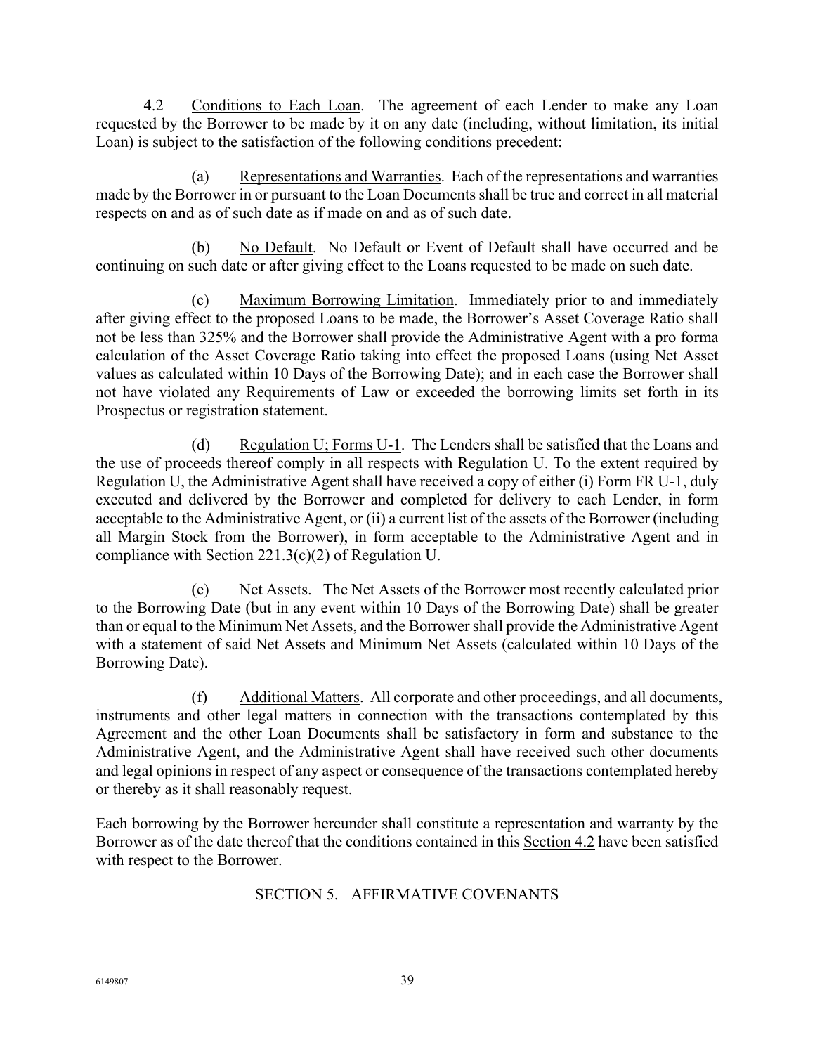4.2 Conditions to Each Loan. The agreement of each Lender to make any Loan requested by the Borrower to be made by it on any date (including, without limitation, its initial Loan) is subject to the satisfaction of the following conditions precedent:

(a) Representations and Warranties. Each of the representations and warranties made by the Borrower in or pursuant to the Loan Documents shall be true and correct in all material respects on and as of such date as if made on and as of such date.

(b) No Default. No Default or Event of Default shall have occurred and be continuing on such date or after giving effect to the Loans requested to be made on such date.

(c) Maximum Borrowing Limitation. Immediately prior to and immediately after giving effect to the proposed Loans to be made, the Borrower's Asset Coverage Ratio shall not be less than 325% and the Borrower shall provide the Administrative Agent with a pro forma calculation of the Asset Coverage Ratio taking into effect the proposed Loans (using Net Asset values as calculated within 10 Days of the Borrowing Date); and in each case the Borrower shall not have violated any Requirements of Law or exceeded the borrowing limits set forth in its Prospectus or registration statement.

(d) Regulation U; Forms U-1. The Lenders shall be satisfied that the Loans and the use of proceeds thereof comply in all respects with Regulation U. To the extent required by Regulation U, the Administrative Agent shall have received a copy of either (i) Form FR U-1, duly executed and delivered by the Borrower and completed for delivery to each Lender, in form acceptable to the Administrative Agent, or (ii) a current list of the assets of the Borrower (including all Margin Stock from the Borrower), in form acceptable to the Administrative Agent and in compliance with Section 221.3(c)(2) of Regulation U.

(e) Net Assets. The Net Assets of the Borrower most recently calculated prior to the Borrowing Date (but in any event within 10 Days of the Borrowing Date) shall be greater than or equal to the Minimum Net Assets, and the Borrower shall provide the Administrative Agent with a statement of said Net Assets and Minimum Net Assets (calculated within 10 Days of the Borrowing Date).

(f) Additional Matters. All corporate and other proceedings, and all documents, instruments and other legal matters in connection with the transactions contemplated by this Agreement and the other Loan Documents shall be satisfactory in form and substance to the Administrative Agent, and the Administrative Agent shall have received such other documents and legal opinions in respect of any aspect or consequence of the transactions contemplated hereby or thereby as it shall reasonably request.

Each borrowing by the Borrower hereunder shall constitute a representation and warranty by the Borrower as of the date thereof that the conditions contained in this Section 4.2 have been satisfied with respect to the Borrower.

## SECTION 5. AFFIRMATIVE COVENANTS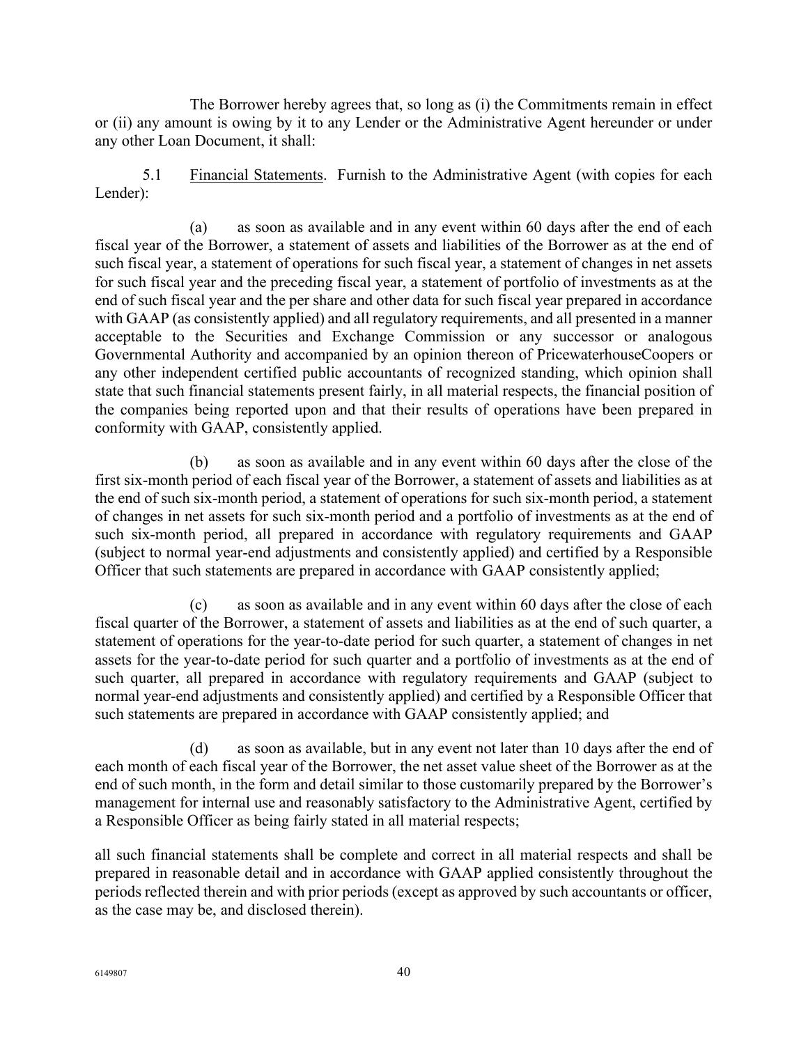The Borrower hereby agrees that, so long as (i) the Commitments remain in effect or (ii) any amount is owing by it to any Lender or the Administrative Agent hereunder or under any other Loan Document, it shall:

5.1 Financial Statements. Furnish to the Administrative Agent (with copies for each Lender):

(a) as soon as available and in any event within 60 days after the end of each fiscal year of the Borrower, a statement of assets and liabilities of the Borrower as at the end of such fiscal year, a statement of operations for such fiscal year, a statement of changes in net assets for such fiscal year and the preceding fiscal year, a statement of portfolio of investments as at the end of such fiscal year and the per share and other data for such fiscal year prepared in accordance with GAAP (as consistently applied) and all regulatory requirements, and all presented in a manner acceptable to the Securities and Exchange Commission or any successor or analogous Governmental Authority and accompanied by an opinion thereon of PricewaterhouseCoopers or any other independent certified public accountants of recognized standing, which opinion shall state that such financial statements present fairly, in all material respects, the financial position of the companies being reported upon and that their results of operations have been prepared in conformity with GAAP, consistently applied.

(b) as soon as available and in any event within 60 days after the close of the first six-month period of each fiscal year of the Borrower, a statement of assets and liabilities as at the end of such six-month period, a statement of operations for such six-month period, a statement of changes in net assets for such six-month period and a portfolio of investments as at the end of such six-month period, all prepared in accordance with regulatory requirements and GAAP (subject to normal year-end adjustments and consistently applied) and certified by a Responsible Officer that such statements are prepared in accordance with GAAP consistently applied;

(c) as soon as available and in any event within 60 days after the close of each fiscal quarter of the Borrower, a statement of assets and liabilities as at the end of such quarter, a statement of operations for the year-to-date period for such quarter, a statement of changes in net assets for the year-to-date period for such quarter and a portfolio of investments as at the end of such quarter, all prepared in accordance with regulatory requirements and GAAP (subject to normal year-end adjustments and consistently applied) and certified by a Responsible Officer that such statements are prepared in accordance with GAAP consistently applied; and

(d) as soon as available, but in any event not later than 10 days after the end of each month of each fiscal year of the Borrower, the net asset value sheet of the Borrower as at the end of such month, in the form and detail similar to those customarily prepared by the Borrower's management for internal use and reasonably satisfactory to the Administrative Agent, certified by a Responsible Officer as being fairly stated in all material respects;

all such financial statements shall be complete and correct in all material respects and shall be prepared in reasonable detail and in accordance with GAAP applied consistently throughout the periods reflected therein and with prior periods (except as approved by such accountants or officer, as the case may be, and disclosed therein).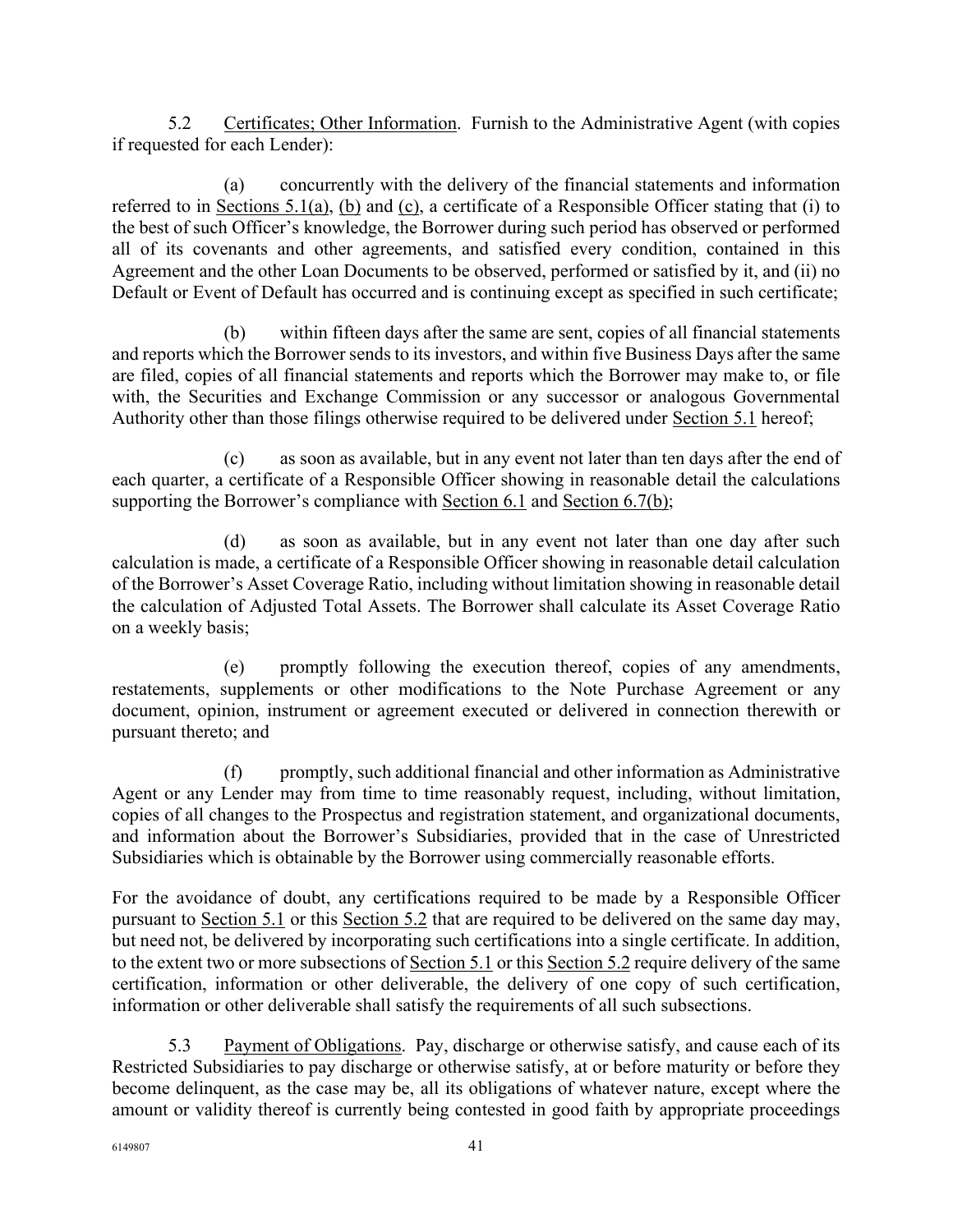5.2 Certificates; Other Information. Furnish to the Administrative Agent (with copies if requested for each Lender):

(a) concurrently with the delivery of the financial statements and information referred to in Sections 5.1(a), (b) and (c), a certificate of a Responsible Officer stating that (i) to the best of such Officer's knowledge, the Borrower during such period has observed or performed all of its covenants and other agreements, and satisfied every condition, contained in this Agreement and the other Loan Documents to be observed, performed or satisfied by it, and (ii) no Default or Event of Default has occurred and is continuing except as specified in such certificate;

(b) within fifteen days after the same are sent, copies of all financial statements and reports which the Borrower sends to its investors, and within five Business Days after the same are filed, copies of all financial statements and reports which the Borrower may make to, or file with, the Securities and Exchange Commission or any successor or analogous Governmental Authority other than those filings otherwise required to be delivered under Section 5.1 hereof;

(c) as soon as available, but in any event not later than ten days after the end of each quarter, a certificate of a Responsible Officer showing in reasonable detail the calculations supporting the Borrower's compliance with Section 6.1 and Section 6.7(b);

(d) as soon as available, but in any event not later than one day after such calculation is made, a certificate of a Responsible Officer showing in reasonable detail calculation of the Borrower's Asset Coverage Ratio, including without limitation showing in reasonable detail the calculation of Adjusted Total Assets. The Borrower shall calculate its Asset Coverage Ratio on a weekly basis;

(e) promptly following the execution thereof, copies of any amendments, restatements, supplements or other modifications to the Note Purchase Agreement or any document, opinion, instrument or agreement executed or delivered in connection therewith or pursuant thereto; and

(f) promptly, such additional financial and other information as Administrative Agent or any Lender may from time to time reasonably request, including, without limitation, copies of all changes to the Prospectus and registration statement, and organizational documents, and information about the Borrower's Subsidiaries, provided that in the case of Unrestricted Subsidiaries which is obtainable by the Borrower using commercially reasonable efforts.

For the avoidance of doubt, any certifications required to be made by a Responsible Officer pursuant to Section 5.1 or this Section 5.2 that are required to be delivered on the same day may, but need not, be delivered by incorporating such certifications into a single certificate. In addition, to the extent two or more subsections of Section 5.1 or this Section 5.2 require delivery of the same certification, information or other deliverable, the delivery of one copy of such certification, information or other deliverable shall satisfy the requirements of all such subsections.

5.3 Payment of Obligations. Pay, discharge or otherwise satisfy, and cause each of its Restricted Subsidiaries to pay discharge or otherwise satisfy, at or before maturity or before they become delinquent, as the case may be, all its obligations of whatever nature, except where the amount or validity thereof is currently being contested in good faith by appropriate proceedings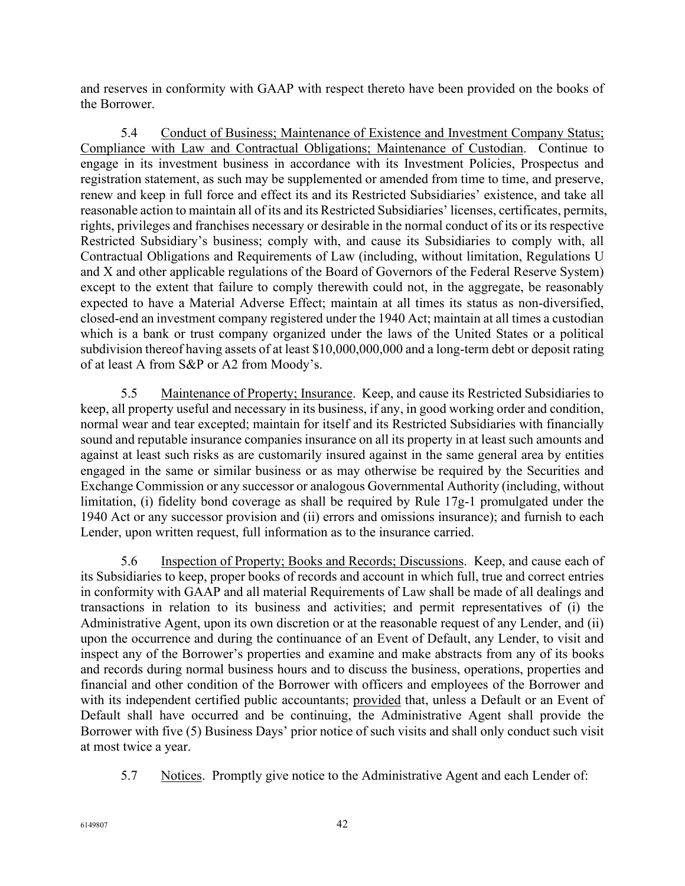and reserves in conformity with GAAP with respect thereto have been provided on the books of the Borrower.

5.4 Conduct of Business; Maintenance of Existence and Investment Company Status; Compliance with Law and Contractual Obligations; Maintenance of Custodian. Continue to engage in its investment business in accordance with its Investment Policies, Prospectus and registration statement, as such may be supplemented or amended from time to time, and preserve, renew and keep in full force and effect its and its Restricted Subsidiaries' existence, and take all reasonable action to maintain all of its and its Restricted Subsidiaries' licenses, certificates, permits, rights, privileges and franchises necessary or desirable in the normal conduct of its or its respective Restricted Subsidiary's business; comply with, and cause its Subsidiaries to comply with, all Contractual Obligations and Requirements of Law (including, without limitation, Regulations U and X and other applicable regulations of the Board of Governors of the Federal Reserve System) except to the extent that failure to comply therewith could not, in the aggregate, be reasonably expected to have a Material Adverse Effect; maintain at all times its status as non-diversified, closed-end an investment company registered under the 1940 Act; maintain at all times a custodian which is a bank or trust company organized under the laws of the United States or a political subdivision thereof having assets of at least $10,000,000,000 and a long-term debt or deposit rating of at least A from S&P or A2 from Moody's.

5.5 Maintenance of Property; Insurance. Keep, and cause its Restricted Subsidiaries to keep, all property useful and necessary in its business, if any, in good working order and condition, normal wear and tear excepted; maintain for itself and its Restricted Subsidiaries with financially sound and reputable insurance companies insurance on all its property in at least such amounts and against at least such risks as are customarily insured against in the same general area by entities engaged in the same or similar business or as may otherwise be required by the Securities and Exchange Commission or any successor or analogous Governmental Authority (including, without limitation, (i) fidelity bond coverage as shall be required by Rule 17g-1 promulgated under the 1940 Act or any successor provision and (ii) errors and omissions insurance); and furnish to each Lender, upon written request, full information as to the insurance carried.

5.6 Inspection of Property; Books and Records; Discussions. Keep, and cause each of its Subsidiaries to keep, proper books of records and account in which full, true and correct entries in conformity with GAAP and all material Requirements of Law shall be made of all dealings and transactions in relation to its business and activities; and permit representatives of (i) the Administrative Agent, upon its own discretion or at the reasonable request of any Lender, and (ii) upon the occurrence and during the continuance of an Event of Default, any Lender, to visit and inspect any of the Borrower's properties and examine and make abstracts from any of its books and records during normal business hours and to discuss the business, operations, properties and financial and other condition of the Borrower with officers and employees of the Borrower and with its independent certified public accountants; provided that, unless a Default or an Event of Default shall have occurred and be continuing, the Administrative Agent shall provide the Borrower with five (5) Business Days' prior notice of such visits and shall only conduct such visit at most twice a year.

5.7 Notices. Promptly give notice to the Administrative Agent and each Lender of: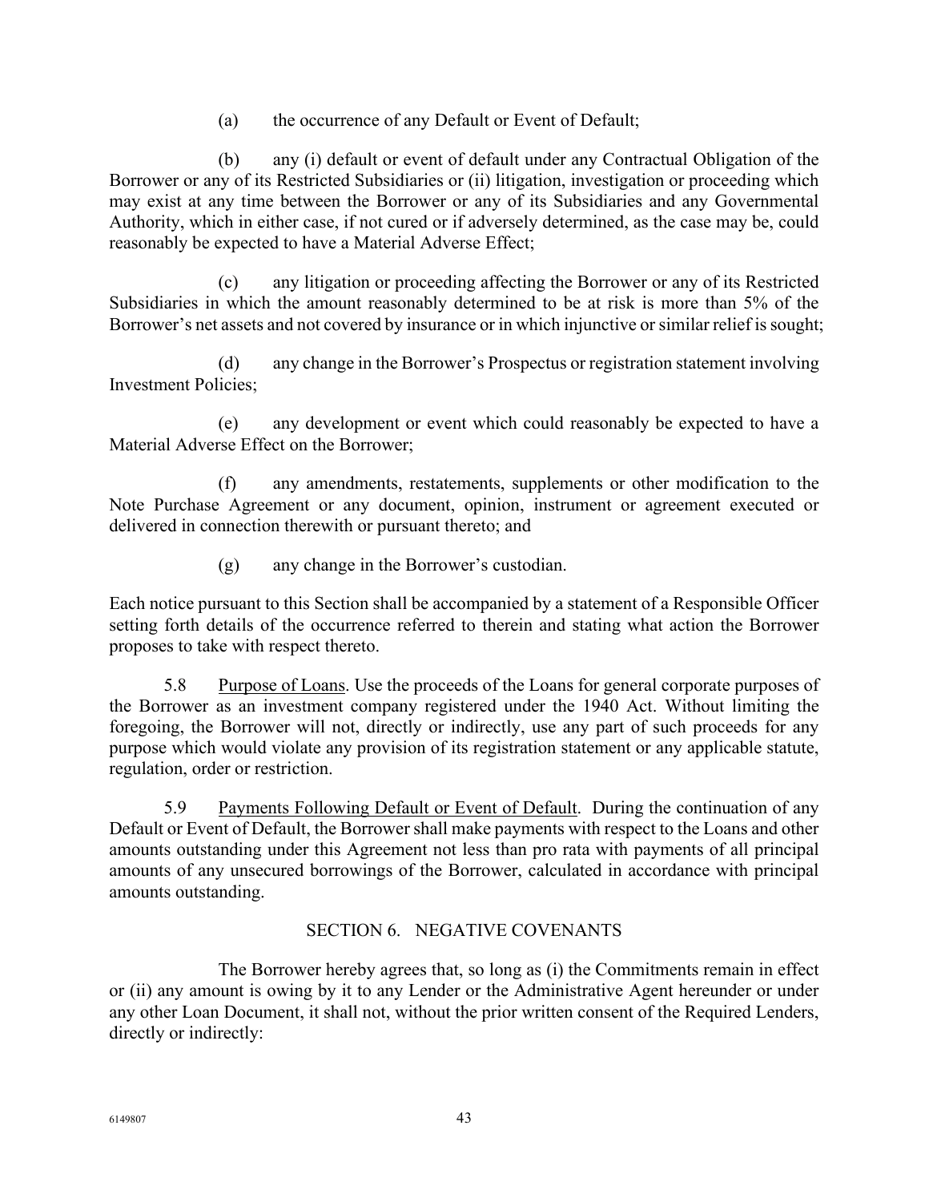(a) the occurrence of any Default or Event of Default;

(b) any (i) default or event of default under any Contractual Obligation of the Borrower or any of its Restricted Subsidiaries or (ii) litigation, investigation or proceeding which may exist at any time between the Borrower or any of its Subsidiaries and any Governmental Authority, which in either case, if not cured or if adversely determined, as the case may be, could reasonably be expected to have a Material Adverse Effect;

(c) any litigation or proceeding affecting the Borrower or any of its Restricted Subsidiaries in which the amount reasonably determined to be at risk is more than 5% of the Borrower's net assets and not covered by insurance or in which injunctive or similar relief is sought;

(d) any change in the Borrower's Prospectus or registration statement involving Investment Policies;

(e) any development or event which could reasonably be expected to have a Material Adverse Effect on the Borrower;

(f) any amendments, restatements, supplements or other modification to the Note Purchase Agreement or any document, opinion, instrument or agreement executed or delivered in connection therewith or pursuant thereto; and

(g) any change in the Borrower's custodian.

Each notice pursuant to this Section shall be accompanied by a statement of a Responsible Officer setting forth details of the occurrence referred to therein and stating what action the Borrower proposes to take with respect thereto.

5.8 Purpose of Loans. Use the proceeds of the Loans for general corporate purposes of the Borrower as an investment company registered under the 1940 Act. Without limiting the foregoing, the Borrower will not, directly or indirectly, use any part of such proceeds for any purpose which would violate any provision of its registration statement or any applicable statute, regulation, order or restriction.

5.9 Payments Following Default or Event of Default. During the continuation of any Default or Event of Default, the Borrower shall make payments with respect to the Loans and other amounts outstanding under this Agreement not less than pro rata with payments of all principal amounts of any unsecured borrowings of the Borrower, calculated in accordance with principal amounts outstanding.

## SECTION 6. NEGATIVE COVENANTS

The Borrower hereby agrees that, so long as (i) the Commitments remain in effect or (ii) any amount is owing by it to any Lender or the Administrative Agent hereunder or under any other Loan Document, it shall not, without the prior written consent of the Required Lenders, directly or indirectly: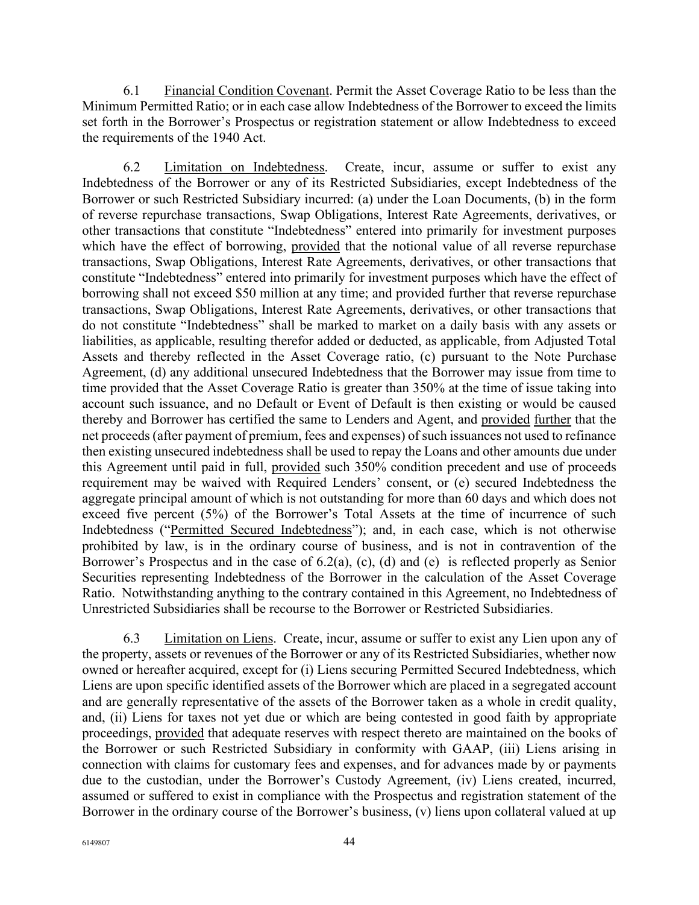6.1 Financial Condition Covenant. Permit the Asset Coverage Ratio to be less than the Minimum Permitted Ratio; or in each case allow Indebtedness of the Borrower to exceed the limits set forth in the Borrower's Prospectus or registration statement or allow Indebtedness to exceed the requirements of the 1940 Act.

6.2 Limitation on Indebtedness. Create, incur, assume or suffer to exist any Indebtedness of the Borrower or any of its Restricted Subsidiaries, except Indebtedness of the Borrower or such Restricted Subsidiary incurred: (a) under the Loan Documents, (b) in the form of reverse repurchase transactions, Swap Obligations, Interest Rate Agreements, derivatives, or other transactions that constitute "Indebtedness" entered into primarily for investment purposes which have the effect of borrowing, provided that the notional value of all reverse repurchase transactions, Swap Obligations, Interest Rate Agreements, derivatives, or other transactions that constitute "Indebtedness" entered into primarily for investment purposes which have the effect of borrowing shall not exceed $50 million at any time; and provided further that reverse repurchase transactions, Swap Obligations, Interest Rate Agreements, derivatives, or other transactions that do not constitute "Indebtedness" shall be marked to market on a daily basis with any assets or liabilities, as applicable, resulting therefor added or deducted, as applicable, from Adjusted Total Assets and thereby reflected in the Asset Coverage ratio, (c) pursuant to the Note Purchase Agreement, (d) any additional unsecured Indebtedness that the Borrower may issue from time to time provided that the Asset Coverage Ratio is greater than 350% at the time of issue taking into account such issuance, and no Default or Event of Default is then existing or would be caused thereby and Borrower has certified the same to Lenders and Agent, and provided further that the net proceeds (after payment of premium, fees and expenses) of such issuances not used to refinance then existing unsecured indebtedness shall be used to repay the Loans and other amounts due under this Agreement until paid in full, provided such 350% condition precedent and use of proceeds requirement may be waived with Required Lenders' consent, or (e) secured Indebtedness the aggregate principal amount of which is not outstanding for more than 60 days and which does not exceed five percent (5%) of the Borrower's Total Assets at the time of incurrence of such Indebtedness ("Permitted Secured Indebtedness"); and, in each case, which is not otherwise prohibited by law, is in the ordinary course of business, and is not in contravention of the Borrower's Prospectus and in the case of 6.2(a), (c), (d) and (e) is reflected properly as Senior Securities representing Indebtedness of the Borrower in the calculation of the Asset Coverage Ratio. Notwithstanding anything to the contrary contained in this Agreement, no Indebtedness of Unrestricted Subsidiaries shall be recourse to the Borrower or Restricted Subsidiaries.

6.3 Limitation on Liens. Create, incur, assume or suffer to exist any Lien upon any of the property, assets or revenues of the Borrower or any of its Restricted Subsidiaries, whether now owned or hereafter acquired, except for (i) Liens securing Permitted Secured Indebtedness, which Liens are upon specific identified assets of the Borrower which are placed in a segregated account and are generally representative of the assets of the Borrower taken as a whole in credit quality, and, (ii) Liens for taxes not yet due or which are being contested in good faith by appropriate proceedings, provided that adequate reserves with respect thereto are maintained on the books of the Borrower or such Restricted Subsidiary in conformity with GAAP, (iii) Liens arising in connection with claims for customary fees and expenses, and for advances made by or payments due to the custodian, under the Borrower's Custody Agreement, (iv) Liens created, incurred, assumed or suffered to exist in compliance with the Prospectus and registration statement of the Borrower in the ordinary course of the Borrower's business, (v) liens upon collateral valued at up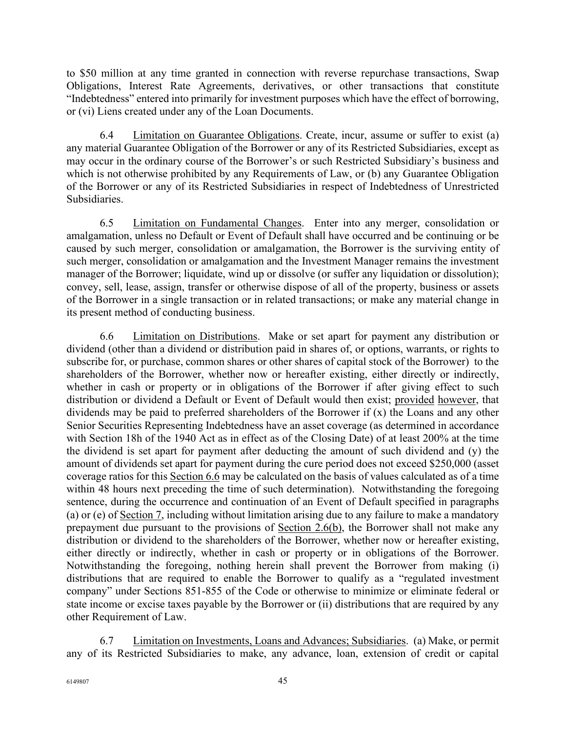to $50 million at any time granted in connection with reverse repurchase transactions, Swap Obligations, Interest Rate Agreements, derivatives, or other transactions that constitute "Indebtedness" entered into primarily for investment purposes which have the effect of borrowing, or (vi) Liens created under any of the Loan Documents.

6.4 Limitation on Guarantee Obligations. Create, incur, assume or suffer to exist (a) any material Guarantee Obligation of the Borrower or any of its Restricted Subsidiaries, except as may occur in the ordinary course of the Borrower's or such Restricted Subsidiary's business and which is not otherwise prohibited by any Requirements of Law, or (b) any Guarantee Obligation of the Borrower or any of its Restricted Subsidiaries in respect of Indebtedness of Unrestricted Subsidiaries.

6.5 Limitation on Fundamental Changes. Enter into any merger, consolidation or amalgamation, unless no Default or Event of Default shall have occurred and be continuing or be caused by such merger, consolidation or amalgamation, the Borrower is the surviving entity of such merger, consolidation or amalgamation and the Investment Manager remains the investment manager of the Borrower; liquidate, wind up or dissolve (or suffer any liquidation or dissolution); convey, sell, lease, assign, transfer or otherwise dispose of all of the property, business or assets of the Borrower in a single transaction or in related transactions; or make any material change in its present method of conducting business.

6.6 Limitation on Distributions. Make or set apart for payment any distribution or dividend (other than a dividend or distribution paid in shares of, or options, warrants, or rights to subscribe for, or purchase, common shares or other shares of capital stock of the Borrower) to the shareholders of the Borrower, whether now or hereafter existing, either directly or indirectly, whether in cash or property or in obligations of the Borrower if after giving effect to such distribution or dividend a Default or Event of Default would then exist; provided however, that dividends may be paid to preferred shareholders of the Borrower if (x) the Loans and any other Senior Securities Representing Indebtedness have an asset coverage (as determined in accordance with Section 18h of the 1940 Act as in effect as of the Closing Date) of at least 200% at the time the dividend is set apart for payment after deducting the amount of such dividend and (y) the amount of dividends set apart for payment during the cure period does not exceed $250,000 (asset coverage ratios for this Section 6.6 may be calculated on the basis of values calculated as of a time within 48 hours next preceding the time of such determination). Notwithstanding the foregoing sentence, during the occurrence and continuation of an Event of Default specified in paragraphs (a) or (e) of Section 7, including without limitation arising due to any failure to make a mandatory prepayment due pursuant to the provisions of Section 2.6(b), the Borrower shall not make any distribution or dividend to the shareholders of the Borrower, whether now or hereafter existing, either directly or indirectly, whether in cash or property or in obligations of the Borrower. Notwithstanding the foregoing, nothing herein shall prevent the Borrower from making (i) distributions that are required to enable the Borrower to qualify as a "regulated investment company" under Sections 851-855 of the Code or otherwise to minimize or eliminate federal or state income or excise taxes payable by the Borrower or (ii) distributions that are required by any other Requirement of Law.

6.7 Limitation on Investments, Loans and Advances; Subsidiaries. (a) Make, or permit any of its Restricted Subsidiaries to make, any advance, loan, extension of credit or capital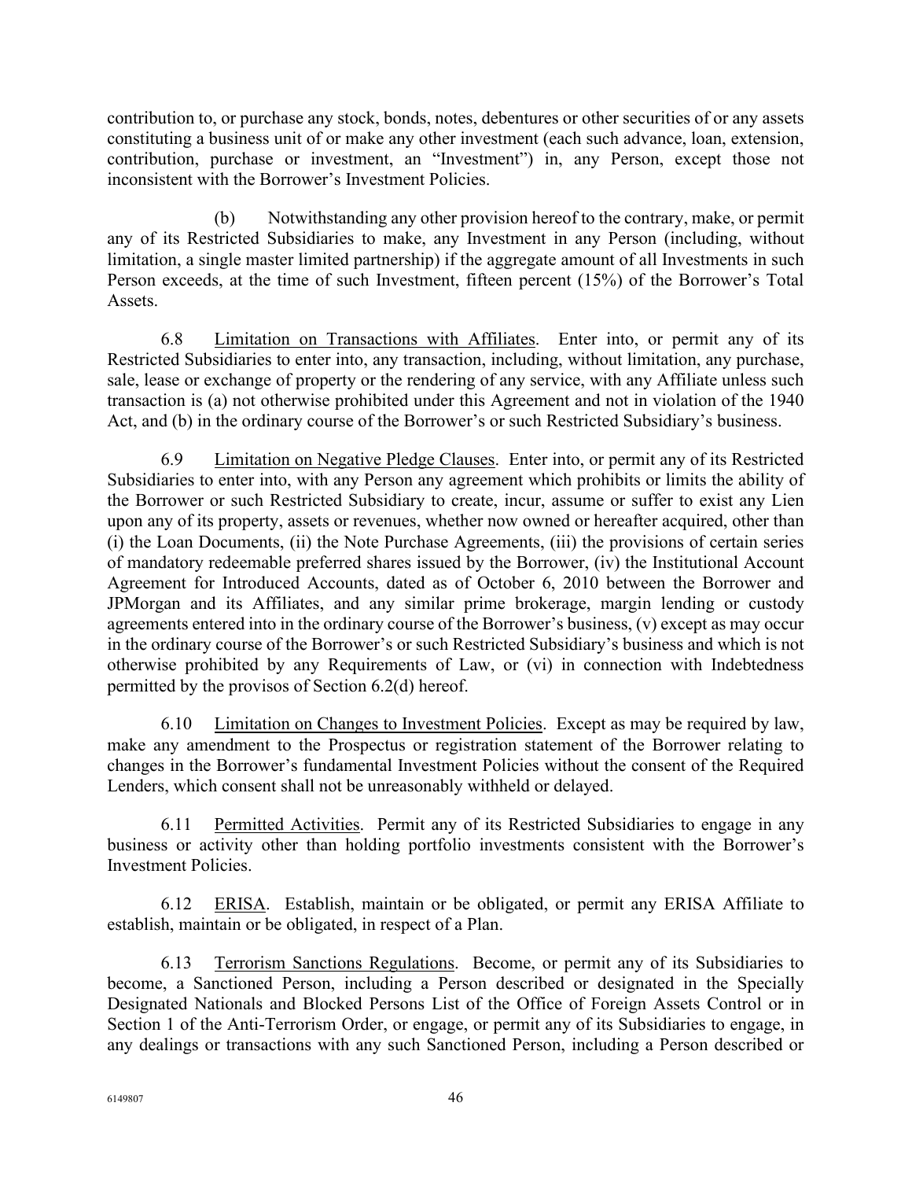contribution to, or purchase any stock, bonds, notes, debentures or other securities of or any assets constituting a business unit of or make any other investment (each such advance, loan, extension, contribution, purchase or investment, an "Investment") in, any Person, except those not inconsistent with the Borrower's Investment Policies.

(b) Notwithstanding any other provision hereof to the contrary, make, or permit any of its Restricted Subsidiaries to make, any Investment in any Person (including, without limitation, a single master limited partnership) if the aggregate amount of all Investments in such Person exceeds, at the time of such Investment, fifteen percent (15%) of the Borrower's Total Assets.

6.8 Limitation on Transactions with Affiliates. Enter into, or permit any of its Restricted Subsidiaries to enter into, any transaction, including, without limitation, any purchase, sale, lease or exchange of property or the rendering of any service, with any Affiliate unless such transaction is (a) not otherwise prohibited under this Agreement and not in violation of the 1940 Act, and (b) in the ordinary course of the Borrower's or such Restricted Subsidiary's business.

6.9 Limitation on Negative Pledge Clauses. Enter into, or permit any of its Restricted Subsidiaries to enter into, with any Person any agreement which prohibits or limits the ability of the Borrower or such Restricted Subsidiary to create, incur, assume or suffer to exist any Lien upon any of its property, assets or revenues, whether now owned or hereafter acquired, other than (i) the Loan Documents, (ii) the Note Purchase Agreements, (iii) the provisions of certain series of mandatory redeemable preferred shares issued by the Borrower, (iv) the Institutional Account Agreement for Introduced Accounts, dated as of October 6, 2010 between the Borrower and JPMorgan and its Affiliates, and any similar prime brokerage, margin lending or custody agreements entered into in the ordinary course of the Borrower's business, (v) except as may occur in the ordinary course of the Borrower's or such Restricted Subsidiary's business and which is not otherwise prohibited by any Requirements of Law, or (vi) in connection with Indebtedness permitted by the provisos of Section 6.2(d) hereof.

6.10 Limitation on Changes to Investment Policies. Except as may be required by law, make any amendment to the Prospectus or registration statement of the Borrower relating to changes in the Borrower's fundamental Investment Policies without the consent of the Required Lenders, which consent shall not be unreasonably withheld or delayed.

6.11 Permitted Activities. Permit any of its Restricted Subsidiaries to engage in any business or activity other than holding portfolio investments consistent with the Borrower's Investment Policies.

6.12 ERISA. Establish, maintain or be obligated, or permit any ERISA Affiliate to establish, maintain or be obligated, in respect of a Plan.

6.13 Terrorism Sanctions Regulations. Become, or permit any of its Subsidiaries to become, a Sanctioned Person, including a Person described or designated in the Specially Designated Nationals and Blocked Persons List of the Office of Foreign Assets Control or in Section 1 of the Anti-Terrorism Order, or engage, or permit any of its Subsidiaries to engage, in any dealings or transactions with any such Sanctioned Person, including a Person described or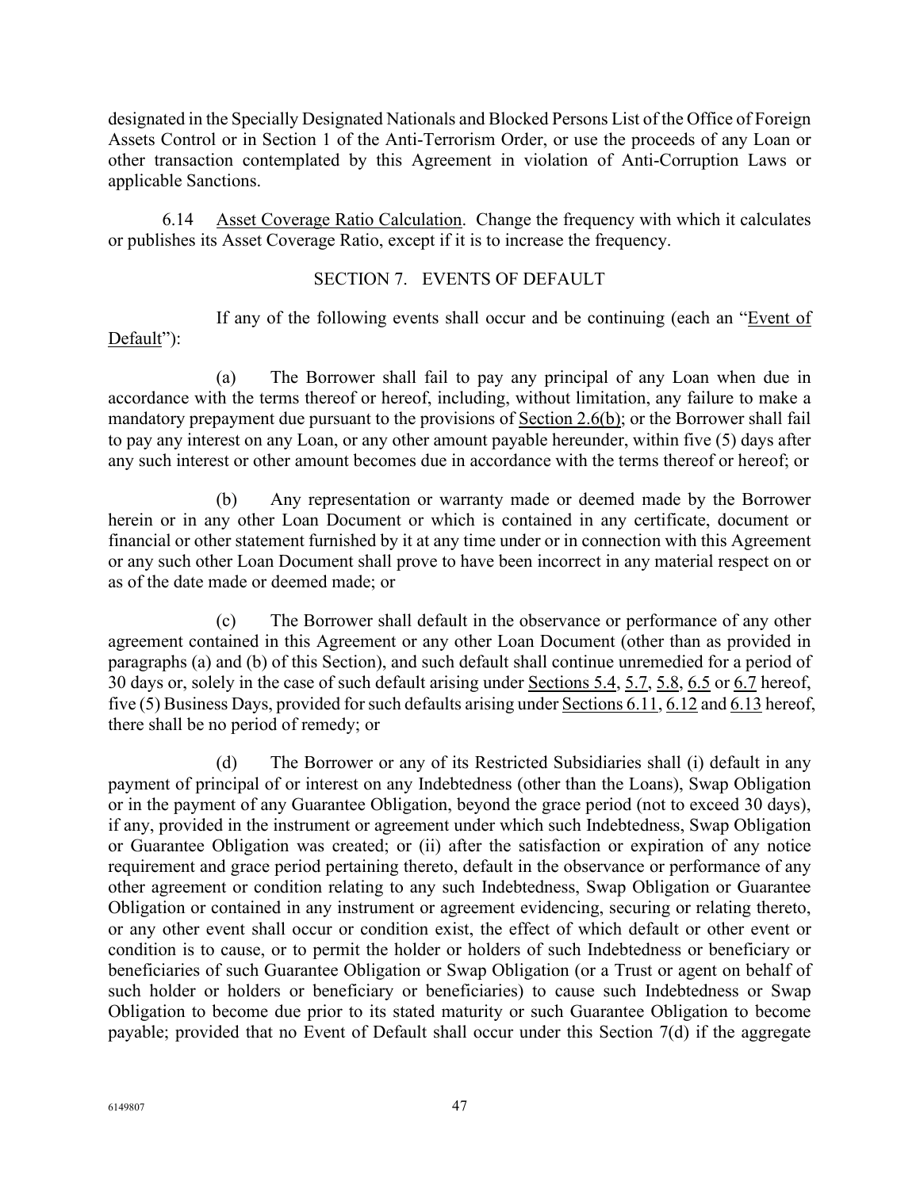designated in the Specially Designated Nationals and Blocked Persons List of the Office of Foreign Assets Control or in Section 1 of the Anti-Terrorism Order, or use the proceeds of any Loan or other transaction contemplated by this Agreement in violation of Anti-Corruption Laws or applicable Sanctions.

6.14 Asset Coverage Ratio Calculation. Change the frequency with which it calculates or publishes its Asset Coverage Ratio, except if it is to increase the frequency.

## SECTION 7. EVENTS OF DEFAULT

If any of the following events shall occur and be continuing (each an "Event of Default"):

(a) The Borrower shall fail to pay any principal of any Loan when due in accordance with the terms thereof or hereof, including, without limitation, any failure to make a mandatory prepayment due pursuant to the provisions of Section 2.6(b); or the Borrower shall fail to pay any interest on any Loan, or any other amount payable hereunder, within five (5) days after any such interest or other amount becomes due in accordance with the terms thereof or hereof; or

(b) Any representation or warranty made or deemed made by the Borrower herein or in any other Loan Document or which is contained in any certificate, document or financial or other statement furnished by it at any time under or in connection with this Agreement or any such other Loan Document shall prove to have been incorrect in any material respect on or as of the date made or deemed made; or

(c) The Borrower shall default in the observance or performance of any other agreement contained in this Agreement or any other Loan Document (other than as provided in paragraphs (a) and (b) of this Section), and such default shall continue unremedied for a period of 30 days or, solely in the case of such default arising under Sections 5.4, 5.7, 5.8, 6.5 or 6.7 hereof, five (5) Business Days, provided for such defaults arising under Sections 6.11, 6.12 and 6.13 hereof, there shall be no period of remedy; or

(d) The Borrower or any of its Restricted Subsidiaries shall (i) default in any payment of principal of or interest on any Indebtedness (other than the Loans), Swap Obligation or in the payment of any Guarantee Obligation, beyond the grace period (not to exceed 30 days), if any, provided in the instrument or agreement under which such Indebtedness, Swap Obligation or Guarantee Obligation was created; or (ii) after the satisfaction or expiration of any notice requirement and grace period pertaining thereto, default in the observance or performance of any other agreement or condition relating to any such Indebtedness, Swap Obligation or Guarantee Obligation or contained in any instrument or agreement evidencing, securing or relating thereto, or any other event shall occur or condition exist, the effect of which default or other event or condition is to cause, or to permit the holder or holders of such Indebtedness or beneficiary or beneficiaries of such Guarantee Obligation or Swap Obligation (or a Trust or agent on behalf of such holder or holders or beneficiary or beneficiaries) to cause such Indebtedness or Swap Obligation to become due prior to its stated maturity or such Guarantee Obligation to become payable; provided that no Event of Default shall occur under this Section 7(d) if the aggregate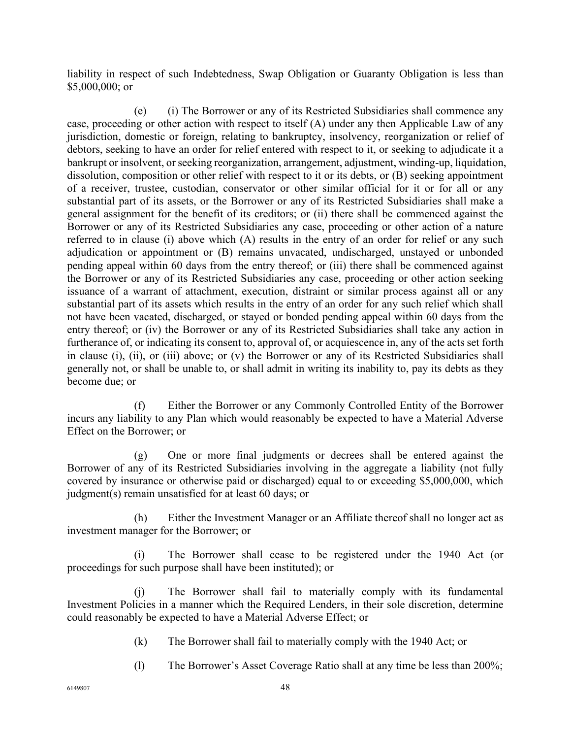liability in respect of such Indebtedness, Swap Obligation or Guaranty Obligation is less than $5,000,000; or

(e) (i) The Borrower or any of its Restricted Subsidiaries shall commence any case, proceeding or other action with respect to itself (A) under any then Applicable Law of any jurisdiction, domestic or foreign, relating to bankruptcy, insolvency, reorganization or relief of debtors, seeking to have an order for relief entered with respect to it, or seeking to adjudicate it a bankrupt or insolvent, or seeking reorganization, arrangement, adjustment, winding-up, liquidation, dissolution, composition or other relief with respect to it or its debts, or (B) seeking appointment of a receiver, trustee, custodian, conservator or other similar official for it or for all or any substantial part of its assets, or the Borrower or any of its Restricted Subsidiaries shall make a general assignment for the benefit of its creditors; or (ii) there shall be commenced against the Borrower or any of its Restricted Subsidiaries any case, proceeding or other action of a nature referred to in clause (i) above which (A) results in the entry of an order for relief or any such adjudication or appointment or (B) remains unvacated, undischarged, unstayed or unbonded pending appeal within 60 days from the entry thereof; or (iii) there shall be commenced against the Borrower or any of its Restricted Subsidiaries any case, proceeding or other action seeking issuance of a warrant of attachment, execution, distraint or similar process against all or any substantial part of its assets which results in the entry of an order for any such relief which shall not have been vacated, discharged, or stayed or bonded pending appeal within 60 days from the entry thereof; or (iv) the Borrower or any of its Restricted Subsidiaries shall take any action in furtherance of, or indicating its consent to, approval of, or acquiescence in, any of the acts set forth in clause (i), (ii), or (iii) above; or (v) the Borrower or any of its Restricted Subsidiaries shall generally not, or shall be unable to, or shall admit in writing its inability to, pay its debts as they become due; or

(f) Either the Borrower or any Commonly Controlled Entity of the Borrower incurs any liability to any Plan which would reasonably be expected to have a Material Adverse Effect on the Borrower; or

(g) One or more final judgments or decrees shall be entered against the Borrower of any of its Restricted Subsidiaries involving in the aggregate a liability (not fully covered by insurance or otherwise paid or discharged) equal to or exceeding $5,000,000, which judgment(s) remain unsatisfied for at least 60 days; or

(h) Either the Investment Manager or an Affiliate thereof shall no longer act as investment manager for the Borrower; or

(i) The Borrower shall cease to be registered under the 1940 Act (or proceedings for such purpose shall have been instituted); or

(j) The Borrower shall fail to materially comply with its fundamental Investment Policies in a manner which the Required Lenders, in their sole discretion, determine could reasonably be expected to have a Material Adverse Effect; or

(k) The Borrower shall fail to materially comply with the 1940 Act; or

(l) The Borrower's Asset Coverage Ratio shall at any time be less than 200%;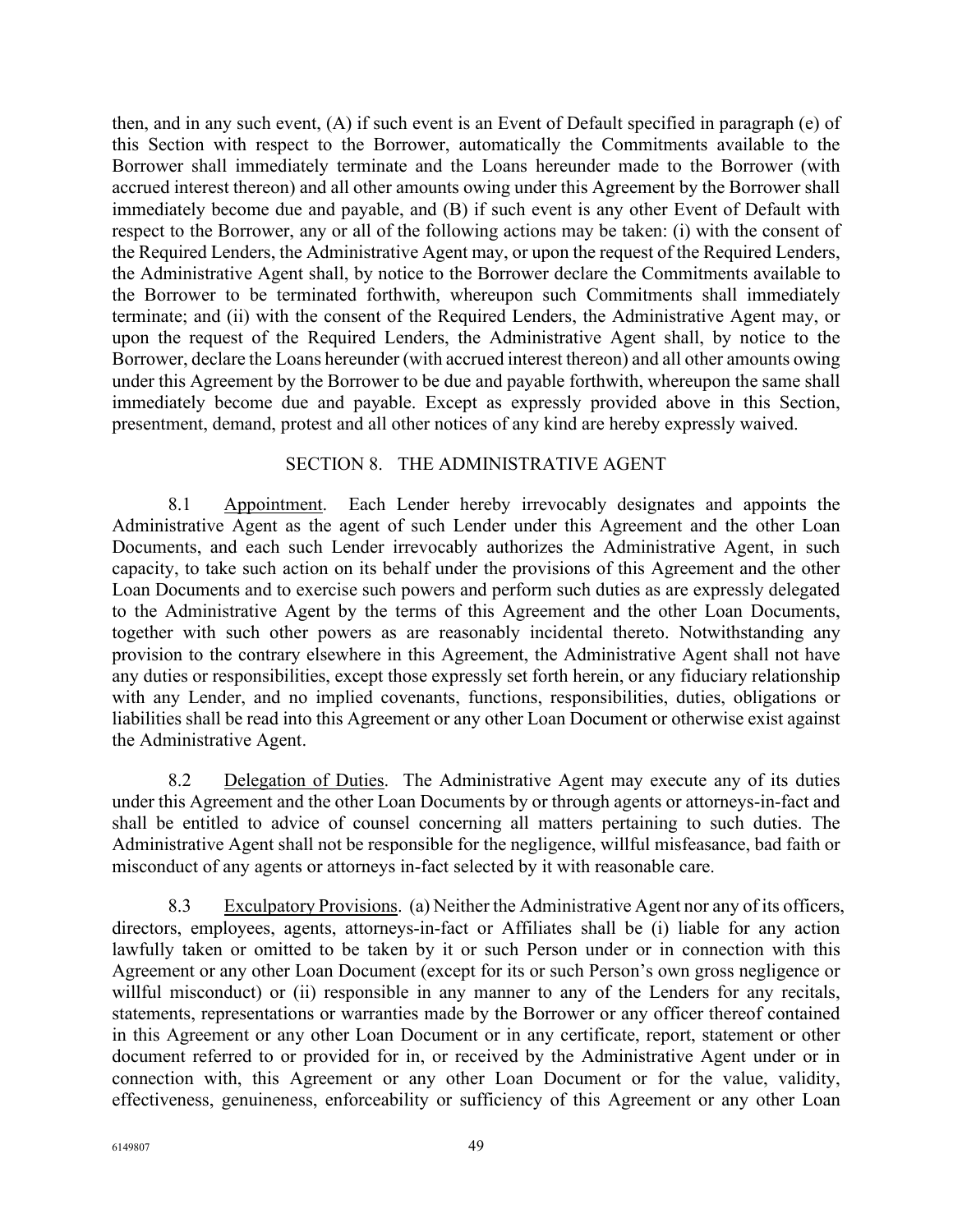then, and in any such event, (A) if such event is an Event of Default specified in paragraph (e) of this Section with respect to the Borrower, automatically the Commitments available to the Borrower shall immediately terminate and the Loans hereunder made to the Borrower (with accrued interest thereon) and all other amounts owing under this Agreement by the Borrower shall immediately become due and payable, and (B) if such event is any other Event of Default with respect to the Borrower, any or all of the following actions may be taken: (i) with the consent of the Required Lenders, the Administrative Agent may, or upon the request of the Required Lenders, the Administrative Agent shall, by notice to the Borrower declare the Commitments available to the Borrower to be terminated forthwith, whereupon such Commitments shall immediately terminate; and (ii) with the consent of the Required Lenders, the Administrative Agent may, or upon the request of the Required Lenders, the Administrative Agent shall, by notice to the Borrower, declare the Loans hereunder (with accrued interest thereon) and all other amounts owing under this Agreement by the Borrower to be due and payable forthwith, whereupon the same shall immediately become due and payable. Except as expressly provided above in this Section, presentment, demand, protest and all other notices of any kind are hereby expressly waived.

## SECTION 8. THE ADMINISTRATIVE AGENT

8.1 Appointment. Each Lender hereby irrevocably designates and appoints the Administrative Agent as the agent of such Lender under this Agreement and the other Loan Documents, and each such Lender irrevocably authorizes the Administrative Agent, in such capacity, to take such action on its behalf under the provisions of this Agreement and the other Loan Documents and to exercise such powers and perform such duties as are expressly delegated to the Administrative Agent by the terms of this Agreement and the other Loan Documents, together with such other powers as are reasonably incidental thereto. Notwithstanding any provision to the contrary elsewhere in this Agreement, the Administrative Agent shall not have any duties or responsibilities, except those expressly set forth herein, or any fiduciary relationship with any Lender, and no implied covenants, functions, responsibilities, duties, obligations or liabilities shall be read into this Agreement or any other Loan Document or otherwise exist against the Administrative Agent.

8.2 Delegation of Duties. The Administrative Agent may execute any of its duties under this Agreement and the other Loan Documents by or through agents or attorneys-in-fact and shall be entitled to advice of counsel concerning all matters pertaining to such duties. The Administrative Agent shall not be responsible for the negligence, willful misfeasance, bad faith or misconduct of any agents or attorneys in-fact selected by it with reasonable care.

8.3 Exculpatory Provisions. (a) Neither the Administrative Agent nor any of its officers, directors, employees, agents, attorneys-in-fact or Affiliates shall be (i) liable for any action lawfully taken or omitted to be taken by it or such Person under or in connection with this Agreement or any other Loan Document (except for its or such Person's own gross negligence or willful misconduct) or (ii) responsible in any manner to any of the Lenders for any recitals, statements, representations or warranties made by the Borrower or any officer thereof contained in this Agreement or any other Loan Document or in any certificate, report, statement or other document referred to or provided for in, or received by the Administrative Agent under or in connection with, this Agreement or any other Loan Document or for the value, validity, effectiveness, genuineness, enforceability or sufficiency of this Agreement or any other Loan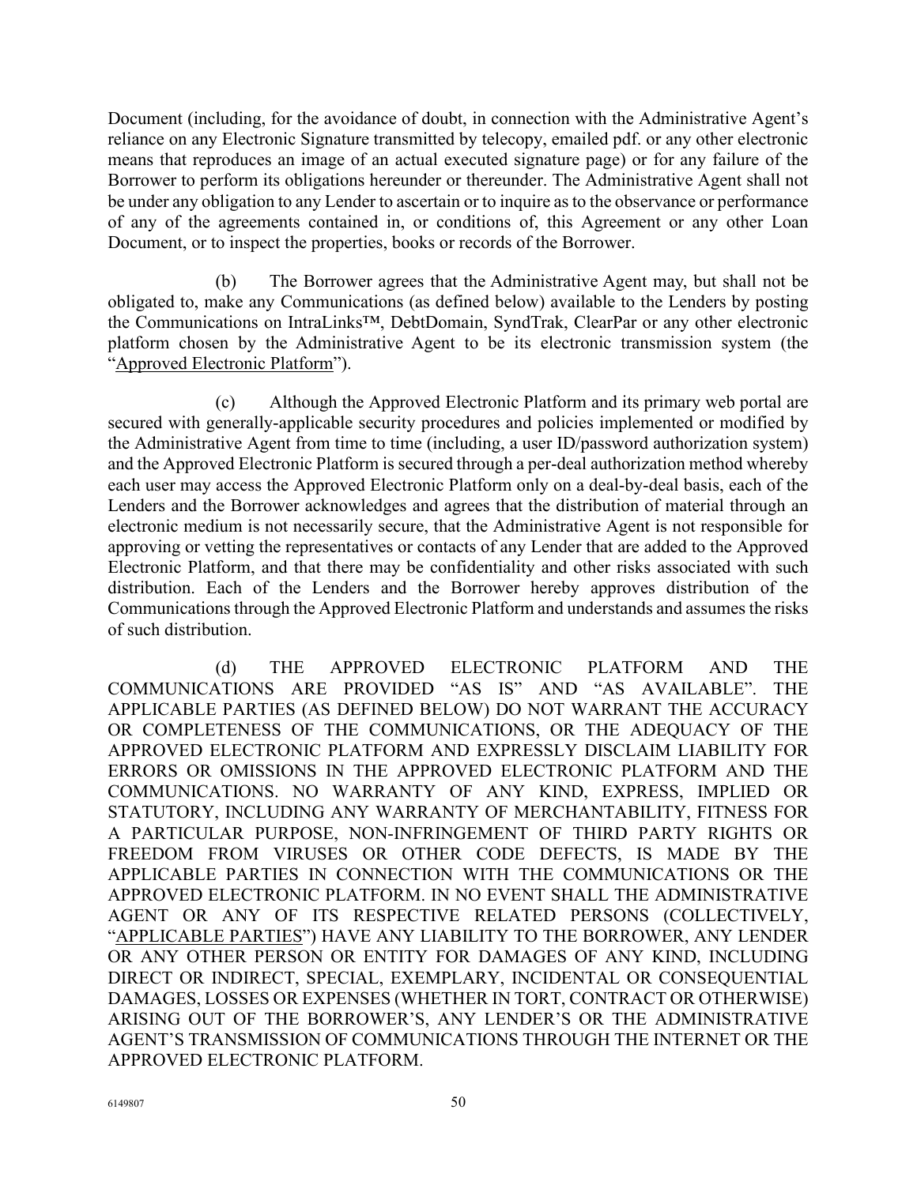Document (including, for the avoidance of doubt, in connection with the Administrative Agent's reliance on any Electronic Signature transmitted by telecopy, emailed pdf. or any other electronic means that reproduces an image of an actual executed signature page) or for any failure of the Borrower to perform its obligations hereunder or thereunder. The Administrative Agent shall not be under any obligation to any Lender to ascertain or to inquire as to the observance or performance of any of the agreements contained in, or conditions of, this Agreement or any other Loan Document, or to inspect the properties, books or records of the Borrower.

(b) The Borrower agrees that the Administrative Agent may, but shall not be obligated to, make any Communications (as defined below) available to the Lenders by posting the Communications on IntraLinks™, DebtDomain, SyndTrak, ClearPar or any other electronic platform chosen by the Administrative Agent to be its electronic transmission system (the "Approved Electronic Platform").

(c) Although the Approved Electronic Platform and its primary web portal are secured with generally-applicable security procedures and policies implemented or modified by the Administrative Agent from time to time (including, a user ID/password authorization system) and the Approved Electronic Platform is secured through a per-deal authorization method whereby each user may access the Approved Electronic Platform only on a deal-by-deal basis, each of the Lenders and the Borrower acknowledges and agrees that the distribution of material through an electronic medium is not necessarily secure, that the Administrative Agent is not responsible for approving or vetting the representatives or contacts of any Lender that are added to the Approved Electronic Platform, and that there may be confidentiality and other risks associated with such distribution. Each of the Lenders and the Borrower hereby approves distribution of the Communications through the Approved Electronic Platform and understands and assumes the risks of such distribution.

(d) THE APPROVED ELECTRONIC PLATFORM AND THE COMMUNICATIONS ARE PROVIDED "AS IS" AND "AS AVAILABLE". THE APPLICABLE PARTIES (AS DEFINED BELOW) DO NOT WARRANT THE ACCURACY OR COMPLETENESS OF THE COMMUNICATIONS, OR THE ADEQUACY OF THE APPROVED ELECTRONIC PLATFORM AND EXPRESSLY DISCLAIM LIABILITY FOR ERRORS OR OMISSIONS IN THE APPROVED ELECTRONIC PLATFORM AND THE COMMUNICATIONS. NO WARRANTY OF ANY KIND, EXPRESS, IMPLIED OR STATUTORY, INCLUDING ANY WARRANTY OF MERCHANTABILITY, FITNESS FOR A PARTICULAR PURPOSE, NON-INFRINGEMENT OF THIRD PARTY RIGHTS OR FREEDOM FROM VIRUSES OR OTHER CODE DEFECTS, IS MADE BY THE APPLICABLE PARTIES IN CONNECTION WITH THE COMMUNICATIONS OR THE APPROVED ELECTRONIC PLATFORM. IN NO EVENT SHALL THE ADMINISTRATIVE AGENT OR ANY OF ITS RESPECTIVE RELATED PERSONS (COLLECTIVELY, "APPLICABLE PARTIES") HAVE ANY LIABILITY TO THE BORROWER, ANY LENDER OR ANY OTHER PERSON OR ENTITY FOR DAMAGES OF ANY KIND, INCLUDING DIRECT OR INDIRECT, SPECIAL, EXEMPLARY, INCIDENTAL OR CONSEQUENTIAL DAMAGES, LOSSES OR EXPENSES (WHETHER IN TORT, CONTRACT OR OTHERWISE) ARISING OUT OF THE BORROWER'S, ANY LENDER'S OR THE ADMINISTRATIVE AGENT'S TRANSMISSION OF COMMUNICATIONS THROUGH THE INTERNET OR THE APPROVED ELECTRONIC PLATFORM.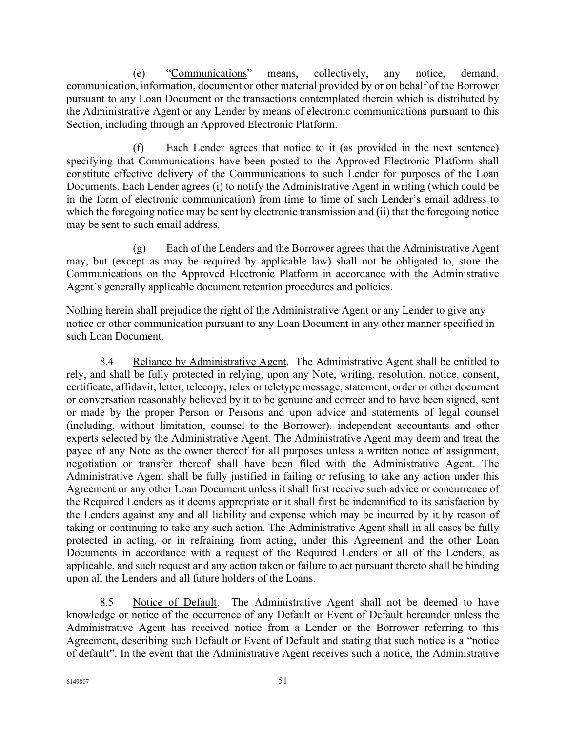(e) "Communications" means, collectively, any notice, demand, communication, information, document or other material provided by or on behalf of the Borrower pursuant to any Loan Document or the transactions contemplated therein which is distributed by the Administrative Agent or any Lender by means of electronic communications pursuant to this Section, including through an Approved Electronic Platform.

(f) Each Lender agrees that notice to it (as provided in the next sentence) specifying that Communications have been posted to the Approved Electronic Platform shall constitute effective delivery of the Communications to such Lender for purposes of the Loan Documents. Each Lender agrees (i) to notify the Administrative Agent in writing (which could be in the form of electronic communication) from time to time of such Lender's email address to which the foregoing notice may be sent by electronic transmission and (ii) that the foregoing notice may be sent to such email address.

(g) Each of the Lenders and the Borrower agrees that the Administrative Agent may, but (except as may be required by applicable law) shall not be obligated to, store the Communications on the Approved Electronic Platform in accordance with the Administrative Agent's generally applicable document retention procedures and policies.

Nothing herein shall prejudice the right of the Administrative Agent or any Lender to give any notice or other communication pursuant to any Loan Document in any other manner specified in such Loan Document.

8.4 Reliance by Administrative Agent. The Administrative Agent shall be entitled to rely, and shall be fully protected in relying, upon any Note, writing, resolution, notice, consent, certificate, affidavit, letter, telecopy, telex or teletype message, statement, order or other document or conversation reasonably believed by it to be genuine and correct and to have been signed, sent or made by the proper Person or Persons and upon advice and statements of legal counsel (including, without limitation, counsel to the Borrower), independent accountants and other experts selected by the Administrative Agent. The Administrative Agent may deem and treat the payee of any Note as the owner thereof for all purposes unless a written notice of assignment, negotiation or transfer thereof shall have been filed with the Administrative Agent. The Administrative Agent shall be fully justified in failing or refusing to take any action under this Agreement or any other Loan Document unless it shall first receive such advice or concurrence of the Required Lenders as it deems appropriate or it shall first be indemnified to its satisfaction by the Lenders against any and all liability and expense which may be incurred by it by reason of taking or continuing to take any such action. The Administrative Agent shall in all cases be fully protected in acting, or in refraining from acting, under this Agreement and the other Loan Documents in accordance with a request of the Required Lenders or all of the Lenders, as applicable, and such request and any action taken or failure to act pursuant thereto shall be binding upon all the Lenders and all future holders of the Loans.

8.5 Notice of Default. The Administrative Agent shall not be deemed to have knowledge or notice of the occurrence of any Default or Event of Default hereunder unless the Administrative Agent has received notice from a Lender or the Borrower referring to this Agreement, describing such Default or Event of Default and stating that such notice is a "notice of default". In the event that the Administrative Agent receives such a notice, the Administrative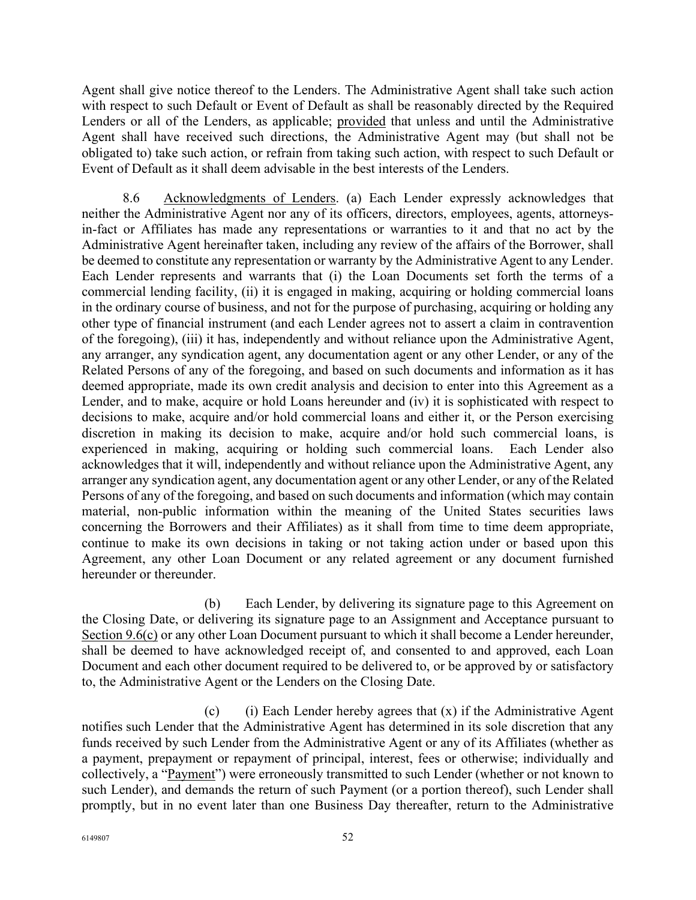Agent shall give notice thereof to the Lenders. The Administrative Agent shall take such action with respect to such Default or Event of Default as shall be reasonably directed by the Required Lenders or all of the Lenders, as applicable; provided that unless and until the Administrative Agent shall have received such directions, the Administrative Agent may (but shall not be obligated to) take such action, or refrain from taking such action, with respect to such Default or Event of Default as it shall deem advisable in the best interests of the Lenders.

8.6 Acknowledgments of Lenders. (a) Each Lender expressly acknowledges that neither the Administrative Agent nor any of its officers, directors, employees, agents, attorneys-in-fact or Affiliates has made any representations or warranties to it and that no act by the Administrative Agent hereinafter taken, including any review of the affairs of the Borrower, shall be deemed to constitute any representation or warranty by the Administrative Agent to any Lender. Each Lender represents and warrants that (i) the Loan Documents set forth the terms of a commercial lending facility, (ii) it is engaged in making, acquiring or holding commercial loans in the ordinary course of business, and not for the purpose of purchasing, acquiring or holding any other type of financial instrument (and each Lender agrees not to assert a claim in contravention of the foregoing), (iii) it has, independently and without reliance upon the Administrative Agent, any arranger, any syndication agent, any documentation agent or any other Lender, or any of the Related Persons of any of the foregoing, and based on such documents and information as it has deemed appropriate, made its own credit analysis and decision to enter into this Agreement as a Lender, and to make, acquire or hold Loans hereunder and (iv) it is sophisticated with respect to decisions to make, acquire and/or hold commercial loans and either it, or the Person exercising discretion in making its decision to make, acquire and/or hold such commercial loans, is experienced in making, acquiring or holding such commercial loans. Each Lender also acknowledges that it will, independently and without reliance upon the Administrative Agent, any arranger any syndication agent, any documentation agent or any other Lender, or any of the Related Persons of any of the foregoing, and based on such documents and information (which may contain material, non-public information within the meaning of the United States securities laws concerning the Borrowers and their Affiliates) as it shall from time to time deem appropriate, continue to make its own decisions in taking or not taking action under or based upon this Agreement, any other Loan Document or any related agreement or any document furnished hereunder or thereunder.

(b) Each Lender, by delivering its signature page to this Agreement on the Closing Date, or delivering its signature page to an Assignment and Acceptance pursuant to Section 9.6(c) or any other Loan Document pursuant to which it shall become a Lender hereunder, shall be deemed to have acknowledged receipt of, and consented to and approved, each Loan Document and each other document required to be delivered to, or be approved by or satisfactory to, the Administrative Agent or the Lenders on the Closing Date.

(c) (i) Each Lender hereby agrees that (x) if the Administrative Agent notifies such Lender that the Administrative Agent has determined in its sole discretion that any funds received by such Lender from the Administrative Agent or any of its Affiliates (whether as a payment, prepayment or repayment of principal, interest, fees or otherwise; individually and collectively, a "Payment") were erroneously transmitted to such Lender (whether or not known to such Lender), and demands the return of such Payment (or a portion thereof), such Lender shall promptly, but in no event later than one Business Day thereafter, return to the Administrative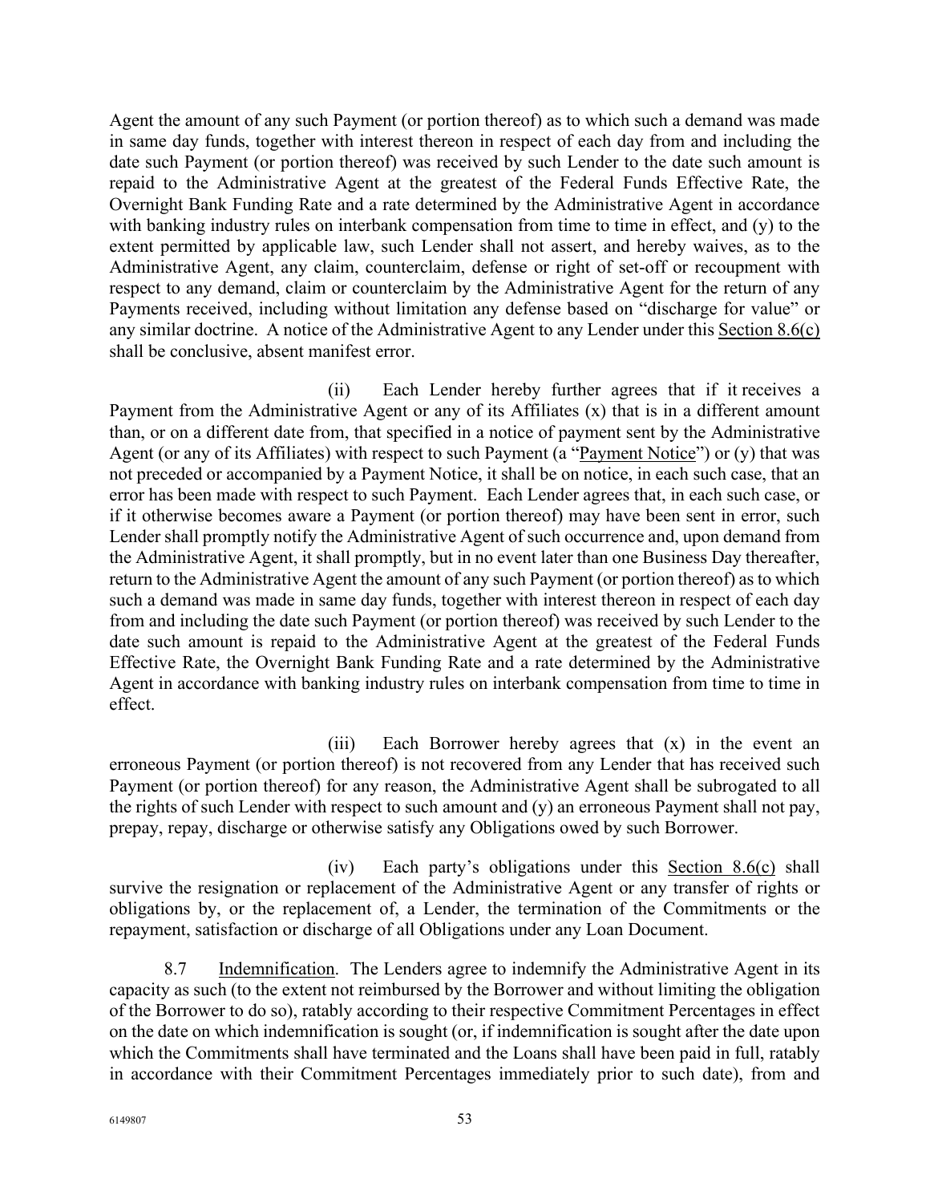Agent the amount of any such Payment (or portion thereof) as to which such a demand was made in same day funds, together with interest thereon in respect of each day from and including the date such Payment (or portion thereof) was received by such Lender to the date such amount is repaid to the Administrative Agent at the greatest of the Federal Funds Effective Rate, the Overnight Bank Funding Rate and a rate determined by the Administrative Agent in accordance with banking industry rules on interbank compensation from time to time in effect, and (y) to the extent permitted by applicable law, such Lender shall not assert, and hereby waives, as to the Administrative Agent, any claim, counterclaim, defense or right of set-off or recoupment with respect to any demand, claim or counterclaim by the Administrative Agent for the return of any Payments received, including without limitation any defense based on "discharge for value" or any similar doctrine. A notice of the Administrative Agent to any Lender under this Section 8.6(c) shall be conclusive, absent manifest error.

(ii) Each Lender hereby further agrees that if it receives a Payment from the Administrative Agent or any of its Affiliates (x) that is in a different amount than, or on a different date from, that specified in a notice of payment sent by the Administrative Agent (or any of its Affiliates) with respect to such Payment (a "Payment Notice") or (y) that was not preceded or accompanied by a Payment Notice, it shall be on notice, in each such case, that an error has been made with respect to such Payment. Each Lender agrees that, in each such case, or if it otherwise becomes aware a Payment (or portion thereof) may have been sent in error, such Lender shall promptly notify the Administrative Agent of such occurrence and, upon demand from the Administrative Agent, it shall promptly, but in no event later than one Business Day thereafter, return to the Administrative Agent the amount of any such Payment (or portion thereof) as to which such a demand was made in same day funds, together with interest thereon in respect of each day from and including the date such Payment (or portion thereof) was received by such Lender to the date such amount is repaid to the Administrative Agent at the greatest of the Federal Funds Effective Rate, the Overnight Bank Funding Rate and a rate determined by the Administrative Agent in accordance with banking industry rules on interbank compensation from time to time in effect.

(iii) Each Borrower hereby agrees that (x) in the event an erroneous Payment (or portion thereof) is not recovered from any Lender that has received such Payment (or portion thereof) for any reason, the Administrative Agent shall be subrogated to all the rights of such Lender with respect to such amount and (y) an erroneous Payment shall not pay, prepay, repay, discharge or otherwise satisfy any Obligations owed by such Borrower.

(iv) Each party's obligations under this Section 8.6(c) shall survive the resignation or replacement of the Administrative Agent or any transfer of rights or obligations by, or the replacement of, a Lender, the termination of the Commitments or the repayment, satisfaction or discharge of all Obligations under any Loan Document.

8.7 Indemnification. The Lenders agree to indemnify the Administrative Agent in its capacity as such (to the extent not reimbursed by the Borrower and without limiting the obligation of the Borrower to do so), ratably according to their respective Commitment Percentages in effect on the date on which indemnification is sought (or, if indemnification is sought after the date upon which the Commitments shall have terminated and the Loans shall have been paid in full, ratably in accordance with their Commitment Percentages immediately prior to such date), from and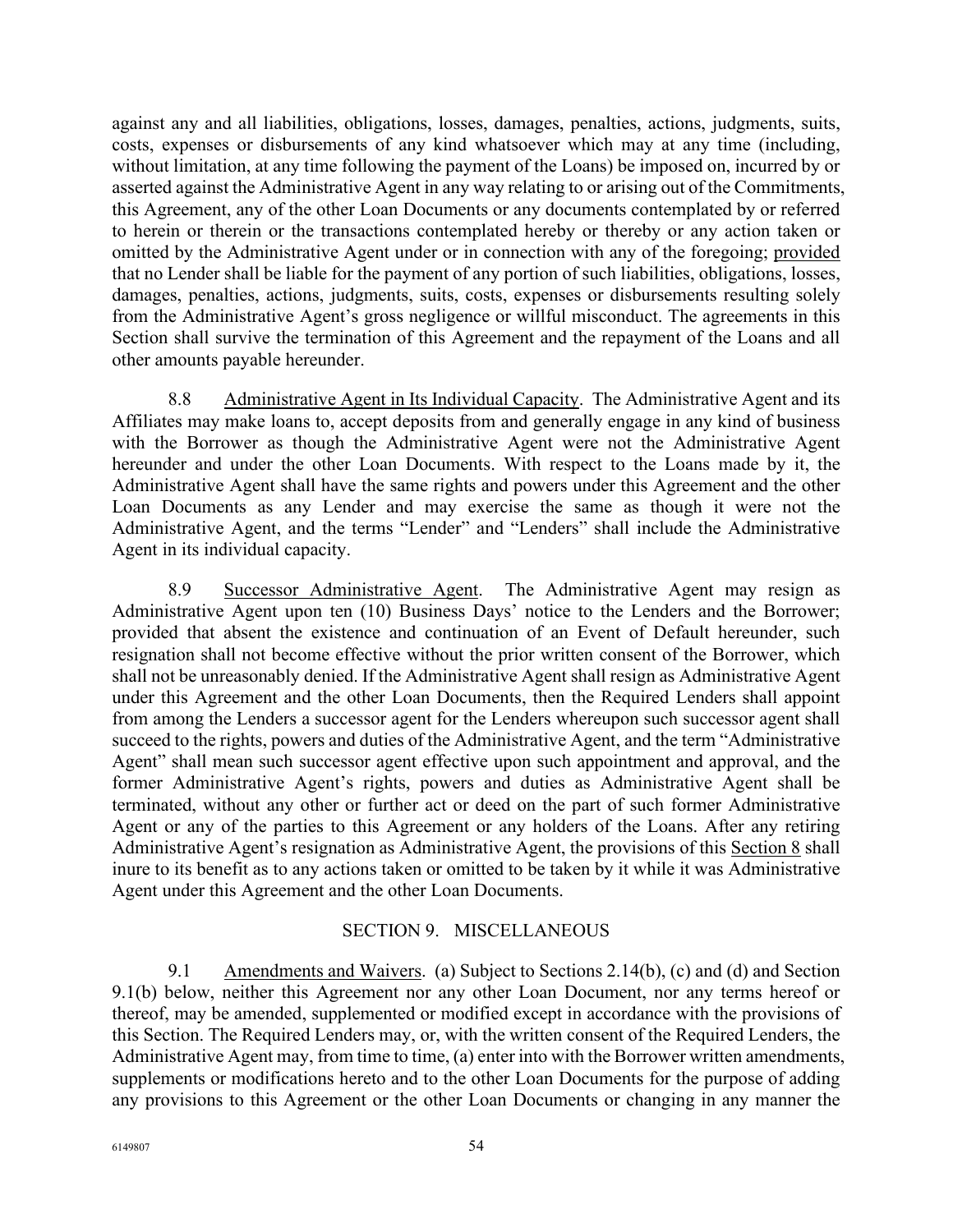against any and all liabilities, obligations, losses, damages, penalties, actions, judgments, suits, costs, expenses or disbursements of any kind whatsoever which may at any time (including, without limitation, at any time following the payment of the Loans) be imposed on, incurred by or asserted against the Administrative Agent in any way relating to or arising out of the Commitments, this Agreement, any of the other Loan Documents or any documents contemplated by or referred to herein or therein or the transactions contemplated hereby or thereby or any action taken or omitted by the Administrative Agent under or in connection with any of the foregoing; provided that no Lender shall be liable for the payment of any portion of such liabilities, obligations, losses, damages, penalties, actions, judgments, suits, costs, expenses or disbursements resulting solely from the Administrative Agent's gross negligence or willful misconduct. The agreements in this Section shall survive the termination of this Agreement and the repayment of the Loans and all other amounts payable hereunder.

8.8 Administrative Agent in Its Individual Capacity. The Administrative Agent and its Affiliates may make loans to, accept deposits from and generally engage in any kind of business with the Borrower as though the Administrative Agent were not the Administrative Agent hereunder and under the other Loan Documents. With respect to the Loans made by it, the Administrative Agent shall have the same rights and powers under this Agreement and the other Loan Documents as any Lender and may exercise the same as though it were not the Administrative Agent, and the terms "Lender" and "Lenders" shall include the Administrative Agent in its individual capacity.

8.9 Successor Administrative Agent. The Administrative Agent may resign as Administrative Agent upon ten (10) Business Days' notice to the Lenders and the Borrower; provided that absent the existence and continuation of an Event of Default hereunder, such resignation shall not become effective without the prior written consent of the Borrower, which shall not be unreasonably denied. If the Administrative Agent shall resign as Administrative Agent under this Agreement and the other Loan Documents, then the Required Lenders shall appoint from among the Lenders a successor agent for the Lenders whereupon such successor agent shall succeed to the rights, powers and duties of the Administrative Agent, and the term "Administrative Agent" shall mean such successor agent effective upon such appointment and approval, and the former Administrative Agent's rights, powers and duties as Administrative Agent shall be terminated, without any other or further act or deed on the part of such former Administrative Agent or any of the parties to this Agreement or any holders of the Loans. After any retiring Administrative Agent's resignation as Administrative Agent, the provisions of this Section 8 shall inure to its benefit as to any actions taken or omitted to be taken by it while it was Administrative Agent under this Agreement and the other Loan Documents.

## SECTION 9. MISCELLANEOUS

9.1 Amendments and Waivers. (a) Subject to Sections 2.14(b), (c) and (d) and Section 9.1(b) below, neither this Agreement nor any other Loan Document, nor any terms hereof or thereof, may be amended, supplemented or modified except in accordance with the provisions of this Section. The Required Lenders may, or, with the written consent of the Required Lenders, the Administrative Agent may, from time to time, (a) enter into with the Borrower written amendments, supplements or modifications hereto and to the other Loan Documents for the purpose of adding any provisions to this Agreement or the other Loan Documents or changing in any manner the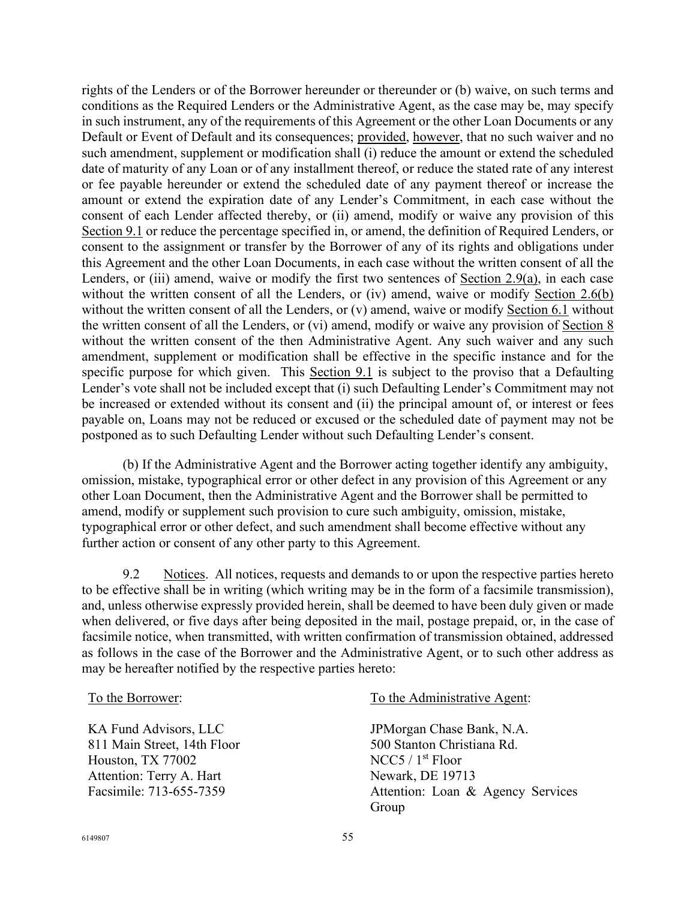rights of the Lenders or of the Borrower hereunder or thereunder or (b) waive, on such terms and conditions as the Required Lenders or the Administrative Agent, as the case may be, may specify in such instrument, any of the requirements of this Agreement or the other Loan Documents or any Default or Event of Default and its consequences; provided, however, that no such waiver and no such amendment, supplement or modification shall (i) reduce the amount or extend the scheduled date of maturity of any Loan or of any installment thereof, or reduce the stated rate of any interest or fee payable hereunder or extend the scheduled date of any payment thereof or increase the amount or extend the expiration date of any Lender's Commitment, in each case without the consent of each Lender affected thereby, or (ii) amend, modify or waive any provision of this Section 9.1 or reduce the percentage specified in, or amend, the definition of Required Lenders, or consent to the assignment or transfer by the Borrower of any of its rights and obligations under this Agreement and the other Loan Documents, in each case without the written consent of all the Lenders, or (iii) amend, waive or modify the first two sentences of Section 2.9(a), in each case without the written consent of all the Lenders, or (iv) amend, waive or modify Section 2.6(b) without the written consent of all the Lenders, or (v) amend, waive or modify Section 6.1 without the written consent of all the Lenders, or (vi) amend, modify or waive any provision of Section 8 without the written consent of the then Administrative Agent. Any such waiver and any such amendment, supplement or modification shall be effective in the specific instance and for the specific purpose for which given. This Section 9.1 is subject to the proviso that a Defaulting Lender's vote shall not be included except that (i) such Defaulting Lender's Commitment may not be increased or extended without its consent and (ii) the principal amount of, or interest or fees payable on, Loans may not be reduced or excused or the scheduled date of payment may not be postponed as to such Defaulting Lender without such Defaulting Lender's consent.

(b) If the Administrative Agent and the Borrower acting together identify any ambiguity, omission, mistake, typographical error or other defect in any provision of this Agreement or any other Loan Document, then the Administrative Agent and the Borrower shall be permitted to amend, modify or supplement such provision to cure such ambiguity, omission, mistake, typographical error or other defect, and such amendment shall become effective without any further action or consent of any other party to this Agreement.

9.2 Notices. All notices, requests and demands to or upon the respective parties hereto to be effective shall be in writing (which writing may be in the form of a facsimile transmission), and, unless otherwise expressly provided herein, shall be deemed to have been duly given or made when delivered, or five days after being deposited in the mail, postage prepaid, or, in the case of facsimile notice, when transmitted, with written confirmation of transmission obtained, addressed as follows in the case of the Borrower and the Administrative Agent, or to such other address as may be hereafter notified by the respective parties hereto:

To the Borrower:

KA Fund Advisors, LLC
811 Main Street, 14th Floor
Houston, TX 77002
Attention: Terry A. Hart
Facsimile: 713-655-7359

To the Administrative Agent:

JPMorgan Chase Bank, N.A.
500 Stanton Christiana Rd.
NCC5 / 1st Floor
Newark, DE 19713
Attention: Loan & Agency Services Group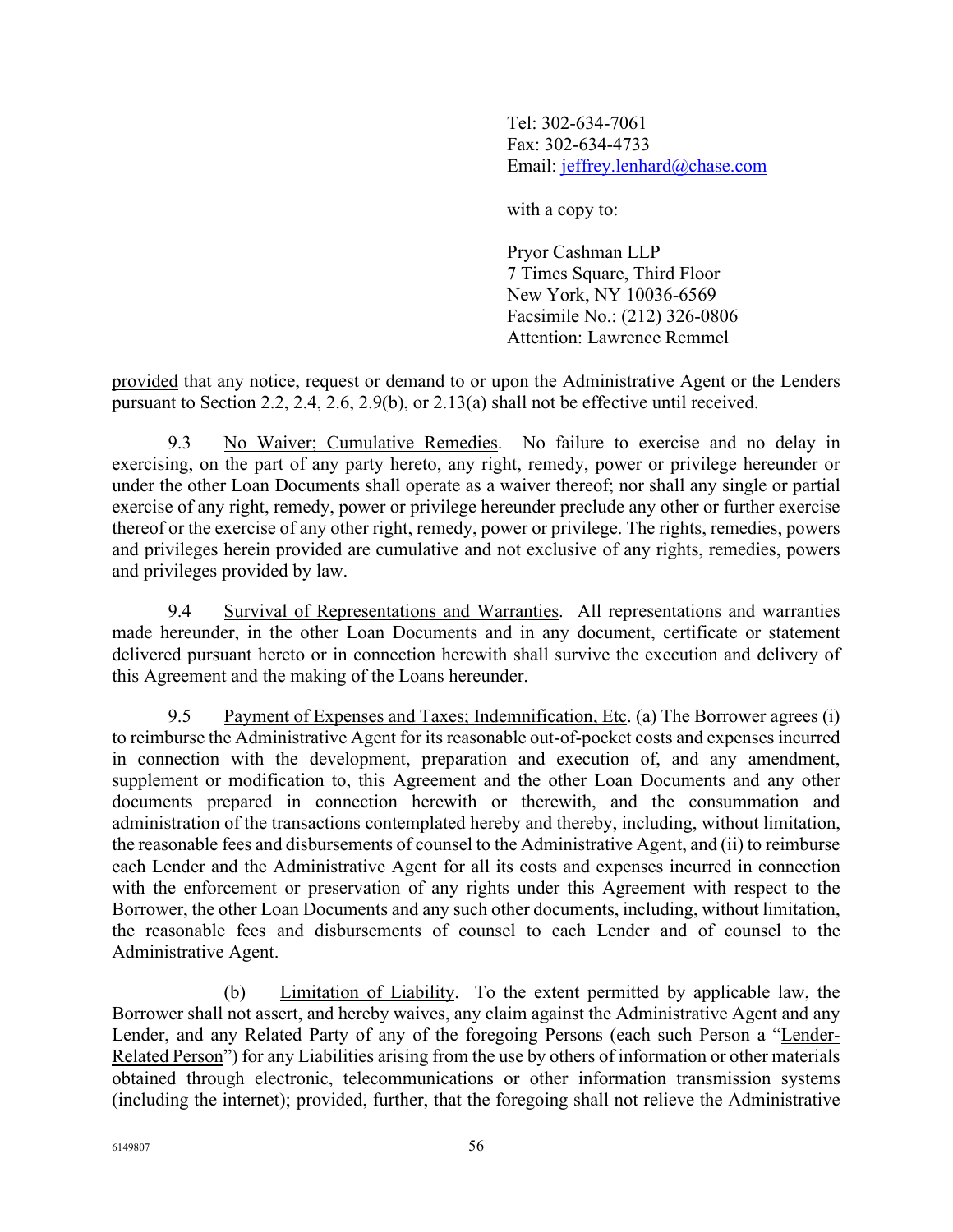Tel: 302-634-7061
Fax: 302-634-4733
Email: jeffrey.lenhard@chase.com

with a copy to:

Pryor Cashman LLP
7 Times Square, Third Floor
New York, NY 10036-6569
Facsimile No.: (212) 326-0806
Attention: Lawrence Remmel

provided that any notice, request or demand to or upon the Administrative Agent or the Lenders pursuant to Section 2.2, 2.4, 2.6, 2.9(b), or 2.13(a) shall not be effective until received.

9.3 No Waiver; Cumulative Remedies. No failure to exercise and no delay in exercising, on the part of any party hereto, any right, remedy, power or privilege hereunder or under the other Loan Documents shall operate as a waiver thereof; nor shall any single or partial exercise of any right, remedy, power or privilege hereunder preclude any other or further exercise thereof or the exercise of any other right, remedy, power or privilege. The rights, remedies, powers and privileges herein provided are cumulative and not exclusive of any rights, remedies, powers and privileges provided by law.

9.4 Survival of Representations and Warranties. All representations and warranties made hereunder, in the other Loan Documents and in any document, certificate or statement delivered pursuant hereto or in connection herewith shall survive the execution and delivery of this Agreement and the making of the Loans hereunder.

9.5 Payment of Expenses and Taxes; Indemnification, Etc. (a) The Borrower agrees (i) to reimburse the Administrative Agent for its reasonable out-of-pocket costs and expenses incurred in connection with the development, preparation and execution of, and any amendment, supplement or modification to, this Agreement and the other Loan Documents and any other documents prepared in connection herewith or therewith, and the consummation and administration of the transactions contemplated hereby and thereby, including, without limitation, the reasonable fees and disbursements of counsel to the Administrative Agent, and (ii) to reimburse each Lender and the Administrative Agent for all its costs and expenses incurred in connection with the enforcement or preservation of any rights under this Agreement with respect to the Borrower, the other Loan Documents and any such other documents, including, without limitation, the reasonable fees and disbursements of counsel to each Lender and of counsel to the Administrative Agent.

(b) Limitation of Liability. To the extent permitted by applicable law, the Borrower shall not assert, and hereby waives, any claim against the Administrative Agent and any Lender, and any Related Party of any of the foregoing Persons (each such Person a "Lender-Related Person") for any Liabilities arising from the use by others of information or other materials obtained through electronic, telecommunications or other information transmission systems (including the internet); provided, further, that the foregoing shall not relieve the Administrative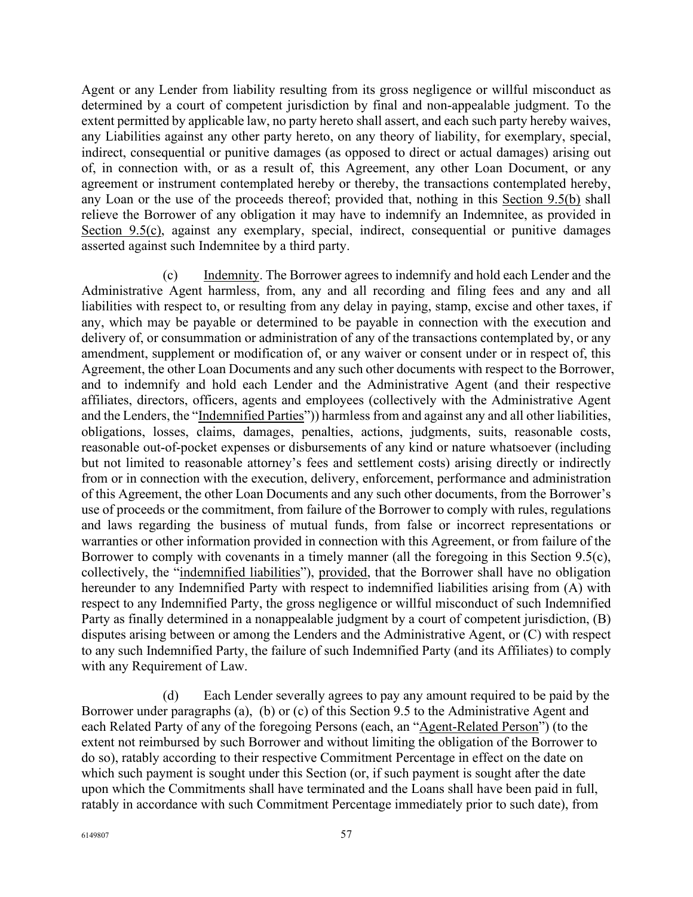Agent or any Lender from liability resulting from its gross negligence or willful misconduct as determined by a court of competent jurisdiction by final and non-appealable judgment. To the extent permitted by applicable law, no party hereto shall assert, and each such party hereby waives, any Liabilities against any other party hereto, on any theory of liability, for exemplary, special, indirect, consequential or punitive damages (as opposed to direct or actual damages) arising out of, in connection with, or as a result of, this Agreement, any other Loan Document, or any agreement or instrument contemplated hereby or thereby, the transactions contemplated hereby, any Loan or the use of the proceeds thereof; provided that, nothing in this Section 9.5(b) shall relieve the Borrower of any obligation it may have to indemnify an Indemnitee, as provided in Section 9.5(c), against any exemplary, special, indirect, consequential or punitive damages asserted against such Indemnitee by a third party.

(c) Indemnity. The Borrower agrees to indemnify and hold each Lender and the Administrative Agent harmless, from, any and all recording and filing fees and any and all liabilities with respect to, or resulting from any delay in paying, stamp, excise and other taxes, if any, which may be payable or determined to be payable in connection with the execution and delivery of, or consummation or administration of any of the transactions contemplated by, or any amendment, supplement or modification of, or any waiver or consent under or in respect of, this Agreement, the other Loan Documents and any such other documents with respect to the Borrower, and to indemnify and hold each Lender and the Administrative Agent (and their respective affiliates, directors, officers, agents and employees (collectively with the Administrative Agent and the Lenders, the "Indemnified Parties")) harmless from and against any and all other liabilities, obligations, losses, claims, damages, penalties, actions, judgments, suits, reasonable costs, reasonable out-of-pocket expenses or disbursements of any kind or nature whatsoever (including but not limited to reasonable attorney's fees and settlement costs) arising directly or indirectly from or in connection with the execution, delivery, enforcement, performance and administration of this Agreement, the other Loan Documents and any such other documents, from the Borrower's use of proceeds or the commitment, from failure of the Borrower to comply with rules, regulations and laws regarding the business of mutual funds, from false or incorrect representations or warranties or other information provided in connection with this Agreement, or from failure of the Borrower to comply with covenants in a timely manner (all the foregoing in this Section 9.5(c), collectively, the "indemnified liabilities"), provided, that the Borrower shall have no obligation hereunder to any Indemnified Party with respect to indemnified liabilities arising from (A) with respect to any Indemnified Party, the gross negligence or willful misconduct of such Indemnified Party as finally determined in a nonappealable judgment by a court of competent jurisdiction, (B) disputes arising between or among the Lenders and the Administrative Agent, or (C) with respect to any such Indemnified Party, the failure of such Indemnified Party (and its Affiliates) to comply with any Requirement of Law.

(d) Each Lender severally agrees to pay any amount required to be paid by the Borrower under paragraphs (a), (b) or (c) of this Section 9.5 to the Administrative Agent and each Related Party of any of the foregoing Persons (each, an "Agent-Related Person") (to the extent not reimbursed by such Borrower and without limiting the obligation of the Borrower to do so), ratably according to their respective Commitment Percentage in effect on the date on which such payment is sought under this Section (or, if such payment is sought after the date upon which the Commitments shall have terminated and the Loans shall have been paid in full, ratably in accordance with such Commitment Percentage immediately prior to such date), from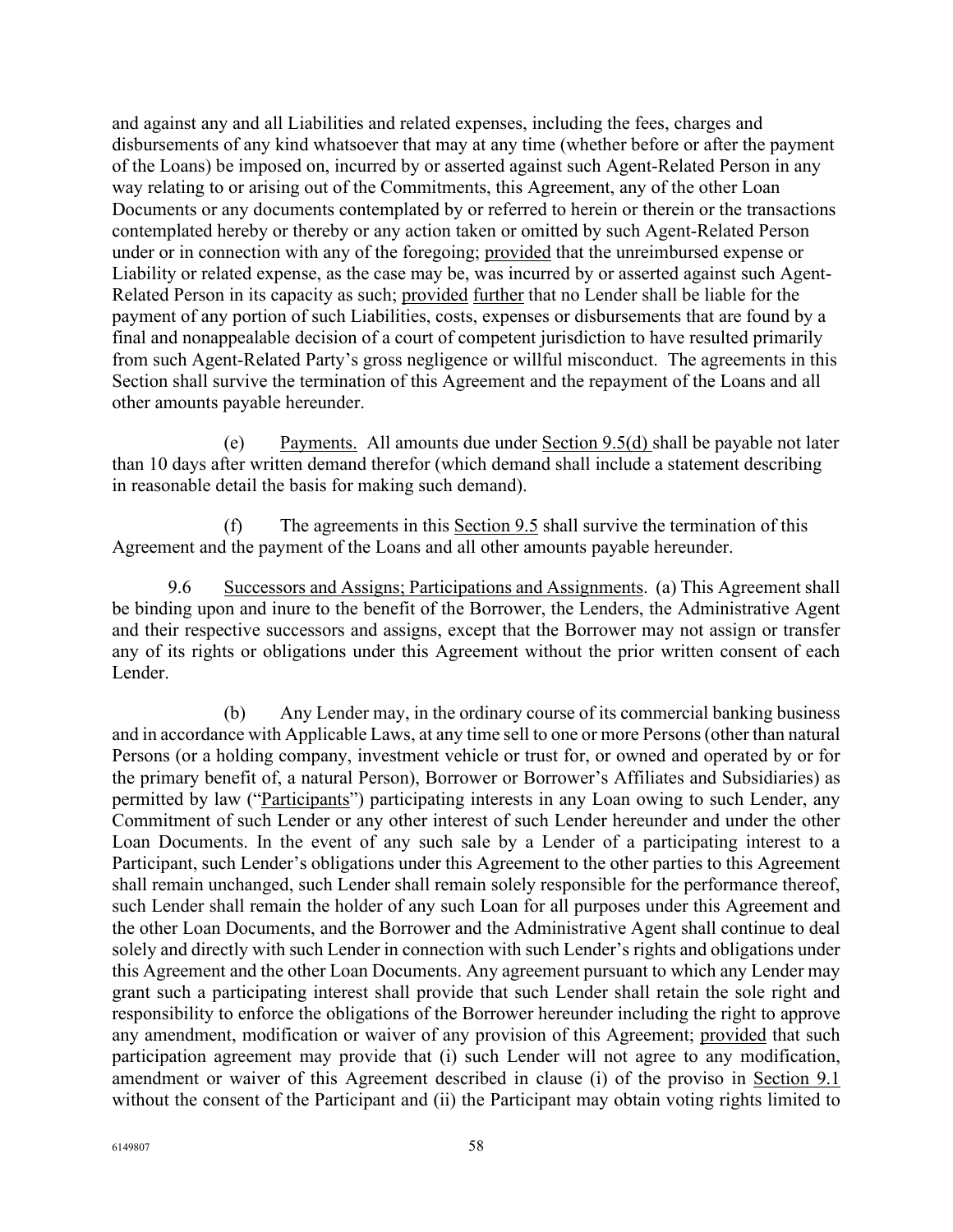and against any and all Liabilities and related expenses, including the fees, charges and disbursements of any kind whatsoever that may at any time (whether before or after the payment of the Loans) be imposed on, incurred by or asserted against such Agent-Related Person in any way relating to or arising out of the Commitments, this Agreement, any of the other Loan Documents or any documents contemplated by or referred to herein or therein or the transactions contemplated hereby or thereby or any action taken or omitted by such Agent-Related Person under or in connection with any of the foregoing; provided that the unreimbursed expense or Liability or related expense, as the case may be, was incurred by or asserted against such Agent-Related Person in its capacity as such; provided further that no Lender shall be liable for the payment of any portion of such Liabilities, costs, expenses or disbursements that are found by a final and nonappealable decision of a court of competent jurisdiction to have resulted primarily from such Agent-Related Party's gross negligence or willful misconduct. The agreements in this Section shall survive the termination of this Agreement and the repayment of the Loans and all other amounts payable hereunder.

(e) Payments. All amounts due under Section 9.5(d) shall be payable not later than 10 days after written demand therefor (which demand shall include a statement describing in reasonable detail the basis for making such demand).

(f) The agreements in this Section 9.5 shall survive the termination of this Agreement and the payment of the Loans and all other amounts payable hereunder.

9.6 Successors and Assigns; Participations and Assignments. (a) This Agreement shall be binding upon and inure to the benefit of the Borrower, the Lenders, the Administrative Agent and their respective successors and assigns, except that the Borrower may not assign or transfer any of its rights or obligations under this Agreement without the prior written consent of each Lender.

(b) Any Lender may, in the ordinary course of its commercial banking business and in accordance with Applicable Laws, at any time sell to one or more Persons (other than natural Persons (or a holding company, investment vehicle or trust for, or owned and operated by or for the primary benefit of, a natural Person), Borrower or Borrower's Affiliates and Subsidiaries) as permitted by law ("Participants") participating interests in any Loan owing to such Lender, any Commitment of such Lender or any other interest of such Lender hereunder and under the other Loan Documents. In the event of any such sale by a Lender of a participating interest to a Participant, such Lender's obligations under this Agreement to the other parties to this Agreement shall remain unchanged, such Lender shall remain solely responsible for the performance thereof, such Lender shall remain the holder of any such Loan for all purposes under this Agreement and the other Loan Documents, and the Borrower and the Administrative Agent shall continue to deal solely and directly with such Lender in connection with such Lender's rights and obligations under this Agreement and the other Loan Documents. Any agreement pursuant to which any Lender may grant such a participating interest shall provide that such Lender shall retain the sole right and responsibility to enforce the obligations of the Borrower hereunder including the right to approve any amendment, modification or waiver of any provision of this Agreement; provided that such participation agreement may provide that (i) such Lender will not agree to any modification, amendment or waiver of this Agreement described in clause (i) of the proviso in Section 9.1 without the consent of the Participant and (ii) the Participant may obtain voting rights limited to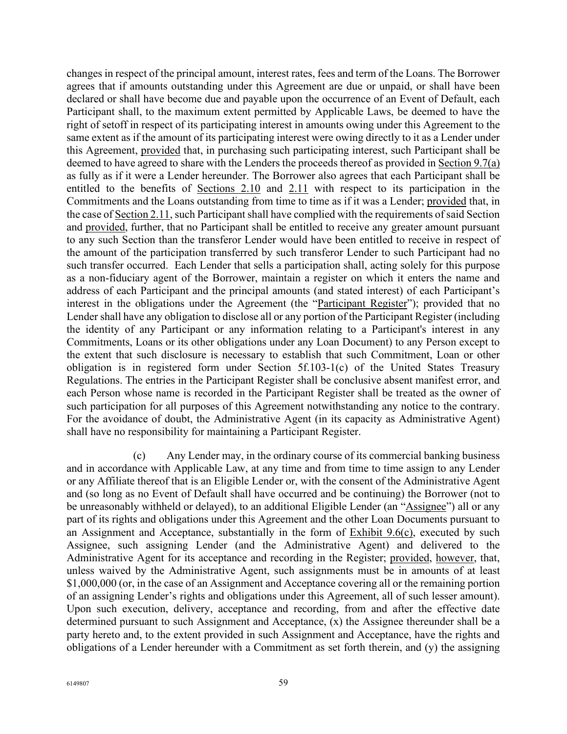changes in respect of the principal amount, interest rates, fees and term of the Loans. The Borrower agrees that if amounts outstanding under this Agreement are due or unpaid, or shall have been declared or shall have become due and payable upon the occurrence of an Event of Default, each Participant shall, to the maximum extent permitted by Applicable Laws, be deemed to have the right of setoff in respect of its participating interest in amounts owing under this Agreement to the same extent as if the amount of its participating interest were owing directly to it as a Lender under this Agreement, provided that, in purchasing such participating interest, such Participant shall be deemed to have agreed to share with the Lenders the proceeds thereof as provided in Section 9.7(a) as fully as if it were a Lender hereunder. The Borrower also agrees that each Participant shall be entitled to the benefits of Sections 2.10 and 2.11 with respect to its participation in the Commitments and the Loans outstanding from time to time as if it was a Lender; provided that, in the case of Section 2.11, such Participant shall have complied with the requirements of said Section and provided, further, that no Participant shall be entitled to receive any greater amount pursuant to any such Section than the transferor Lender would have been entitled to receive in respect of the amount of the participation transferred by such transferor Lender to such Participant had no such transfer occurred. Each Lender that sells a participation shall, acting solely for this purpose as a non-fiduciary agent of the Borrower, maintain a register on which it enters the name and address of each Participant and the principal amounts (and stated interest) of each Participant's interest in the obligations under the Agreement (the "Participant Register"); provided that no Lender shall have any obligation to disclose all or any portion of the Participant Register (including the identity of any Participant or any information relating to a Participant's interest in any Commitments, Loans or its other obligations under any Loan Document) to any Person except to the extent that such disclosure is necessary to establish that such Commitment, Loan or other obligation is in registered form under Section 5f.103-1(c) of the United States Treasury Regulations. The entries in the Participant Register shall be conclusive absent manifest error, and each Person whose name is recorded in the Participant Register shall be treated as the owner of such participation for all purposes of this Agreement notwithstanding any notice to the contrary. For the avoidance of doubt, the Administrative Agent (in its capacity as Administrative Agent) shall have no responsibility for maintaining a Participant Register.

(c) Any Lender may, in the ordinary course of its commercial banking business and in accordance with Applicable Law, at any time and from time to time assign to any Lender or any Affiliate thereof that is an Eligible Lender or, with the consent of the Administrative Agent and (so long as no Event of Default shall have occurred and be continuing) the Borrower (not to be unreasonably withheld or delayed), to an additional Eligible Lender (an "Assignee") all or any part of its rights and obligations under this Agreement and the other Loan Documents pursuant to an Assignment and Acceptance, substantially in the form of Exhibit 9.6(c), executed by such Assignee, such assigning Lender (and the Administrative Agent) and delivered to the Administrative Agent for its acceptance and recording in the Register; provided, however, that, unless waived by the Administrative Agent, such assignments must be in amounts of at least $1,000,000 (or, in the case of an Assignment and Acceptance covering all or the remaining portion of an assigning Lender's rights and obligations under this Agreement, all of such lesser amount). Upon such execution, delivery, acceptance and recording, from and after the effective date determined pursuant to such Assignment and Acceptance, (x) the Assignee thereunder shall be a party hereto and, to the extent provided in such Assignment and Acceptance, have the rights and obligations of a Lender hereunder with a Commitment as set forth therein, and (y) the assigning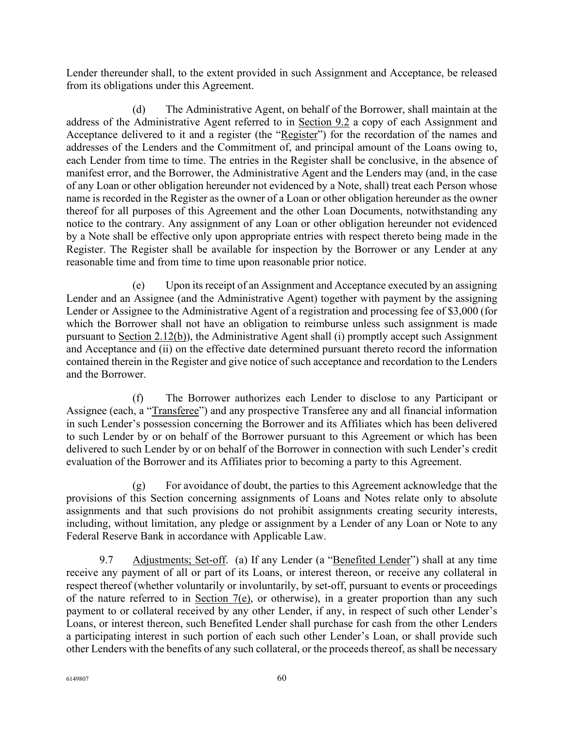Lender thereunder shall, to the extent provided in such Assignment and Acceptance, be released from its obligations under this Agreement.

(d) The Administrative Agent, on behalf of the Borrower, shall maintain at the address of the Administrative Agent referred to in Section 9.2 a copy of each Assignment and Acceptance delivered to it and a register (the "Register") for the recordation of the names and addresses of the Lenders and the Commitment of, and principal amount of the Loans owing to, each Lender from time to time. The entries in the Register shall be conclusive, in the absence of manifest error, and the Borrower, the Administrative Agent and the Lenders may (and, in the case of any Loan or other obligation hereunder not evidenced by a Note, shall) treat each Person whose name is recorded in the Register as the owner of a Loan or other obligation hereunder as the owner thereof for all purposes of this Agreement and the other Loan Documents, notwithstanding any notice to the contrary. Any assignment of any Loan or other obligation hereunder not evidenced by a Note shall be effective only upon appropriate entries with respect thereto being made in the Register. The Register shall be available for inspection by the Borrower or any Lender at any reasonable time and from time to time upon reasonable prior notice.

(e) Upon its receipt of an Assignment and Acceptance executed by an assigning Lender and an Assignee (and the Administrative Agent) together with payment by the assigning Lender or Assignee to the Administrative Agent of a registration and processing fee of $3,000 (for which the Borrower shall not have an obligation to reimburse unless such assignment is made pursuant to Section 2.12(b)), the Administrative Agent shall (i) promptly accept such Assignment and Acceptance and (ii) on the effective date determined pursuant thereto record the information contained therein in the Register and give notice of such acceptance and recordation to the Lenders and the Borrower.

(f) The Borrower authorizes each Lender to disclose to any Participant or Assignee (each, a "Transferee") and any prospective Transferee any and all financial information in such Lender's possession concerning the Borrower and its Affiliates which has been delivered to such Lender by or on behalf of the Borrower pursuant to this Agreement or which has been delivered to such Lender by or on behalf of the Borrower in connection with such Lender's credit evaluation of the Borrower and its Affiliates prior to becoming a party to this Agreement.

(g) For avoidance of doubt, the parties to this Agreement acknowledge that the provisions of this Section concerning assignments of Loans and Notes relate only to absolute assignments and that such provisions do not prohibit assignments creating security interests, including, without limitation, any pledge or assignment by a Lender of any Loan or Note to any Federal Reserve Bank in accordance with Applicable Law.

9.7 Adjustments; Set-off. (a) If any Lender (a "Benefited Lender") shall at any time receive any payment of all or part of its Loans, or interest thereon, or receive any collateral in respect thereof (whether voluntarily or involuntarily, by set-off, pursuant to events or proceedings of the nature referred to in Section 7(e), or otherwise), in a greater proportion than any such payment to or collateral received by any other Lender, if any, in respect of such other Lender's Loans, or interest thereon, such Benefited Lender shall purchase for cash from the other Lenders a participating interest in such portion of each such other Lender's Loan, or shall provide such other Lenders with the benefits of any such collateral, or the proceeds thereof, as shall be necessary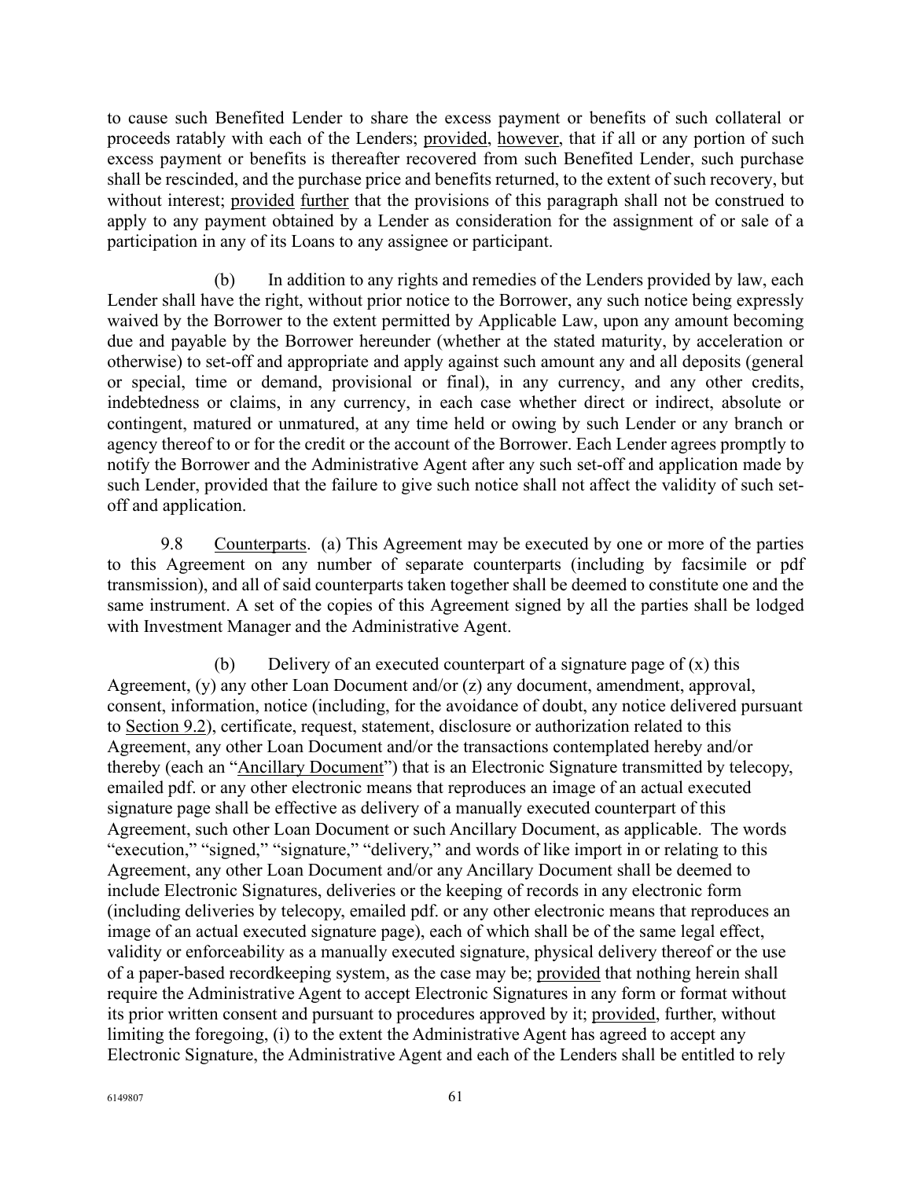to cause such Benefited Lender to share the excess payment or benefits of such collateral or proceeds ratably with each of the Lenders; provided, however, that if all or any portion of such excess payment or benefits is thereafter recovered from such Benefited Lender, such purchase shall be rescinded, and the purchase price and benefits returned, to the extent of such recovery, but without interest; provided further that the provisions of this paragraph shall not be construed to apply to any payment obtained by a Lender as consideration for the assignment of or sale of a participation in any of its Loans to any assignee or participant.

(b) In addition to any rights and remedies of the Lenders provided by law, each Lender shall have the right, without prior notice to the Borrower, any such notice being expressly waived by the Borrower to the extent permitted by Applicable Law, upon any amount becoming due and payable by the Borrower hereunder (whether at the stated maturity, by acceleration or otherwise) to set-off and appropriate and apply against such amount any and all deposits (general or special, time or demand, provisional or final), in any currency, and any other credits, indebtedness or claims, in any currency, in each case whether direct or indirect, absolute or contingent, matured or unmatured, at any time held or owing by such Lender or any branch or agency thereof to or for the credit or the account of the Borrower. Each Lender agrees promptly to notify the Borrower and the Administrative Agent after any such set-off and application made by such Lender, provided that the failure to give such notice shall not affect the validity of such set-off and application.

9.8 Counterparts. (a) This Agreement may be executed by one or more of the parties to this Agreement on any number of separate counterparts (including by facsimile or pdf transmission), and all of said counterparts taken together shall be deemed to constitute one and the same instrument. A set of the copies of this Agreement signed by all the parties shall be lodged with Investment Manager and the Administrative Agent.

(b) Delivery of an executed counterpart of a signature page of (x) this Agreement, (y) any other Loan Document and/or (z) any document, amendment, approval, consent, information, notice (including, for the avoidance of doubt, any notice delivered pursuant to Section 9.2), certificate, request, statement, disclosure or authorization related to this Agreement, any other Loan Document and/or the transactions contemplated hereby and/or thereby (each an "Ancillary Document") that is an Electronic Signature transmitted by telecopy, emailed pdf. or any other electronic means that reproduces an image of an actual executed signature page shall be effective as delivery of a manually executed counterpart of this Agreement, such other Loan Document or such Ancillary Document, as applicable. The words "execution," "signed," "signature," "delivery," and words of like import in or relating to this Agreement, any other Loan Document and/or any Ancillary Document shall be deemed to include Electronic Signatures, deliveries or the keeping of records in any electronic form (including deliveries by telecopy, emailed pdf. or any other electronic means that reproduces an image of an actual executed signature page), each of which shall be of the same legal effect, validity or enforceability as a manually executed signature, physical delivery thereof or the use of a paper-based recordkeeping system, as the case may be; provided that nothing herein shall require the Administrative Agent to accept Electronic Signatures in any form or format without its prior written consent and pursuant to procedures approved by it; provided, further, without limiting the foregoing, (i) to the extent the Administrative Agent has agreed to accept any Electronic Signature, the Administrative Agent and each of the Lenders shall be entitled to rely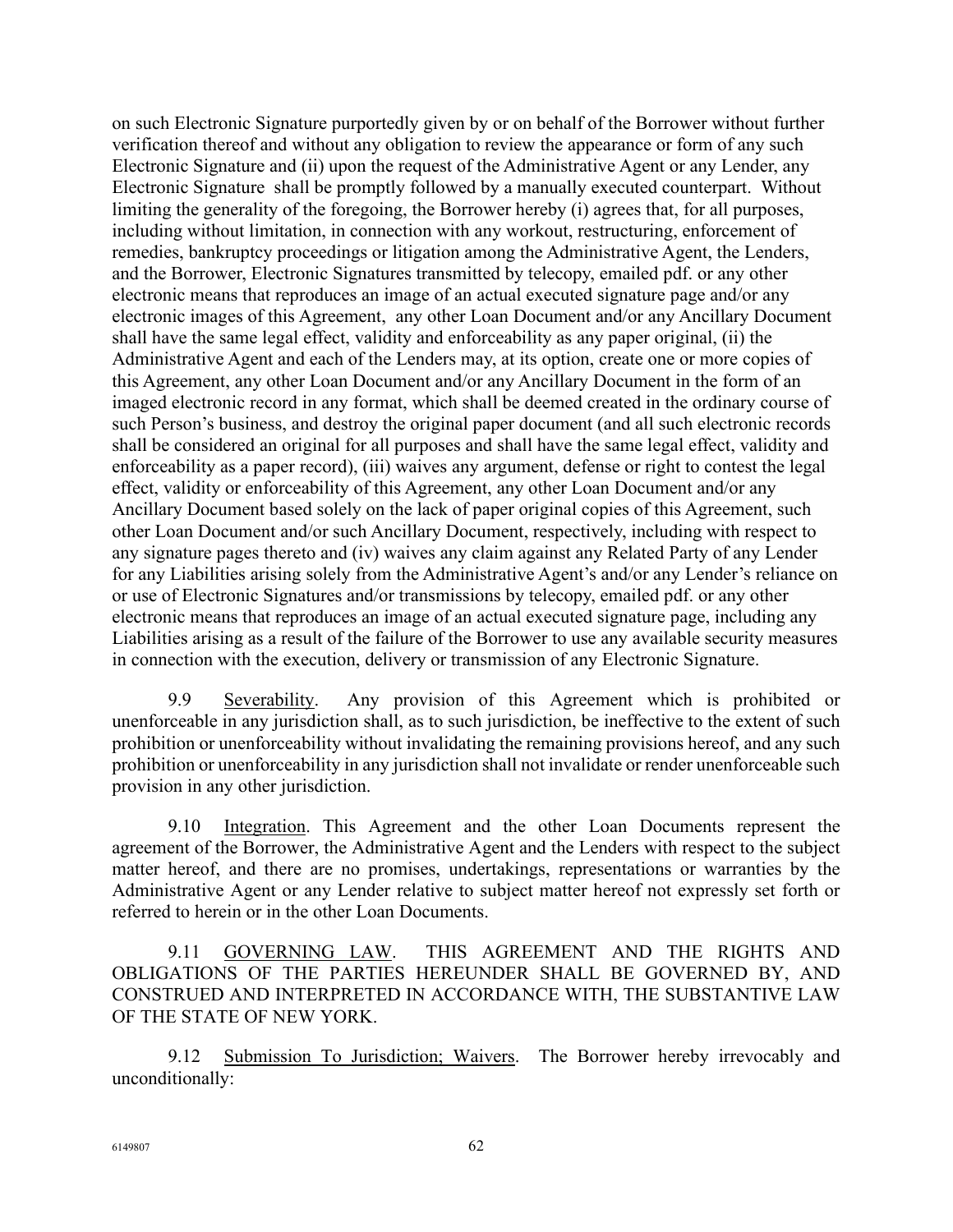on such Electronic Signature purportedly given by or on behalf of the Borrower without further verification thereof and without any obligation to review the appearance or form of any such Electronic Signature and (ii) upon the request of the Administrative Agent or any Lender, any Electronic Signature shall be promptly followed by a manually executed counterpart. Without limiting the generality of the foregoing, the Borrower hereby (i) agrees that, for all purposes, including without limitation, in connection with any workout, restructuring, enforcement of remedies, bankruptcy proceedings or litigation among the Administrative Agent, the Lenders, and the Borrower, Electronic Signatures transmitted by telecopy, emailed pdf. or any other electronic means that reproduces an image of an actual executed signature page and/or any electronic images of this Agreement, any other Loan Document and/or any Ancillary Document shall have the same legal effect, validity and enforceability as any paper original, (ii) the Administrative Agent and each of the Lenders may, at its option, create one or more copies of this Agreement, any other Loan Document and/or any Ancillary Document in the form of an imaged electronic record in any format, which shall be deemed created in the ordinary course of such Person's business, and destroy the original paper document (and all such electronic records shall be considered an original for all purposes and shall have the same legal effect, validity and enforceability as a paper record), (iii) waives any argument, defense or right to contest the legal effect, validity or enforceability of this Agreement, any other Loan Document and/or any Ancillary Document based solely on the lack of paper original copies of this Agreement, such other Loan Document and/or such Ancillary Document, respectively, including with respect to any signature pages thereto and (iv) waives any claim against any Related Party of any Lender for any Liabilities arising solely from the Administrative Agent's and/or any Lender's reliance on or use of Electronic Signatures and/or transmissions by telecopy, emailed pdf. or any other electronic means that reproduces an image of an actual executed signature page, including any Liabilities arising as a result of the failure of the Borrower to use any available security measures in connection with the execution, delivery or transmission of any Electronic Signature.

9.9 Severability. Any provision of this Agreement which is prohibited or unenforceable in any jurisdiction shall, as to such jurisdiction, be ineffective to the extent of such prohibition or unenforceability without invalidating the remaining provisions hereof, and any such prohibition or unenforceability in any jurisdiction shall not invalidate or render unenforceable such provision in any other jurisdiction.

9.10 Integration. This Agreement and the other Loan Documents represent the agreement of the Borrower, the Administrative Agent and the Lenders with respect to the subject matter hereof, and there are no promises, undertakings, representations or warranties by the Administrative Agent or any Lender relative to subject matter hereof not expressly set forth or referred to herein or in the other Loan Documents.

9.11 GOVERNING LAW. THIS AGREEMENT AND THE RIGHTS AND OBLIGATIONS OF THE PARTIES HEREUNDER SHALL BE GOVERNED BY, AND CONSTRUED AND INTERPRETED IN ACCORDANCE WITH, THE SUBSTANTIVE LAW OF THE STATE OF NEW YORK.

9.12 Submission To Jurisdiction; Waivers. The Borrower hereby irrevocably and unconditionally: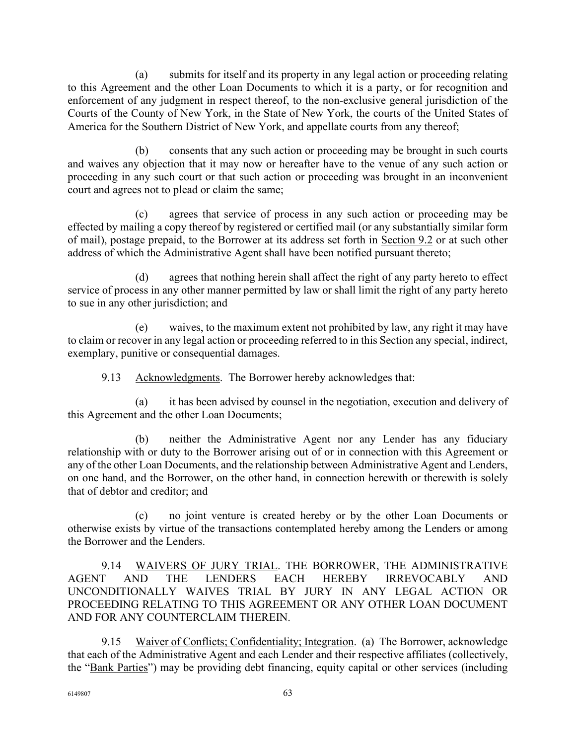(a) submits for itself and its property in any legal action or proceeding relating to this Agreement and the other Loan Documents to which it is a party, or for recognition and enforcement of any judgment in respect thereof, to the non-exclusive general jurisdiction of the Courts of the County of New York, in the State of New York, the courts of the United States of America for the Southern District of New York, and appellate courts from any thereof;

(b) consents that any such action or proceeding may be brought in such courts and waives any objection that it may now or hereafter have to the venue of any such action or proceeding in any such court or that such action or proceeding was brought in an inconvenient court and agrees not to plead or claim the same;

(c) agrees that service of process in any such action or proceeding may be effected by mailing a copy thereof by registered or certified mail (or any substantially similar form of mail), postage prepaid, to the Borrower at its address set forth in Section 9.2 or at such other address of which the Administrative Agent shall have been notified pursuant thereto;

(d) agrees that nothing herein shall affect the right of any party hereto to effect service of process in any other manner permitted by law or shall limit the right of any party hereto to sue in any other jurisdiction; and

(e) waives, to the maximum extent not prohibited by law, any right it may have to claim or recover in any legal action or proceeding referred to in this Section any special, indirect, exemplary, punitive or consequential damages.

9.13 Acknowledgments. The Borrower hereby acknowledges that:

(a) it has been advised by counsel in the negotiation, execution and delivery of this Agreement and the other Loan Documents;

(b) neither the Administrative Agent nor any Lender has any fiduciary relationship with or duty to the Borrower arising out of or in connection with this Agreement or any of the other Loan Documents, and the relationship between Administrative Agent and Lenders, on one hand, and the Borrower, on the other hand, in connection herewith or therewith is solely that of debtor and creditor; and

(c) no joint venture is created hereby or by the other Loan Documents or otherwise exists by virtue of the transactions contemplated hereby among the Lenders or among the Borrower and the Lenders.

9.14 WAIVERS OF JURY TRIAL. THE BORROWER, THE ADMINISTRATIVE AGENT AND THE LENDERS EACH HEREBY IRREVOCABLY AND UNCONDITIONALLY WAIVES TRIAL BY JURY IN ANY LEGAL ACTION OR PROCEEDING RELATING TO THIS AGREEMENT OR ANY OTHER LOAN DOCUMENT AND FOR ANY COUNTERCLAIM THEREIN.

9.15 Waiver of Conflicts; Confidentiality; Integration. (a) The Borrower, acknowledge that each of the Administrative Agent and each Lender and their respective affiliates (collectively, the "Bank Parties") may be providing debt financing, equity capital or other services (including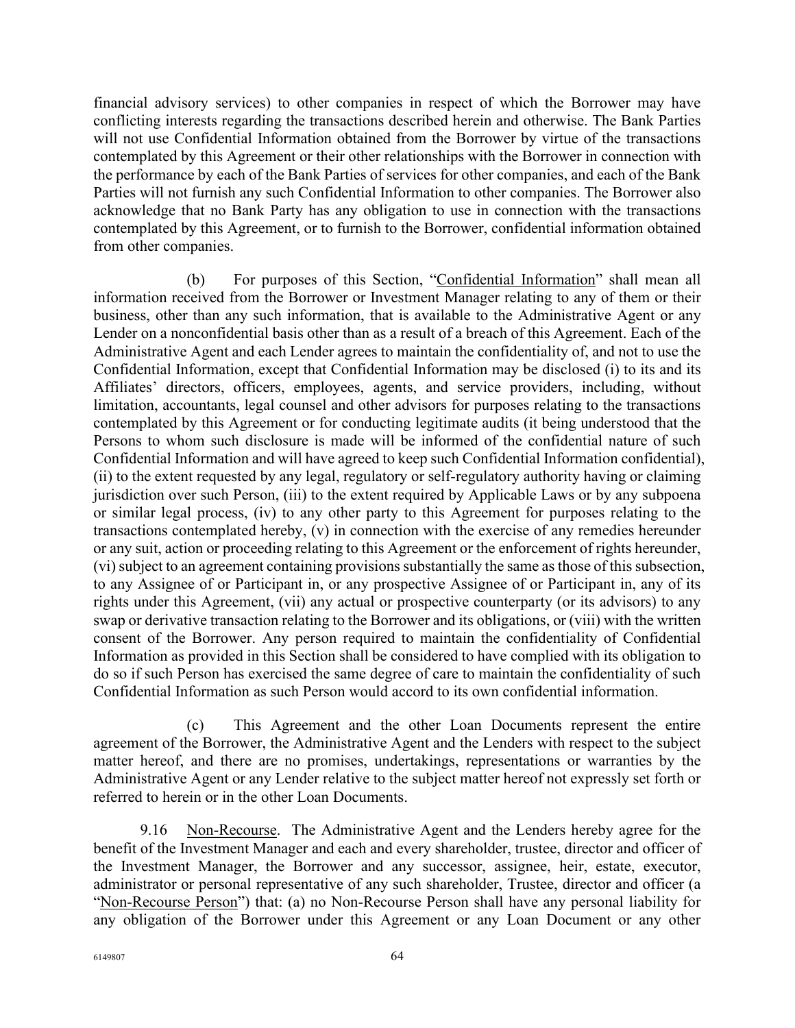financial advisory services) to other companies in respect of which the Borrower may have conflicting interests regarding the transactions described herein and otherwise. The Bank Parties will not use Confidential Information obtained from the Borrower by virtue of the transactions contemplated by this Agreement or their other relationships with the Borrower in connection with the performance by each of the Bank Parties of services for other companies, and each of the Bank Parties will not furnish any such Confidential Information to other companies. The Borrower also acknowledge that no Bank Party has any obligation to use in connection with the transactions contemplated by this Agreement, or to furnish to the Borrower, confidential information obtained from other companies.

(b) For purposes of this Section, "Confidential Information" shall mean all information received from the Borrower or Investment Manager relating to any of them or their business, other than any such information, that is available to the Administrative Agent or any Lender on a nonconfidential basis other than as a result of a breach of this Agreement. Each of the Administrative Agent and each Lender agrees to maintain the confidentiality of, and not to use the Confidential Information, except that Confidential Information may be disclosed (i) to its and its Affiliates' directors, officers, employees, agents, and service providers, including, without limitation, accountants, legal counsel and other advisors for purposes relating to the transactions contemplated by this Agreement or for conducting legitimate audits (it being understood that the Persons to whom such disclosure is made will be informed of the confidential nature of such Confidential Information and will have agreed to keep such Confidential Information confidential), (ii) to the extent requested by any legal, regulatory or self-regulatory authority having or claiming jurisdiction over such Person, (iii) to the extent required by Applicable Laws or by any subpoena or similar legal process, (iv) to any other party to this Agreement for purposes relating to the transactions contemplated hereby, (v) in connection with the exercise of any remedies hereunder or any suit, action or proceeding relating to this Agreement or the enforcement of rights hereunder, (vi) subject to an agreement containing provisions substantially the same as those of this subsection, to any Assignee of or Participant in, or any prospective Assignee of or Participant in, any of its rights under this Agreement, (vii) any actual or prospective counterparty (or its advisors) to any swap or derivative transaction relating to the Borrower and its obligations, or (viii) with the written consent of the Borrower. Any person required to maintain the confidentiality of Confidential Information as provided in this Section shall be considered to have complied with its obligation to do so if such Person has exercised the same degree of care to maintain the confidentiality of such Confidential Information as such Person would accord to its own confidential information.

(c) This Agreement and the other Loan Documents represent the entire agreement of the Borrower, the Administrative Agent and the Lenders with respect to the subject matter hereof, and there are no promises, undertakings, representations or warranties by the Administrative Agent or any Lender relative to the subject matter hereof not expressly set forth or referred to herein or in the other Loan Documents.

9.16 Non-Recourse. The Administrative Agent and the Lenders hereby agree for the benefit of the Investment Manager and each and every shareholder, trustee, director and officer of the Investment Manager, the Borrower and any successor, assignee, heir, estate, executor, administrator or personal representative of any such shareholder, Trustee, director and officer (a "Non-Recourse Person") that: (a) no Non-Recourse Person shall have any personal liability for any obligation of the Borrower under this Agreement or any Loan Document or any other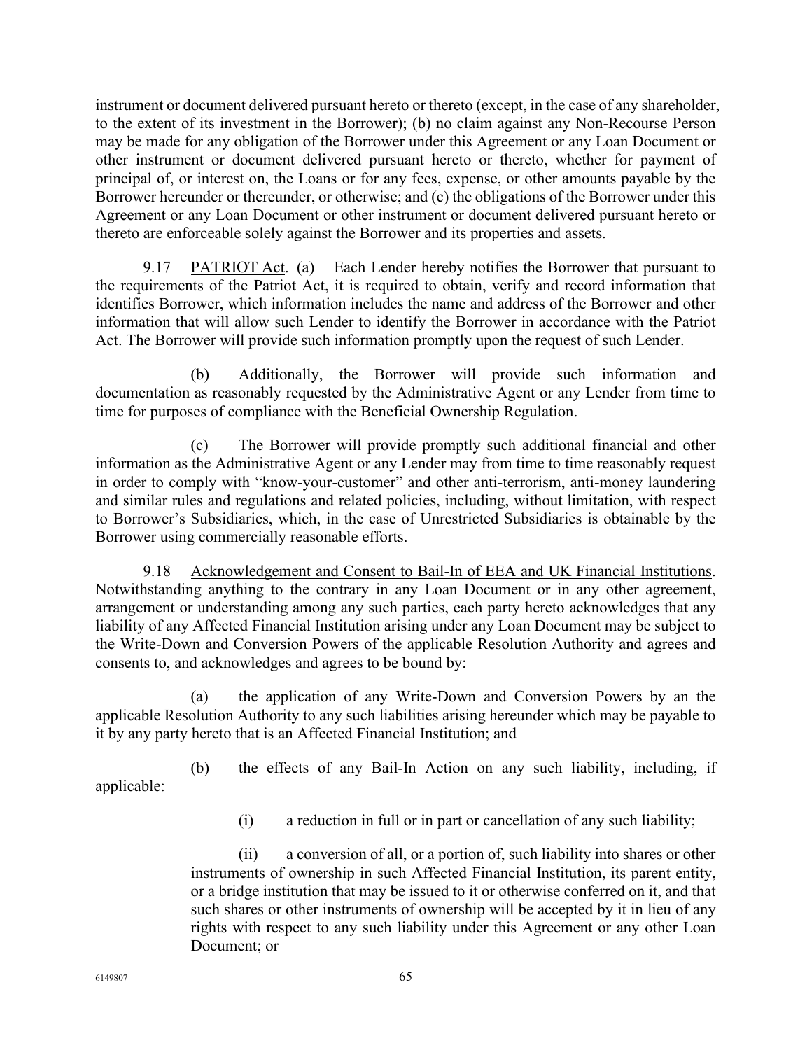instrument or document delivered pursuant hereto or thereto (except, in the case of any shareholder, to the extent of its investment in the Borrower); (b) no claim against any Non-Recourse Person may be made for any obligation of the Borrower under this Agreement or any Loan Document or other instrument or document delivered pursuant hereto or thereto, whether for payment of principal of, or interest on, the Loans or for any fees, expense, or other amounts payable by the Borrower hereunder or thereunder, or otherwise; and (c) the obligations of the Borrower under this Agreement or any Loan Document or other instrument or document delivered pursuant hereto or thereto are enforceable solely against the Borrower and its properties and assets.

9.17 PATRIOT Act. (a) Each Lender hereby notifies the Borrower that pursuant to the requirements of the Patriot Act, it is required to obtain, verify and record information that identifies Borrower, which information includes the name and address of the Borrower and other information that will allow such Lender to identify the Borrower in accordance with the Patriot Act. The Borrower will provide such information promptly upon the request of such Lender.

(b) Additionally, the Borrower will provide such information and documentation as reasonably requested by the Administrative Agent or any Lender from time to time for purposes of compliance with the Beneficial Ownership Regulation.

(c) The Borrower will provide promptly such additional financial and other information as the Administrative Agent or any Lender may from time to time reasonably request in order to comply with "know-your-customer" and other anti-terrorism, anti-money laundering and similar rules and regulations and related policies, including, without limitation, with respect to Borrower's Subsidiaries, which, in the case of Unrestricted Subsidiaries is obtainable by the Borrower using commercially reasonable efforts.

9.18 Acknowledgement and Consent to Bail-In of EEA and UK Financial Institutions. Notwithstanding anything to the contrary in any Loan Document or in any other agreement, arrangement or understanding among any such parties, each party hereto acknowledges that any liability of any Affected Financial Institution arising under any Loan Document may be subject to the Write-Down and Conversion Powers of the applicable Resolution Authority and agrees and consents to, and acknowledges and agrees to be bound by:

(a) the application of any Write-Down and Conversion Powers by an the applicable Resolution Authority to any such liabilities arising hereunder which may be payable to it by any party hereto that is an Affected Financial Institution; and

(b) the effects of any Bail-In Action on any such liability, including, if applicable:

(i) a reduction in full or in part or cancellation of any such liability;

(ii) a conversion of all, or a portion of, such liability into shares or other instruments of ownership in such Affected Financial Institution, its parent entity, or a bridge institution that may be issued to it or otherwise conferred on it, and that such shares or other instruments of ownership will be accepted by it in lieu of any rights with respect to any such liability under this Agreement or any other Loan Document; or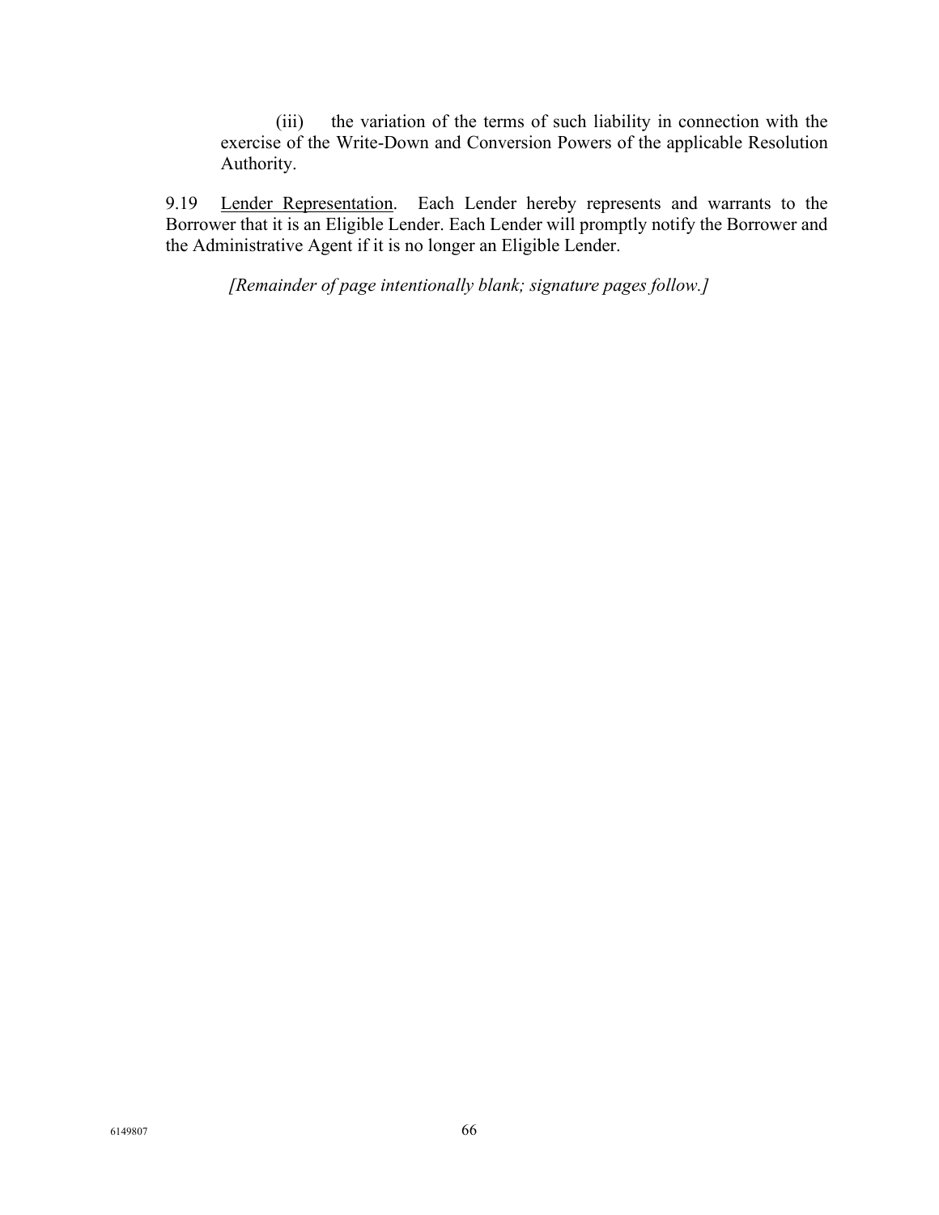(iii) the variation of the terms of such liability in connection with the exercise of the Write-Down and Conversion Powers of the applicable Resolution Authority.

9.19 Lender Representation. Each Lender hereby represents and warrants to the Borrower that it is an Eligible Lender. Each Lender will promptly notify the Borrower and the Administrative Agent if it is no longer an Eligible Lender.

*[Remainder of page intentionally blank; signature pages follow.]*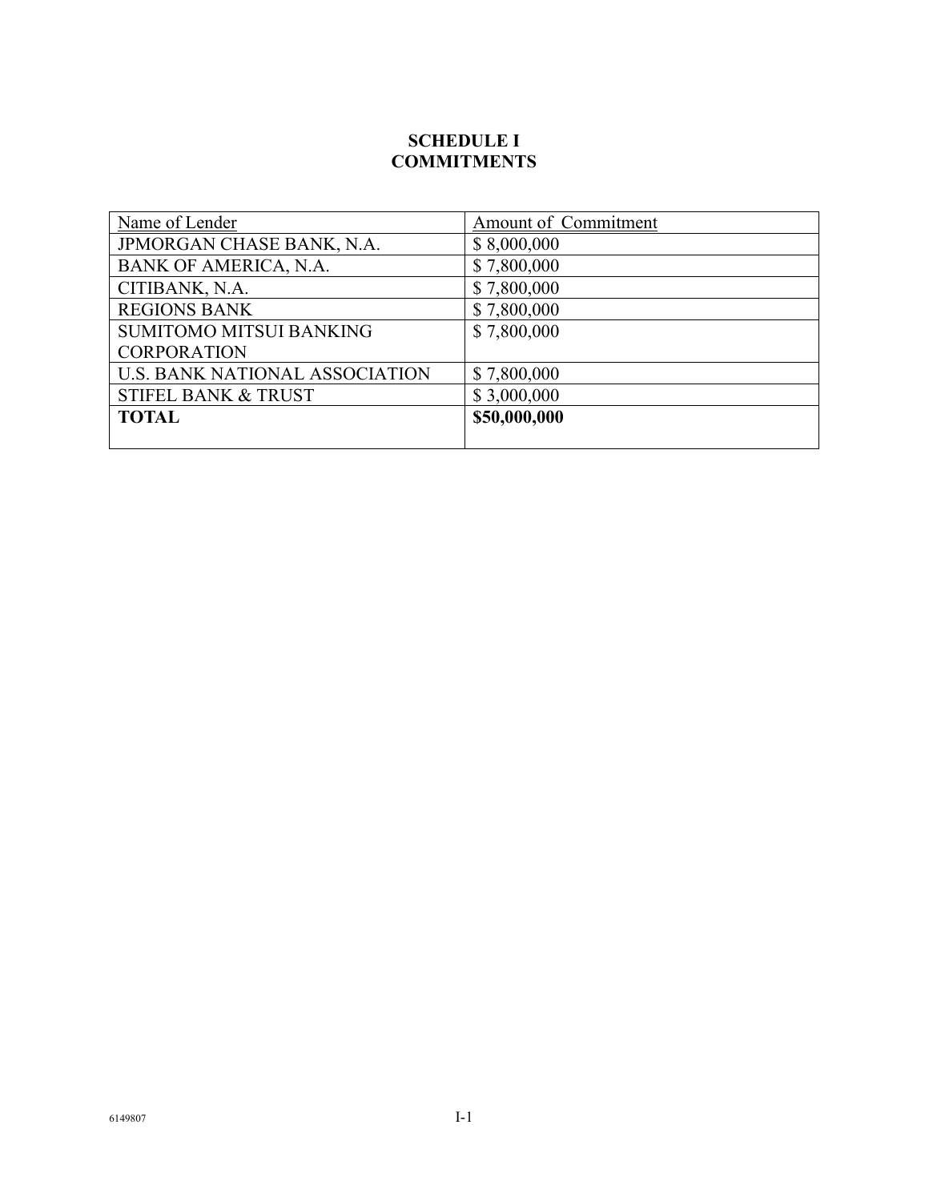# SCHEDULE I
# COMMITMENTS

| Name of Lender | Amount of Commitment |
|---|---|
| JPMORGAN CHASE BANK, N.A. | $ 8,000,000 |
| BANK OF AMERICA, N.A. | $ 7,800,000 |
| CITIBANK, N.A. | $ 7,800,000 |
| REGIONS BANK | $ 7,800,000 |
| SUMITOMO MITSUI BANKING CORPORATION | $ 7,800,000 |
| U.S. BANK NATIONAL ASSOCIATION | $ 7,800,000 |
| STIFEL BANK & TRUST | $ 3,000,000 |
| **TOTAL** | **$50,000,000** |

6149807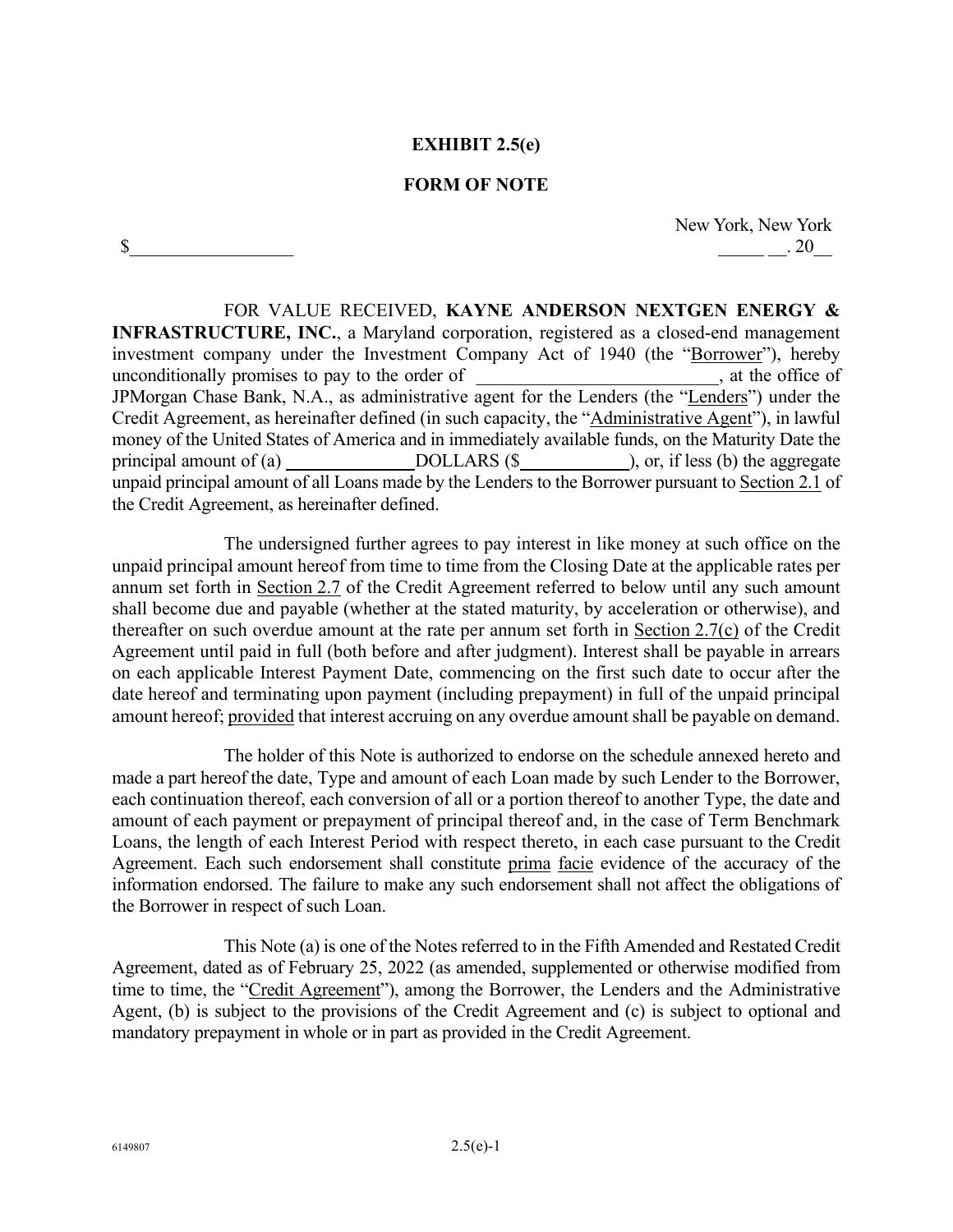**EXHIBIT 2.5(e)**

**FORM OF NOTE**

New York, New York

$__________________ _____ __. 20__

FOR VALUE RECEIVED, **KAYNE ANDERSON NEXTGEN ENERGY & INFRASTRUCTURE, INC.**, a Maryland corporation, registered as a closed-end management investment company under the Investment Company Act of 1940 (the "Borrower"), hereby unconditionally promises to pay to the order of ___________________________, at the office of JPMorgan Chase Bank, N.A., as administrative agent for the Lenders (the "Lenders") under the Credit Agreement, as hereinafter defined (in such capacity, the "Administrative Agent"), in lawful money of the United States of America and in immediately available funds, on the Maturity Date the principal amount of (a) ______________DOLLARS ($____________), or, if less (b) the aggregate unpaid principal amount of all Loans made by the Lenders to the Borrower pursuant to Section 2.1 of the Credit Agreement, as hereinafter defined.

The undersigned further agrees to pay interest in like money at such office on the unpaid principal amount hereof from time to time from the Closing Date at the applicable rates per annum set forth in Section 2.7 of the Credit Agreement referred to below until any such amount shall become due and payable (whether at the stated maturity, by acceleration or otherwise), and thereafter on such overdue amount at the rate per annum set forth in Section 2.7(c) of the Credit Agreement until paid in full (both before and after judgment). Interest shall be payable in arrears on each applicable Interest Payment Date, commencing on the first such date to occur after the date hereof and terminating upon payment (including prepayment) in full of the unpaid principal amount hereof; provided that interest accruing on any overdue amount shall be payable on demand.

The holder of this Note is authorized to endorse on the schedule annexed hereto and made a part hereof the date, Type and amount of each Loan made by such Lender to the Borrower, each continuation thereof, each conversion of all or a portion thereof to another Type, the date and amount of each payment or prepayment of principal thereof and, in the case of Term Benchmark Loans, the length of each Interest Period with respect thereto, in each case pursuant to the Credit Agreement. Each such endorsement shall constitute prima facie evidence of the accuracy of the information endorsed. The failure to make any such endorsement shall not affect the obligations of the Borrower in respect of such Loan.

This Note (a) is one of the Notes referred to in the Fifth Amended and Restated Credit Agreement, dated as of February 25, 2022 (as amended, supplemented or otherwise modified from time to time, the "Credit Agreement"), among the Borrower, the Lenders and the Administrative Agent, (b) is subject to the provisions of the Credit Agreement and (c) is subject to optional and mandatory prepayment in whole or in part as provided in the Credit Agreement.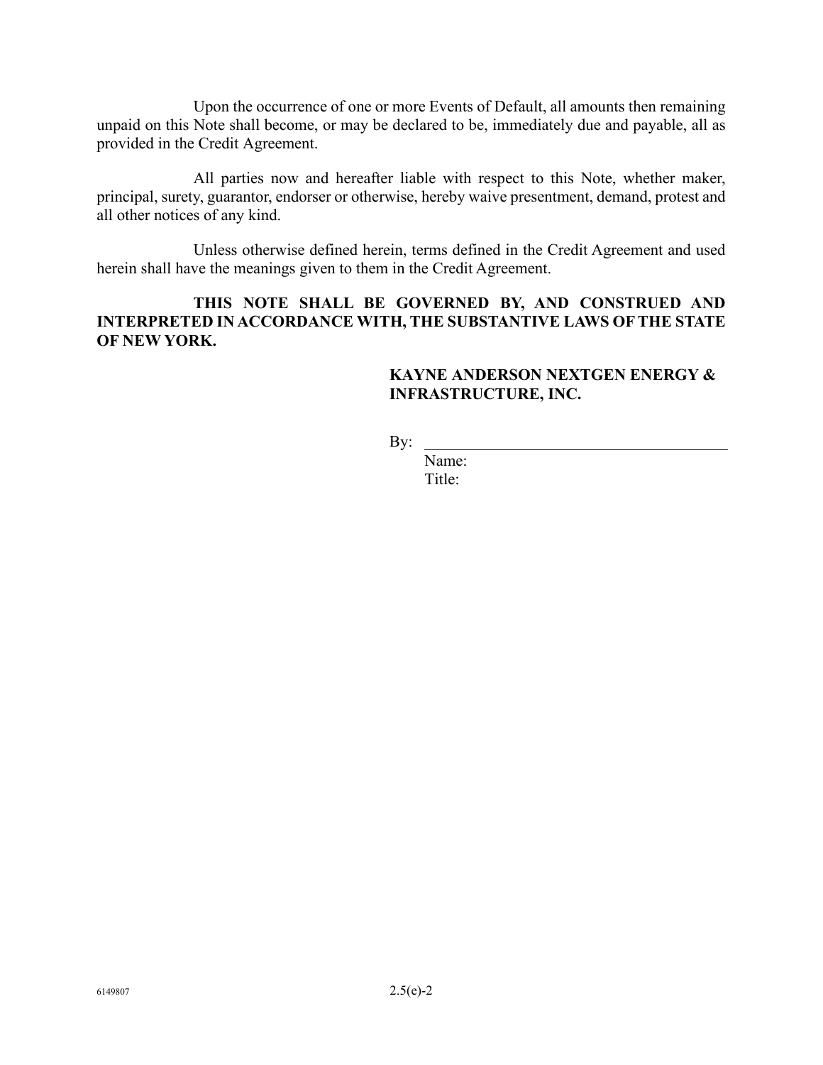Upon the occurrence of one or more Events of Default, all amounts then remaining unpaid on this Note shall become, or may be declared to be, immediately due and payable, all as provided in the Credit Agreement.

All parties now and hereafter liable with respect to this Note, whether maker, principal, surety, guarantor, endorser or otherwise, hereby waive presentment, demand, protest and all other notices of any kind.

Unless otherwise defined herein, terms defined in the Credit Agreement and used herein shall have the meanings given to them in the Credit Agreement.

**THIS NOTE SHALL BE GOVERNED BY, AND CONSTRUED AND INTERPRETED IN ACCORDANCE WITH, THE SUBSTANTIVE LAWS OF THE STATE OF NEW YORK.**

**KAYNE ANDERSON NEXTGEN ENERGY & INFRASTRUCTURE, INC.**

By: \_\_\_\_\_\_\_\_\_\_\_\_\_\_\_\_\_\_\_\_\_\_\_\_\_\_\_\_\_\_\_\_\_\_\_\_
Name:
Title: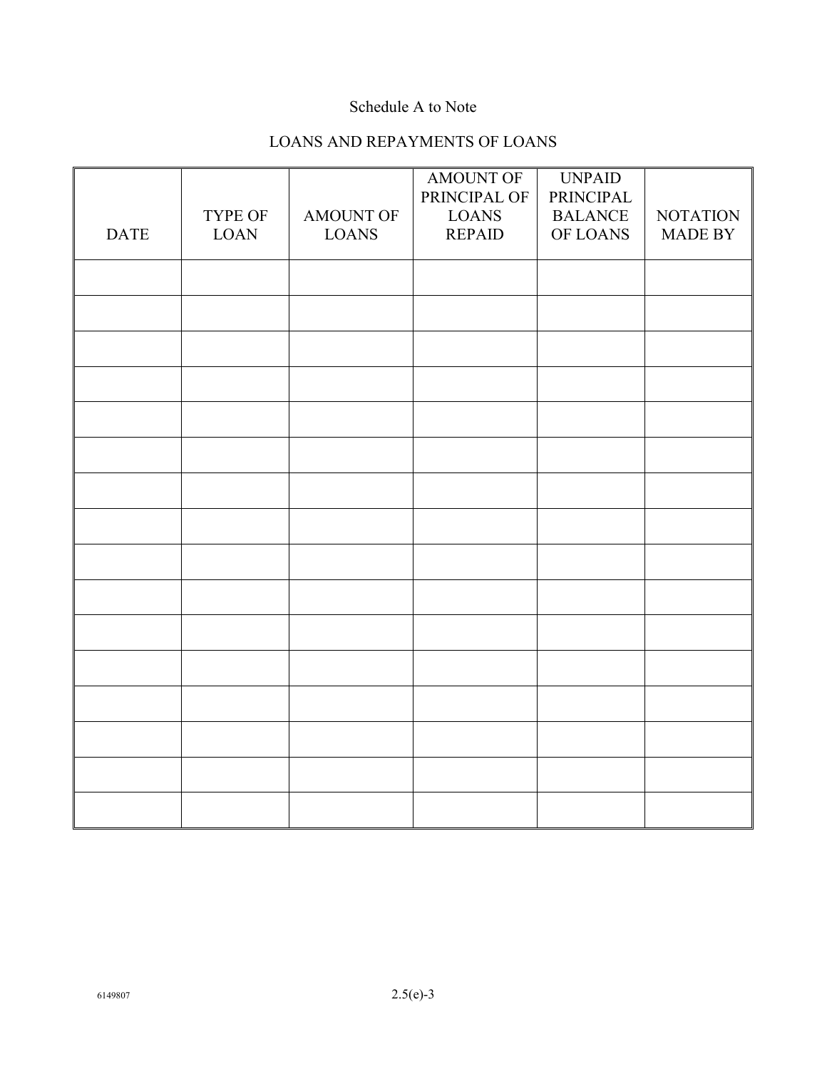Schedule A to Note

LOANS AND REPAYMENTS OF LOANS

| DATE | TYPE OF LOAN | AMOUNT OF LOANS | AMOUNT OF PRINCIPAL OF LOANS REPAID | UNPAID PRINCIPAL BALANCE OF LOANS | NOTATION MADE BY |
| --- | --- | --- | --- | --- | --- |
| | | | | | |
| | | | | | |
| | | | | | |
| | | | | | |
| | | | | | |
| | | | | | |
| | | | | | |
| | | | | | |
| | | | | | |
| | | | | | |
| | | | | | |
| | | | | | |
| | | | | | |
| | | | | | |
| | | | | | |
| | | | | | |

6149807

2.5(e)-3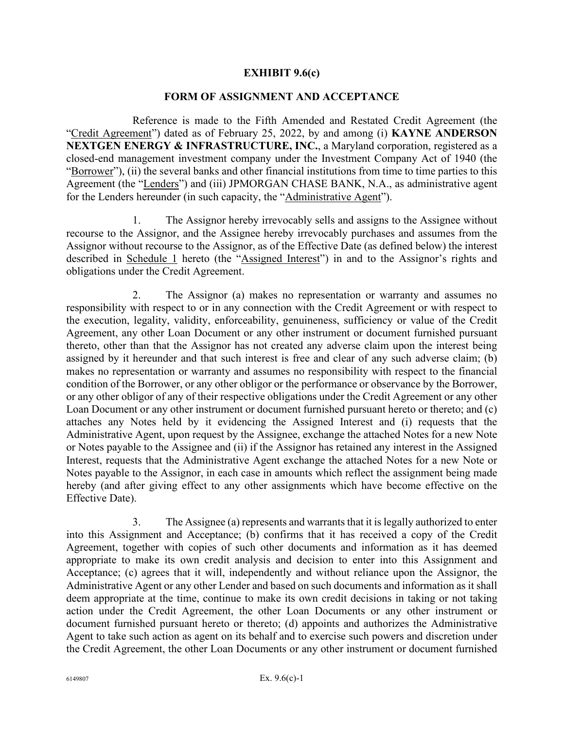**EXHIBIT 9.6(c)**

**FORM OF ASSIGNMENT AND ACCEPTANCE**

Reference is made to the Fifth Amended and Restated Credit Agreement (the "Credit Agreement") dated as of February 25, 2022, by and among (i) **KAYNE ANDERSON NEXTGEN ENERGY & INFRASTRUCTURE, INC.**, a Maryland corporation, registered as a closed-end management investment company under the Investment Company Act of 1940 (the "Borrower"), (ii) the several banks and other financial institutions from time to time parties to this Agreement (the "Lenders") and (iii) JPMORGAN CHASE BANK, N.A., as administrative agent for the Lenders hereunder (in such capacity, the "Administrative Agent").

1. The Assignor hereby irrevocably sells and assigns to the Assignee without recourse to the Assignor, and the Assignee hereby irrevocably purchases and assumes from the Assignor without recourse to the Assignor, as of the Effective Date (as defined below) the interest described in Schedule 1 hereto (the "Assigned Interest") in and to the Assignor's rights and obligations under the Credit Agreement.

2. The Assignor (a) makes no representation or warranty and assumes no responsibility with respect to or in any connection with the Credit Agreement or with respect to the execution, legality, validity, enforceability, genuineness, sufficiency or value of the Credit Agreement, any other Loan Document or any other instrument or document furnished pursuant thereto, other than that the Assignor has not created any adverse claim upon the interest being assigned by it hereunder and that such interest is free and clear of any such adverse claim; (b) makes no representation or warranty and assumes no responsibility with respect to the financial condition of the Borrower, or any other obligor or the performance or observance by the Borrower, or any other obligor of any of their respective obligations under the Credit Agreement or any other Loan Document or any other instrument or document furnished pursuant hereto or thereto; and (c) attaches any Notes held by it evidencing the Assigned Interest and (i) requests that the Administrative Agent, upon request by the Assignee, exchange the attached Notes for a new Note or Notes payable to the Assignee and (ii) if the Assignor has retained any interest in the Assigned Interest, requests that the Administrative Agent exchange the attached Notes for a new Note or Notes payable to the Assignor, in each case in amounts which reflect the assignment being made hereby (and after giving effect to any other assignments which have become effective on the Effective Date).

3. The Assignee (a) represents and warrants that it is legally authorized to enter into this Assignment and Acceptance; (b) confirms that it has received a copy of the Credit Agreement, together with copies of such other documents and information as it has deemed appropriate to make its own credit analysis and decision to enter into this Assignment and Acceptance; (c) agrees that it will, independently and without reliance upon the Assignor, the Administrative Agent or any other Lender and based on such documents and information as it shall deem appropriate at the time, continue to make its own credit decisions in taking or not taking action under the Credit Agreement, the other Loan Documents or any other instrument or document furnished pursuant hereto or thereto; (d) appoints and authorizes the Administrative Agent to take such action as agent on its behalf and to exercise such powers and discretion under the Credit Agreement, the other Loan Documents or any other instrument or document furnished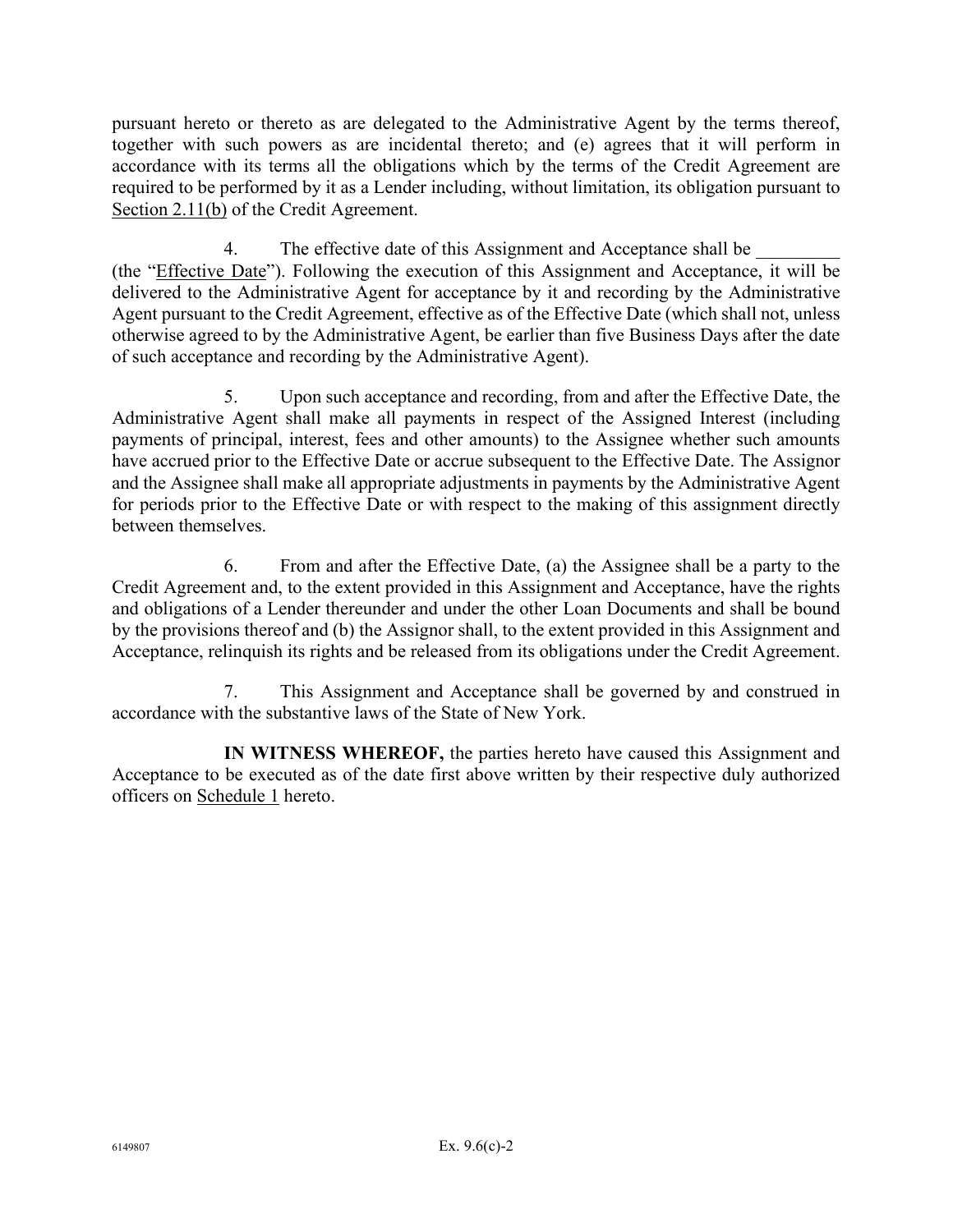pursuant hereto or thereto as are delegated to the Administrative Agent by the terms thereof, together with such powers as are incidental thereto; and (e) agrees that it will perform in accordance with its terms all the obligations which by the terms of the Credit Agreement are required to be performed by it as a Lender including, without limitation, its obligation pursuant to Section 2.11(b) of the Credit Agreement.

4. The effective date of this Assignment and Acceptance shall be _________ (the "Effective Date"). Following the execution of this Assignment and Acceptance, it will be delivered to the Administrative Agent for acceptance by it and recording by the Administrative Agent pursuant to the Credit Agreement, effective as of the Effective Date (which shall not, unless otherwise agreed to by the Administrative Agent, be earlier than five Business Days after the date of such acceptance and recording by the Administrative Agent).

5. Upon such acceptance and recording, from and after the Effective Date, the Administrative Agent shall make all payments in respect of the Assigned Interest (including payments of principal, interest, fees and other amounts) to the Assignee whether such amounts have accrued prior to the Effective Date or accrue subsequent to the Effective Date. The Assignor and the Assignee shall make all appropriate adjustments in payments by the Administrative Agent for periods prior to the Effective Date or with respect to the making of this assignment directly between themselves.

6. From and after the Effective Date, (a) the Assignee shall be a party to the Credit Agreement and, to the extent provided in this Assignment and Acceptance, have the rights and obligations of a Lender thereunder and under the other Loan Documents and shall be bound by the provisions thereof and (b) the Assignor shall, to the extent provided in this Assignment and Acceptance, relinquish its rights and be released from its obligations under the Credit Agreement.

7. This Assignment and Acceptance shall be governed by and construed in accordance with the substantive laws of the State of New York.

**IN WITNESS WHEREOF,** the parties hereto have caused this Assignment and Acceptance to be executed as of the date first above written by their respective duly authorized officers on Schedule 1 hereto.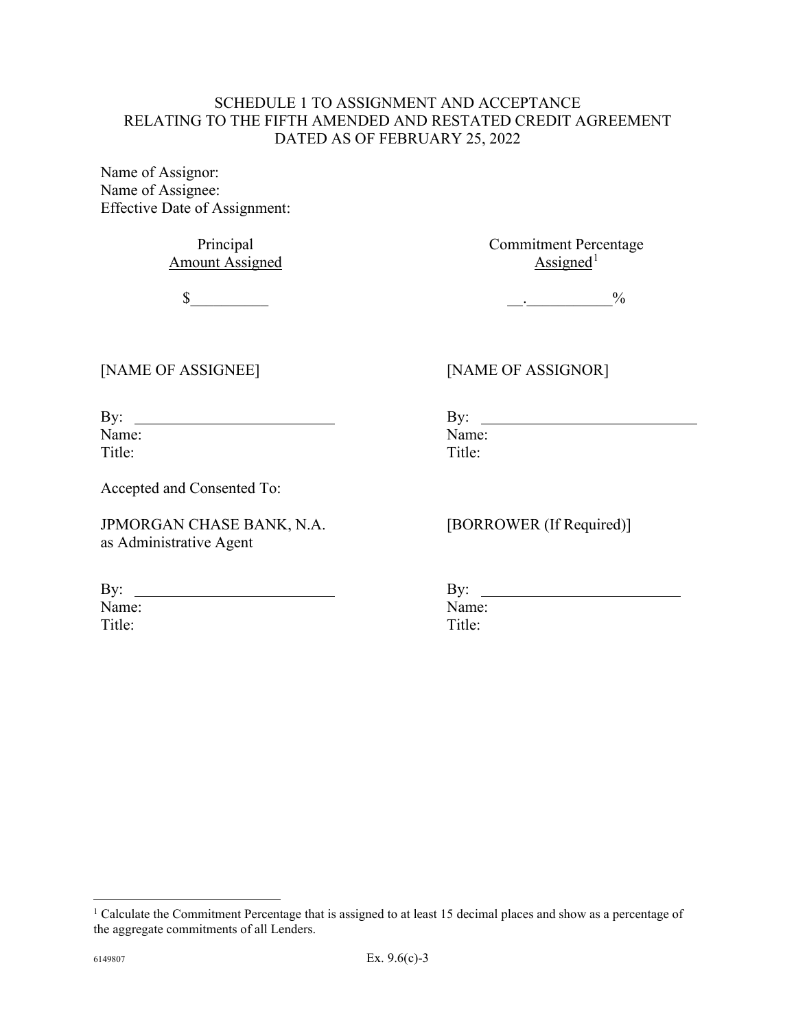SCHEDULE 1 TO ASSIGNMENT AND ACCEPTANCE
RELATING TO THE FIFTH AMENDED AND RESTATED CREDIT AGREEMENT
DATED AS OF FEBRUARY 25, 2022

Name of Assignor:
Name of Assignee:
Effective Date of Assignment:

| Principal Amount Assigned | Commitment Percentage Assigned[1] |
|---|---|
| $__________ | __.___________% |

[NAME OF ASSIGNEE]

By: ________________________
Name:
Title:

[NAME OF ASSIGNOR]

By: ________________________
Name:
Title:

Accepted and Consented To:

JPMORGAN CHASE BANK, N.A.
as Administrative Agent

By: ________________________
Name:
Title:

[BORROWER (If Required)]

By: ________________________
Name:
Title:

[1] Calculate the Commitment Percentage that is assigned to at least 15 decimal places and show as a percentage of the aggregate commitments of all Lenders.

6149807

Ex. 9.6(c)-3